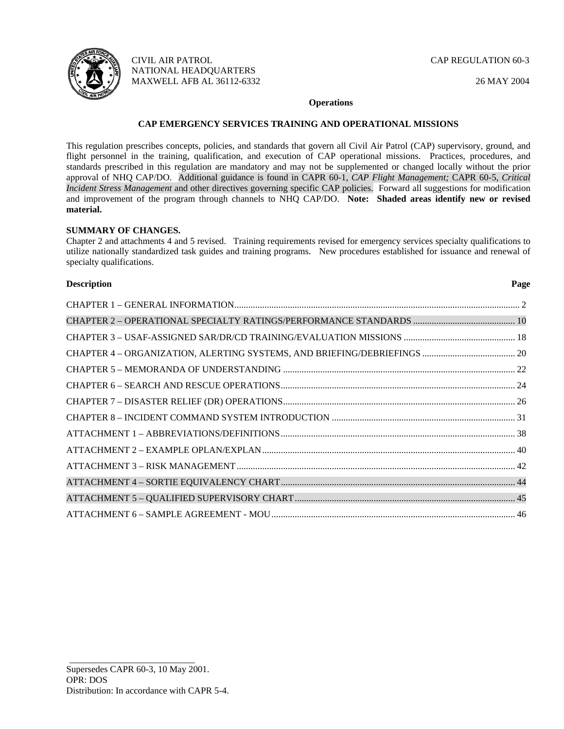CIVIL AIR PATROL
NATIONAL HEADQUARTERS
MAXWELL AFB AL 36112-6332

CAP REGULATION 60-3

26 MAY 2004

**Operations**

**CAP EMERGENCY SERVICES TRAINING AND OPERATIONAL MISSIONS**

This regulation prescribes concepts, policies, and standards that govern all Civil Air Patrol (CAP) supervisory, ground, and flight personnel in the training, qualification, and execution of CAP operational missions. Practices, procedures, and standards prescribed in this regulation are mandatory and may not be supplemented or changed locally without the prior approval of NHQ CAP/DO. Additional guidance is found in CAPR 60-1, *CAP Flight Management;* CAPR 60-5, *Critical Incident Stress Management* and other directives governing specific CAP policies. Forward all suggestions for modification and improvement of the program through channels to NHQ CAP/DO. **Note: Shaded areas identify new or revised material.**

**SUMMARY OF CHANGES.**
Chapter 2 and attachments 4 and 5 revised. Training requirements revised for emergency services specialty qualifications to utilize nationally standardized task guides and training programs. New procedures established for issuance and renewal of specialty qualifications.

| **Description** | **Page** |
|---|---|
| CHAPTER 1 – GENERAL INFORMATION | 2 |
| CHAPTER 2 – OPERATIONAL SPECIALTY RATINGS/PERFORMANCE STANDARDS | 10 |
| CHAPTER 3 – USAF-ASSIGNED SAR/DR/CD TRAINING/EVALUATION MISSIONS | 18 |
| CHAPTER 4 – ORGANIZATION, ALERTING SYSTEMS, AND BRIEFING/DEBRIEFINGS | 20 |
| CHAPTER 5 – MEMORANDA OF UNDERSTANDING | 22 |
| CHAPTER 6 – SEARCH AND RESCUE OPERATIONS | 24 |
| CHAPTER 7 – DISASTER RELIEF (DR) OPERATIONS | 26 |
| CHAPTER 8 – INCIDENT COMMAND SYSTEM INTRODUCTION | 31 |
| ATTACHMENT 1 – ABBREVIATIONS/DEFINITIONS | 38 |
| ATTACHMENT 2 – EXAMPLE OPLAN/EXPLAN | 40 |
| ATTACHMENT 3 – RISK MANAGEMENT | 42 |
| ATTACHMENT 4 – SORTIE EQUIVALENCY CHART | 44 |
| ATTACHMENT 5 – QUALIFIED SUPERVISORY CHART | 45 |
| ATTACHMENT 6 – SAMPLE AGREEMENT - MOU | 46 |

Supersedes CAPR 60-3, 10 May 2001.
OPR: DOS
Distribution: In accordance with CAPR 5-4.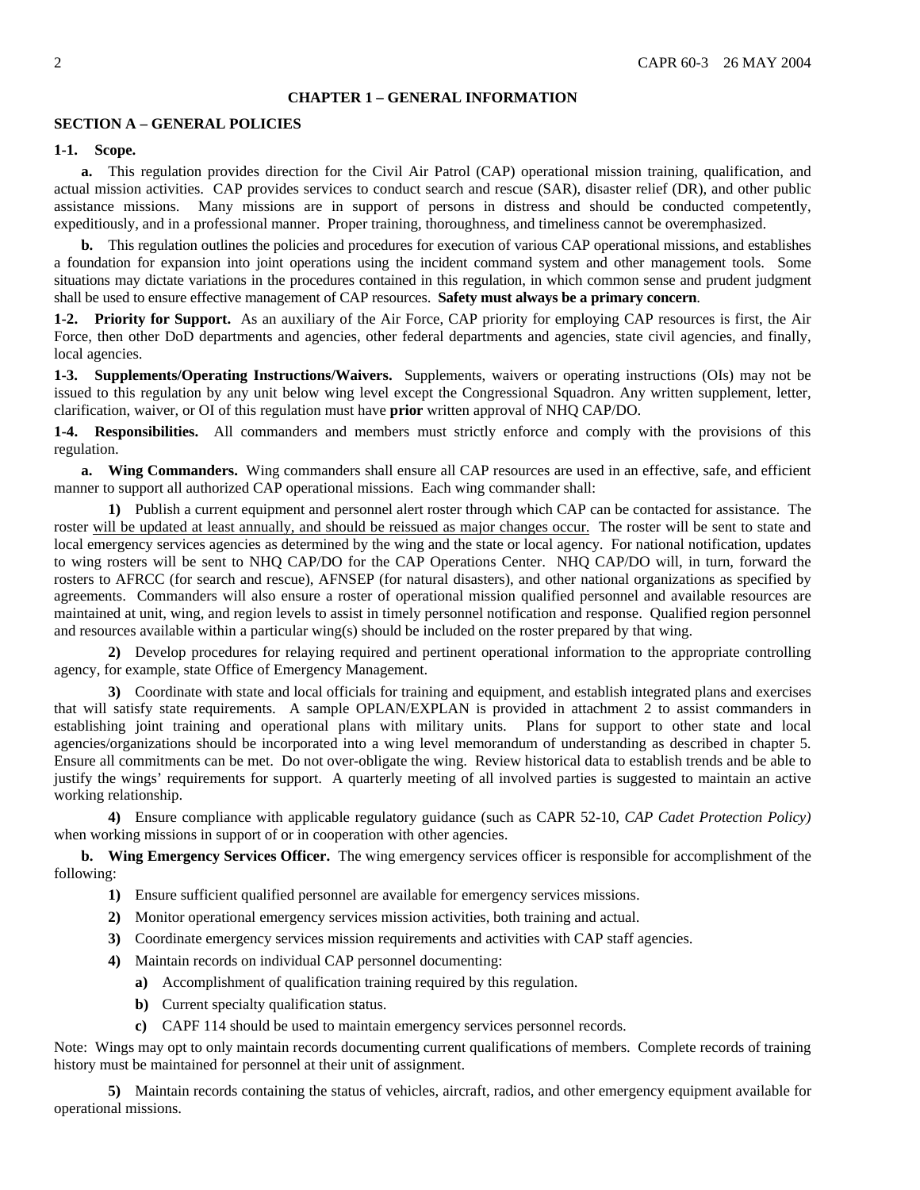# CHAPTER 1 – GENERAL INFORMATION

## SECTION A – GENERAL POLICIES

**1-1. Scope.**

**a.** This regulation provides direction for the Civil Air Patrol (CAP) operational mission training, qualification, and actual mission activities. CAP provides services to conduct search and rescue (SAR), disaster relief (DR), and other public assistance missions. Many missions are in support of persons in distress and should be conducted competently, expeditiously, and in a professional manner. Proper training, thoroughness, and timeliness cannot be overemphasized.

**b.** This regulation outlines the policies and procedures for execution of various CAP operational missions, and establishes a foundation for expansion into joint operations using the incident command system and other management tools. Some situations may dictate variations in the procedures contained in this regulation, in which common sense and prudent judgment shall be used to ensure effective management of CAP resources. **Safety must always be a primary concern**.

**1-2. Priority for Support.** As an auxiliary of the Air Force, CAP priority for employing CAP resources is first, the Air Force, then other DoD departments and agencies, other federal departments and agencies, state civil agencies, and finally, local agencies.

**1-3. Supplements/Operating Instructions/Waivers.** Supplements, waivers or operating instructions (OIs) may not be issued to this regulation by any unit below wing level except the Congressional Squadron. Any written supplement, letter, clarification, waiver, or OI of this regulation must have **prior** written approval of NHQ CAP/DO.

**1-4. Responsibilities.** All commanders and members must strictly enforce and comply with the provisions of this regulation.

**a. Wing Commanders.** Wing commanders shall ensure all CAP resources are used in an effective, safe, and efficient manner to support all authorized CAP operational missions. Each wing commander shall:

**1)** Publish a current equipment and personnel alert roster through which CAP can be contacted for assistance. The roster <u>will be updated at least annually, and should be reissued as major changes occur.</u> The roster will be sent to state and local emergency services agencies as determined by the wing and the state or local agency. For national notification, updates to wing rosters will be sent to NHQ CAP/DO for the CAP Operations Center. NHQ CAP/DO will, in turn, forward the rosters to AFRCC (for search and rescue), AFNSEP (for natural disasters), and other national organizations as specified by agreements. Commanders will also ensure a roster of operational mission qualified personnel and available resources are maintained at unit, wing, and region levels to assist in timely personnel notification and response. Qualified region personnel and resources available within a particular wing(s) should be included on the roster prepared by that wing.

**2)** Develop procedures for relaying required and pertinent operational information to the appropriate controlling agency, for example, state Office of Emergency Management.

**3)** Coordinate with state and local officials for training and equipment, and establish integrated plans and exercises that will satisfy state requirements. A sample OPLAN/EXPLAN is provided in attachment 2 to assist commanders in establishing joint training and operational plans with military units. Plans for support to other state and local agencies/organizations should be incorporated into a wing level memorandum of understanding as described in chapter 5. Ensure all commitments can be met. Do not over-obligate the wing. Review historical data to establish trends and be able to justify the wings' requirements for support. A quarterly meeting of all involved parties is suggested to maintain an active working relationship.

**4)** Ensure compliance with applicable regulatory guidance (such as CAPR 52-10, *CAP Cadet Protection Policy)* when working missions in support of or in cooperation with other agencies.

**b. Wing Emergency Services Officer.** The wing emergency services officer is responsible for accomplishment of the following:

**1)** Ensure sufficient qualified personnel are available for emergency services missions.

**2)** Monitor operational emergency services mission activities, both training and actual.

**3)** Coordinate emergency services mission requirements and activities with CAP staff agencies.

**4)** Maintain records on individual CAP personnel documenting:

- **a)** Accomplishment of qualification training required by this regulation.
- **b)** Current specialty qualification status.
- **c)** CAPF 114 should be used to maintain emergency services personnel records.

Note: Wings may opt to only maintain records documenting current qualifications of members. Complete records of training history must be maintained for personnel at their unit of assignment.

**5)** Maintain records containing the status of vehicles, aircraft, radios, and other emergency equipment available for operational missions.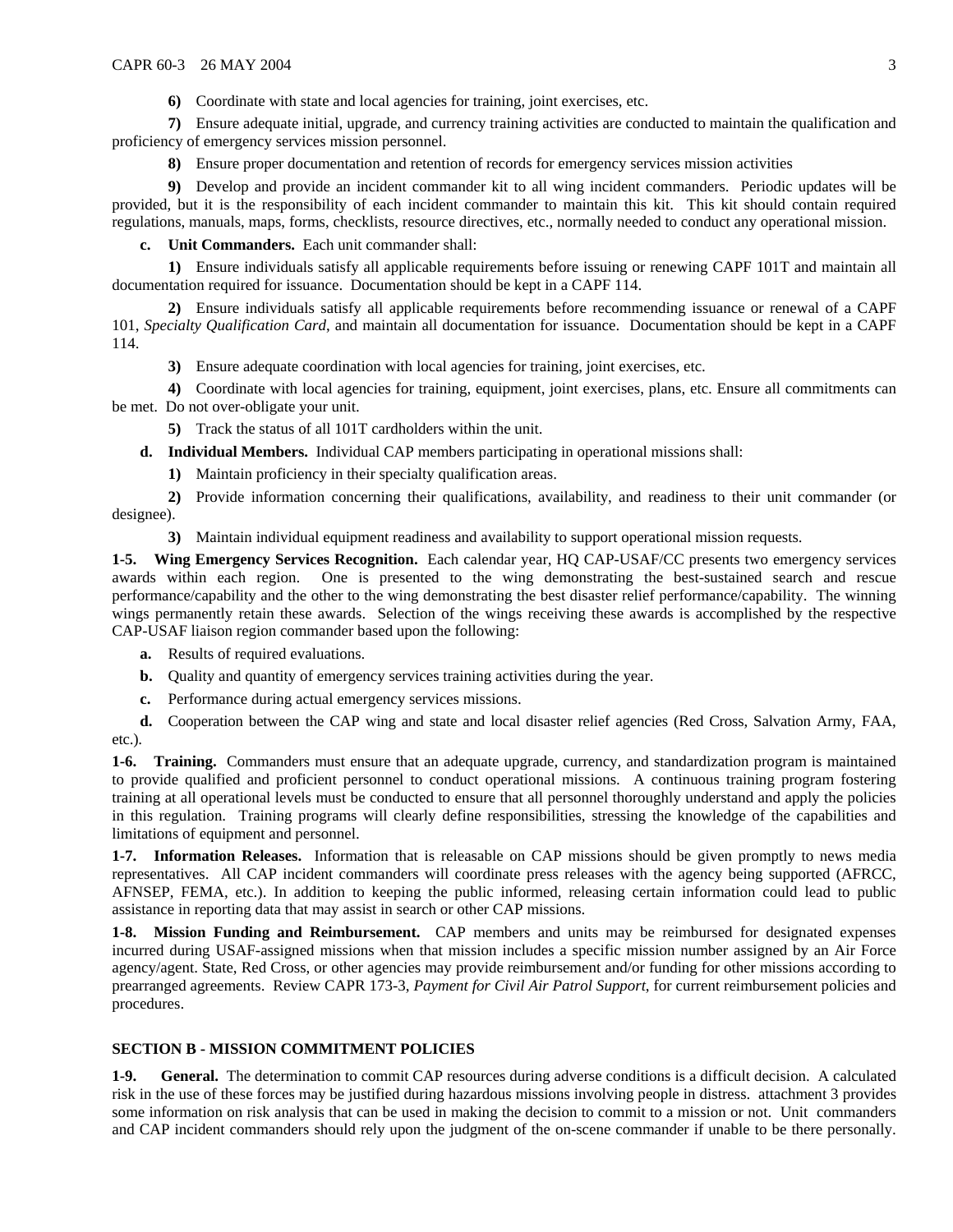**6)** Coordinate with state and local agencies for training, joint exercises, etc.

**7)** Ensure adequate initial, upgrade, and currency training activities are conducted to maintain the qualification and proficiency of emergency services mission personnel.

**8)** Ensure proper documentation and retention of records for emergency services mission activities

**9)** Develop and provide an incident commander kit to all wing incident commanders. Periodic updates will be provided, but it is the responsibility of each incident commander to maintain this kit. This kit should contain required regulations, manuals, maps, forms, checklists, resource directives, etc., normally needed to conduct any operational mission.

**c. Unit Commanders.** Each unit commander shall:

**1)** Ensure individuals satisfy all applicable requirements before issuing or renewing CAPF 101T and maintain all documentation required for issuance. Documentation should be kept in a CAPF 114.

**2)** Ensure individuals satisfy all applicable requirements before recommending issuance or renewal of a CAPF 101, *Specialty Qualification Card*, and maintain all documentation for issuance. Documentation should be kept in a CAPF 114.

**3)** Ensure adequate coordination with local agencies for training, joint exercises, etc.

**4)** Coordinate with local agencies for training, equipment, joint exercises, plans, etc. Ensure all commitments can be met. Do not over-obligate your unit.

**5)** Track the status of all 101T cardholders within the unit.

**d. Individual Members.** Individual CAP members participating in operational missions shall:

**1)** Maintain proficiency in their specialty qualification areas.

**2)** Provide information concerning their qualifications, availability, and readiness to their unit commander (or designee).

**3)** Maintain individual equipment readiness and availability to support operational mission requests.

**1-5. Wing Emergency Services Recognition.** Each calendar year, HQ CAP-USAF/CC presents two emergency services awards within each region. One is presented to the wing demonstrating the best-sustained search and rescue performance/capability and the other to the wing demonstrating the best disaster relief performance/capability. The winning wings permanently retain these awards. Selection of the wings receiving these awards is accomplished by the respective CAP-USAF liaison region commander based upon the following:

**a.** Results of required evaluations.

**b.** Quality and quantity of emergency services training activities during the year.

**c.** Performance during actual emergency services missions.

**d.** Cooperation between the CAP wing and state and local disaster relief agencies (Red Cross, Salvation Army, FAA, etc.).

**1-6. Training.** Commanders must ensure that an adequate upgrade, currency, and standardization program is maintained to provide qualified and proficient personnel to conduct operational missions. A continuous training program fostering training at all operational levels must be conducted to ensure that all personnel thoroughly understand and apply the policies in this regulation. Training programs will clearly define responsibilities, stressing the knowledge of the capabilities and limitations of equipment and personnel.

**1-7. Information Releases.** Information that is releasable on CAP missions should be given promptly to news media representatives. All CAP incident commanders will coordinate press releases with the agency being supported (AFRCC, AFNSEP, FEMA, etc.). In addition to keeping the public informed, releasing certain information could lead to public assistance in reporting data that may assist in search or other CAP missions.

**1-8. Mission Funding and Reimbursement.** CAP members and units may be reimbursed for designated expenses incurred during USAF-assigned missions when that mission includes a specific mission number assigned by an Air Force agency/agent. State, Red Cross, or other agencies may provide reimbursement and/or funding for other missions according to prearranged agreements. Review CAPR 173-3, *Payment for Civil Air Patrol Support*, for current reimbursement policies and procedures.

## SECTION B - MISSION COMMITMENT POLICIES

**1-9. General.** The determination to commit CAP resources during adverse conditions is a difficult decision. A calculated risk in the use of these forces may be justified during hazardous missions involving people in distress. attachment 3 provides some information on risk analysis that can be used in making the decision to commit to a mission or not. Unit commanders and CAP incident commanders should rely upon the judgment of the on-scene commander if unable to be there personally.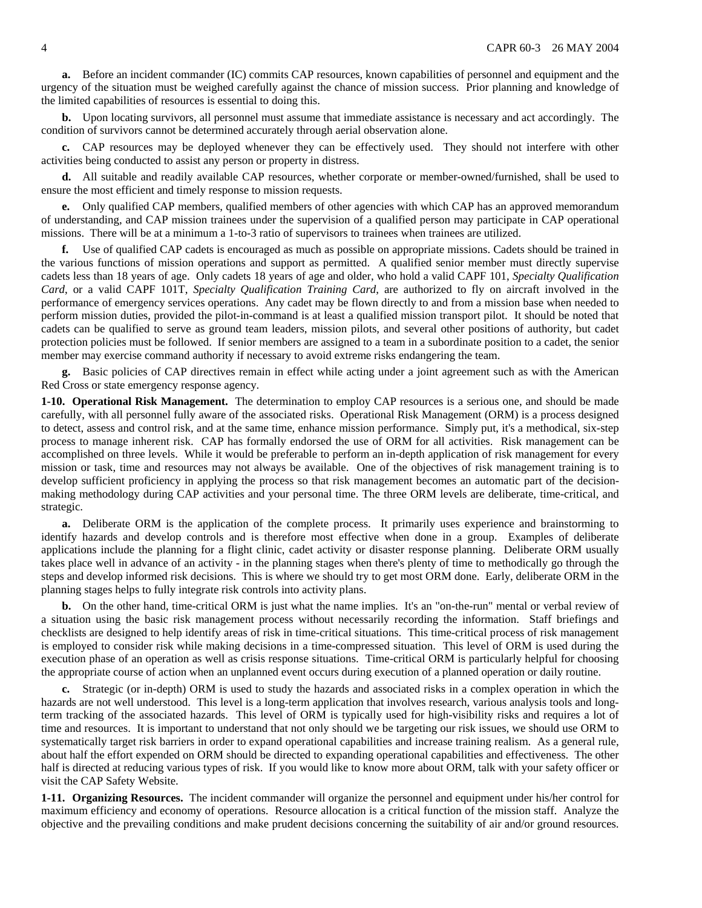**a.** Before an incident commander (IC) commits CAP resources, known capabilities of personnel and equipment and the urgency of the situation must be weighed carefully against the chance of mission success. Prior planning and knowledge of the limited capabilities of resources is essential to doing this.

**b.** Upon locating survivors, all personnel must assume that immediate assistance is necessary and act accordingly. The condition of survivors cannot be determined accurately through aerial observation alone.

**c.** CAP resources may be deployed whenever they can be effectively used. They should not interfere with other activities being conducted to assist any person or property in distress.

**d.** All suitable and readily available CAP resources, whether corporate or member-owned/furnished, shall be used to ensure the most efficient and timely response to mission requests.

**e.** Only qualified CAP members, qualified members of other agencies with which CAP has an approved memorandum of understanding, and CAP mission trainees under the supervision of a qualified person may participate in CAP operational missions. There will be at a minimum a 1-to-3 ratio of supervisors to trainees when trainees are utilized.

**f.** Use of qualified CAP cadets is encouraged as much as possible on appropriate missions. Cadets should be trained in the various functions of mission operations and support as permitted. A qualified senior member must directly supervise cadets less than 18 years of age. Only cadets 18 years of age and older, who hold a valid CAPF 101, *Specialty Qualification Card*, or a valid CAPF 101T, *Specialty Qualification Training Card*, are authorized to fly on aircraft involved in the performance of emergency services operations. Any cadet may be flown directly to and from a mission base when needed to perform mission duties, provided the pilot-in-command is at least a qualified mission transport pilot. It should be noted that cadets can be qualified to serve as ground team leaders, mission pilots, and several other positions of authority, but cadet protection policies must be followed. If senior members are assigned to a team in a subordinate position to a cadet, the senior member may exercise command authority if necessary to avoid extreme risks endangering the team.

**g.** Basic policies of CAP directives remain in effect while acting under a joint agreement such as with the American Red Cross or state emergency response agency.

**1-10. Operational Risk Management.** The determination to employ CAP resources is a serious one, and should be made carefully, with all personnel fully aware of the associated risks. Operational Risk Management (ORM) is a process designed to detect, assess and control risk, and at the same time, enhance mission performance. Simply put, it's a methodical, six-step process to manage inherent risk. CAP has formally endorsed the use of ORM for all activities. Risk management can be accomplished on three levels. While it would be preferable to perform an in-depth application of risk management for every mission or task, time and resources may not always be available. One of the objectives of risk management training is to develop sufficient proficiency in applying the process so that risk management becomes an automatic part of the decision-making methodology during CAP activities and your personal time. The three ORM levels are deliberate, time-critical, and strategic.

**a.** Deliberate ORM is the application of the complete process. It primarily uses experience and brainstorming to identify hazards and develop controls and is therefore most effective when done in a group. Examples of deliberate applications include the planning for a flight clinic, cadet activity or disaster response planning. Deliberate ORM usually takes place well in advance of an activity - in the planning stages when there's plenty of time to methodically go through the steps and develop informed risk decisions. This is where we should try to get most ORM done. Early, deliberate ORM in the planning stages helps to fully integrate risk controls into activity plans.

**b.** On the other hand, time-critical ORM is just what the name implies. It's an "on-the-run" mental or verbal review of a situation using the basic risk management process without necessarily recording the information. Staff briefings and checklists are designed to help identify areas of risk in time-critical situations. This time-critical process of risk management is employed to consider risk while making decisions in a time-compressed situation. This level of ORM is used during the execution phase of an operation as well as crisis response situations. Time-critical ORM is particularly helpful for choosing the appropriate course of action when an unplanned event occurs during execution of a planned operation or daily routine.

**c.** Strategic (or in-depth) ORM is used to study the hazards and associated risks in a complex operation in which the hazards are not well understood. This level is a long-term application that involves research, various analysis tools and long-term tracking of the associated hazards. This level of ORM is typically used for high-visibility risks and requires a lot of time and resources. It is important to understand that not only should we be targeting our risk issues, we should use ORM to systematically target risk barriers in order to expand operational capabilities and increase training realism. As a general rule, about half the effort expended on ORM should be directed to expanding operational capabilities and effectiveness. The other half is directed at reducing various types of risk. If you would like to know more about ORM, talk with your safety officer or visit the CAP Safety Website.

**1-11. Organizing Resources.** The incident commander will organize the personnel and equipment under his/her control for maximum efficiency and economy of operations. Resource allocation is a critical function of the mission staff. Analyze the objective and the prevailing conditions and make prudent decisions concerning the suitability of air and/or ground resources.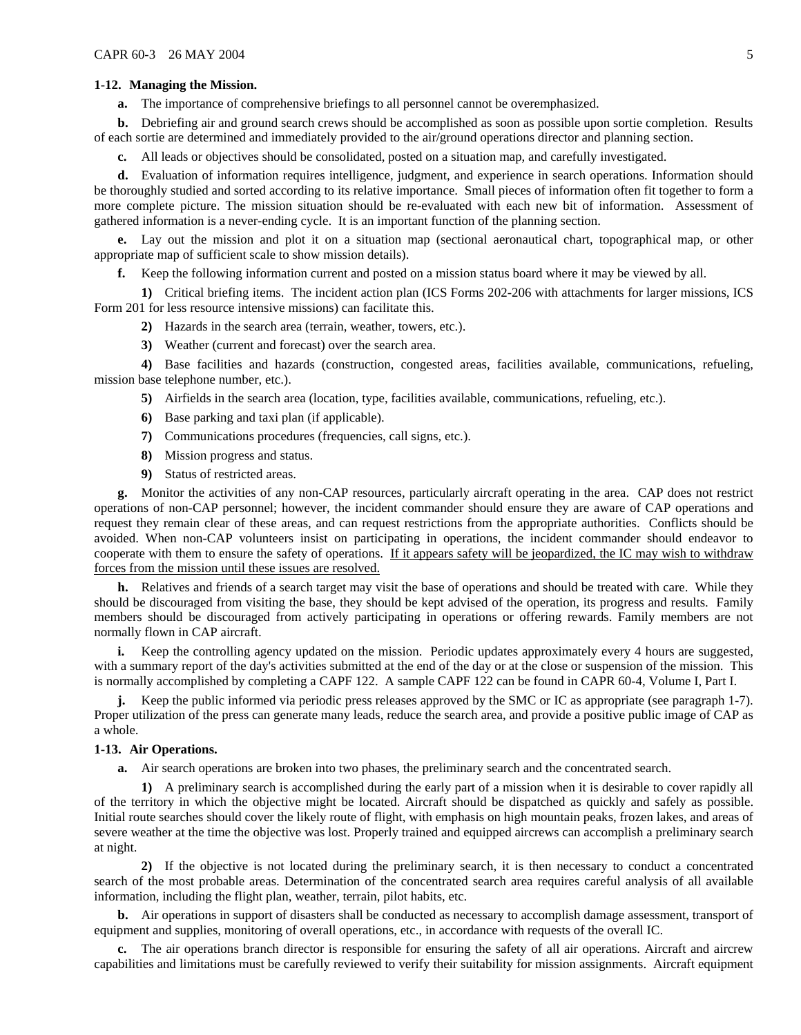**1-12. Managing the Mission.**

**a.** The importance of comprehensive briefings to all personnel cannot be overemphasized.

**b.** Debriefing air and ground search crews should be accomplished as soon as possible upon sortie completion. Results of each sortie are determined and immediately provided to the air/ground operations director and planning section.

**c.** All leads or objectives should be consolidated, posted on a situation map, and carefully investigated.

**d.** Evaluation of information requires intelligence, judgment, and experience in search operations. Information should be thoroughly studied and sorted according to its relative importance. Small pieces of information often fit together to form a more complete picture. The mission situation should be re-evaluated with each new bit of information. Assessment of gathered information is a never-ending cycle. It is an important function of the planning section.

**e.** Lay out the mission and plot it on a situation map (sectional aeronautical chart, topographical map, or other appropriate map of sufficient scale to show mission details).

**f.** Keep the following information current and posted on a mission status board where it may be viewed by all.

**1)** Critical briefing items. The incident action plan (ICS Forms 202-206 with attachments for larger missions, ICS Form 201 for less resource intensive missions) can facilitate this.

**2)** Hazards in the search area (terrain, weather, towers, etc.).

**3)** Weather (current and forecast) over the search area.

**4)** Base facilities and hazards (construction, congested areas, facilities available, communications, refueling, mission base telephone number, etc.).

**5)** Airfields in the search area (location, type, facilities available, communications, refueling, etc.).

**6)** Base parking and taxi plan (if applicable).

**7)** Communications procedures (frequencies, call signs, etc.).

**8)** Mission progress and status.

**9)** Status of restricted areas.

**g.** Monitor the activities of any non-CAP resources, particularly aircraft operating in the area. CAP does not restrict operations of non-CAP personnel; however, the incident commander should ensure they are aware of CAP operations and request they remain clear of these areas, and can request restrictions from the appropriate authorities. Conflicts should be avoided. When non-CAP volunteers insist on participating in operations, the incident commander should endeavor to cooperate with them to ensure the safety of operations. <u>If it appears safety will be jeopardized, the IC may wish to withdraw forces from the mission until these issues are resolved.</u>

**h.** Relatives and friends of a search target may visit the base of operations and should be treated with care. While they should be discouraged from visiting the base, they should be kept advised of the operation, its progress and results. Family members should be discouraged from actively participating in operations or offering rewards. Family members are not normally flown in CAP aircraft.

**i.** Keep the controlling agency updated on the mission. Periodic updates approximately every 4 hours are suggested, with a summary report of the day's activities submitted at the end of the day or at the close or suspension of the mission. This is normally accomplished by completing a CAPF 122. A sample CAPF 122 can be found in CAPR 60-4, Volume I, Part I.

**j.** Keep the public informed via periodic press releases approved by the SMC or IC as appropriate (see paragraph 1-7). Proper utilization of the press can generate many leads, reduce the search area, and provide a positive public image of CAP as a whole.

**1-13. Air Operations.**

**a.** Air search operations are broken into two phases, the preliminary search and the concentrated search.

**1)** A preliminary search is accomplished during the early part of a mission when it is desirable to cover rapidly all of the territory in which the objective might be located. Aircraft should be dispatched as quickly and safely as possible. Initial route searches should cover the likely route of flight, with emphasis on high mountain peaks, frozen lakes, and areas of severe weather at the time the objective was lost. Properly trained and equipped aircrews can accomplish a preliminary search at night.

**2)** If the objective is not located during the preliminary search, it is then necessary to conduct a concentrated search of the most probable areas. Determination of the concentrated search area requires careful analysis of all available information, including the flight plan, weather, terrain, pilot habits, etc.

**b.** Air operations in support of disasters shall be conducted as necessary to accomplish damage assessment, transport of equipment and supplies, monitoring of overall operations, etc., in accordance with requests of the overall IC.

**c.** The air operations branch director is responsible for ensuring the safety of all air operations. Aircraft and aircrew capabilities and limitations must be carefully reviewed to verify their suitability for mission assignments. Aircraft equipment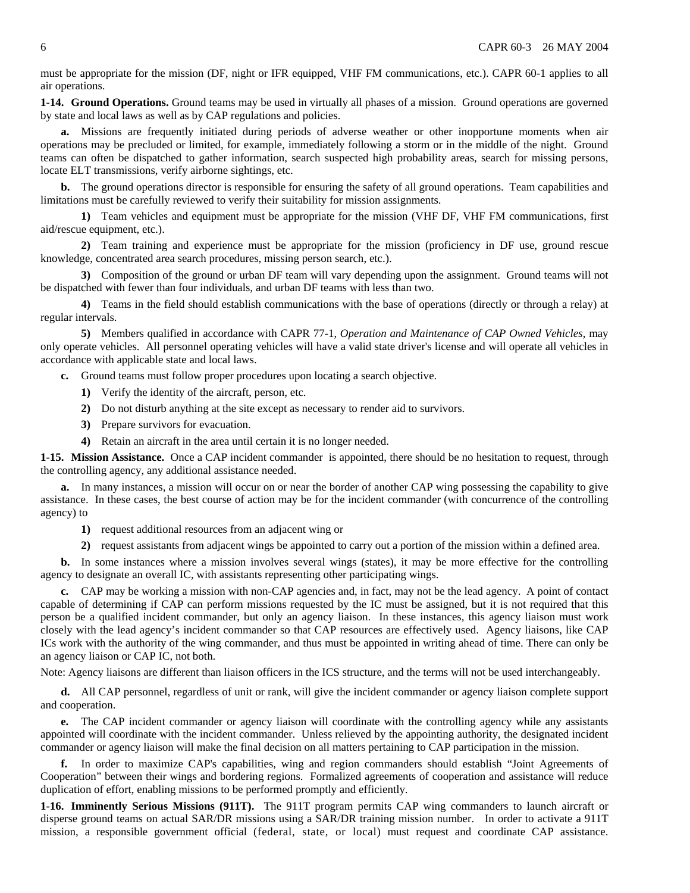must be appropriate for the mission (DF, night or IFR equipped, VHF FM communications, etc.). CAPR 60-1 applies to all air operations.

**1-14. Ground Operations.** Ground teams may be used in virtually all phases of a mission. Ground operations are governed by state and local laws as well as by CAP regulations and policies.

**a.** Missions are frequently initiated during periods of adverse weather or other inopportune moments when air operations may be precluded or limited, for example, immediately following a storm or in the middle of the night. Ground teams can often be dispatched to gather information, search suspected high probability areas, search for missing persons, locate ELT transmissions, verify airborne sightings, etc.

**b.** The ground operations director is responsible for ensuring the safety of all ground operations. Team capabilities and limitations must be carefully reviewed to verify their suitability for mission assignments.

**1)** Team vehicles and equipment must be appropriate for the mission (VHF DF, VHF FM communications, first aid/rescue equipment, etc.).

**2)** Team training and experience must be appropriate for the mission (proficiency in DF use, ground rescue knowledge, concentrated area search procedures, missing person search, etc.).

**3)** Composition of the ground or urban DF team will vary depending upon the assignment. Ground teams will not be dispatched with fewer than four individuals, and urban DF teams with less than two.

**4)** Teams in the field should establish communications with the base of operations (directly or through a relay) at regular intervals.

**5)** Members qualified in accordance with CAPR 77-1, *Operation and Maintenance of CAP Owned Vehicles*, may only operate vehicles. All personnel operating vehicles will have a valid state driver's license and will operate all vehicles in accordance with applicable state and local laws.

**c.** Ground teams must follow proper procedures upon locating a search objective.

**1)** Verify the identity of the aircraft, person, etc.

**2)** Do not disturb anything at the site except as necessary to render aid to survivors.

**3)** Prepare survivors for evacuation.

**4)** Retain an aircraft in the area until certain it is no longer needed.

**1-15. Mission Assistance.** Once a CAP incident commander is appointed, there should be no hesitation to request, through the controlling agency, any additional assistance needed.

**a.** In many instances, a mission will occur on or near the border of another CAP wing possessing the capability to give assistance. In these cases, the best course of action may be for the incident commander (with concurrence of the controlling agency) to

**1)** request additional resources from an adjacent wing or

**2)** request assistants from adjacent wings be appointed to carry out a portion of the mission within a defined area.

**b.** In some instances where a mission involves several wings (states), it may be more effective for the controlling agency to designate an overall IC, with assistants representing other participating wings.

**c.** CAP may be working a mission with non-CAP agencies and, in fact, may not be the lead agency. A point of contact capable of determining if CAP can perform missions requested by the IC must be assigned, but it is not required that this person be a qualified incident commander, but only an agency liaison. In these instances, this agency liaison must work closely with the lead agency's incident commander so that CAP resources are effectively used. Agency liaisons, like CAP ICs work with the authority of the wing commander, and thus must be appointed in writing ahead of time. There can only be an agency liaison or CAP IC, not both.

Note: Agency liaisons are different than liaison officers in the ICS structure, and the terms will not be used interchangeably.

**d.** All CAP personnel, regardless of unit or rank, will give the incident commander or agency liaison complete support and cooperation.

**e.** The CAP incident commander or agency liaison will coordinate with the controlling agency while any assistants appointed will coordinate with the incident commander. Unless relieved by the appointing authority, the designated incident commander or agency liaison will make the final decision on all matters pertaining to CAP participation in the mission.

**f.** In order to maximize CAP's capabilities, wing and region commanders should establish "Joint Agreements of Cooperation" between their wings and bordering regions. Formalized agreements of cooperation and assistance will reduce duplication of effort, enabling missions to be performed promptly and efficiently.

**1-16. Imminently Serious Missions (911T).** The 911T program permits CAP wing commanders to launch aircraft or disperse ground teams on actual SAR/DR missions using a SAR/DR training mission number. In order to activate a 911T mission, a responsible government official (federal, state, or local) must request and coordinate CAP assistance.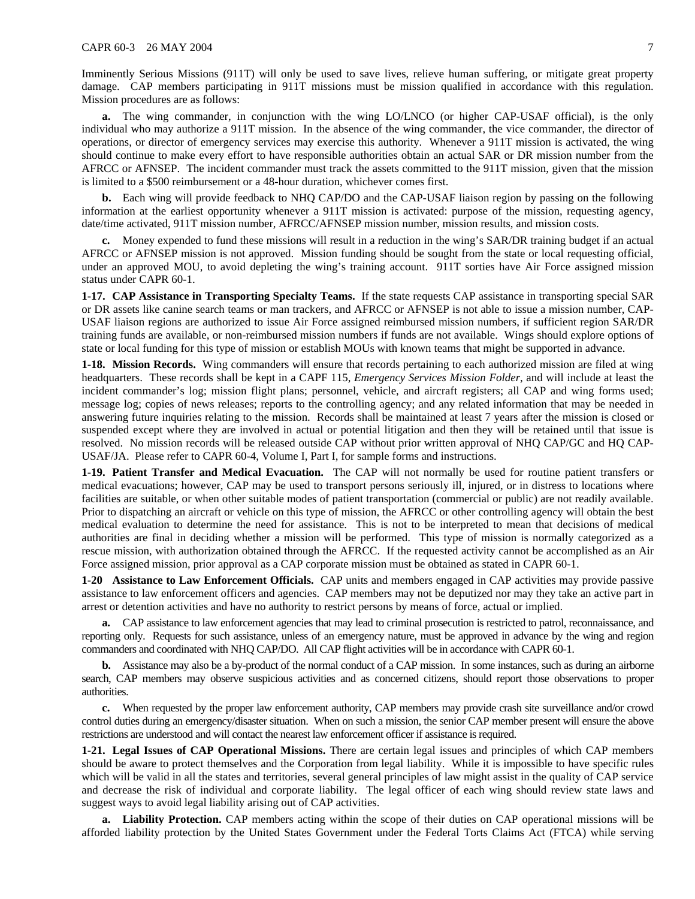Imminently Serious Missions (911T) will only be used to save lives, relieve human suffering, or mitigate great property damage. CAP members participating in 911T missions must be mission qualified in accordance with this regulation. Mission procedures are as follows:

**a.** The wing commander, in conjunction with the wing LO/LNCO (or higher CAP-USAF official), is the only individual who may authorize a 911T mission. In the absence of the wing commander, the vice commander, the director of operations, or director of emergency services may exercise this authority. Whenever a 911T mission is activated, the wing should continue to make every effort to have responsible authorities obtain an actual SAR or DR mission number from the AFRCC or AFNSEP. The incident commander must track the assets committed to the 911T mission, given that the mission is limited to a $500 reimbursement or a 48-hour duration, whichever comes first.

**b.** Each wing will provide feedback to NHQ CAP/DO and the CAP-USAF liaison region by passing on the following information at the earliest opportunity whenever a 911T mission is activated: purpose of the mission, requesting agency, date/time activated, 911T mission number, AFRCC/AFNSEP mission number, mission results, and mission costs.

**c.** Money expended to fund these missions will result in a reduction in the wing's SAR/DR training budget if an actual AFRCC or AFNSEP mission is not approved. Mission funding should be sought from the state or local requesting official, under an approved MOU, to avoid depleting the wing's training account. 911T sorties have Air Force assigned mission status under CAPR 60-1.

**1-17. CAP Assistance in Transporting Specialty Teams.** If the state requests CAP assistance in transporting special SAR or DR assets like canine search teams or man trackers, and AFRCC or AFNSEP is not able to issue a mission number, CAP-USAF liaison regions are authorized to issue Air Force assigned reimbursed mission numbers, if sufficient region SAR/DR training funds are available, or non-reimbursed mission numbers if funds are not available. Wings should explore options of state or local funding for this type of mission or establish MOUs with known teams that might be supported in advance.

**1-18. Mission Records.** Wing commanders will ensure that records pertaining to each authorized mission are filed at wing headquarters. These records shall be kept in a CAPF 115, *Emergency Services Mission Folder*, and will include at least the incident commander's log; mission flight plans; personnel, vehicle, and aircraft registers; all CAP and wing forms used; message log; copies of news releases; reports to the controlling agency; and any related information that may be needed in answering future inquiries relating to the mission. Records shall be maintained at least 7 years after the mission is closed or suspended except where they are involved in actual or potential litigation and then they will be retained until that issue is resolved. No mission records will be released outside CAP without prior written approval of NHQ CAP/GC and HQ CAP-USAF/JA. Please refer to CAPR 60-4, Volume I, Part I, for sample forms and instructions.

**1-19. Patient Transfer and Medical Evacuation.** The CAP will not normally be used for routine patient transfers or medical evacuations; however, CAP may be used to transport persons seriously ill, injured, or in distress to locations where facilities are suitable, or when other suitable modes of patient transportation (commercial or public) are not readily available. Prior to dispatching an aircraft or vehicle on this type of mission, the AFRCC or other controlling agency will obtain the best medical evaluation to determine the need for assistance. This is not to be interpreted to mean that decisions of medical authorities are final in deciding whether a mission will be performed. This type of mission is normally categorized as a rescue mission, with authorization obtained through the AFRCC. If the requested activity cannot be accomplished as an Air Force assigned mission, prior approval as a CAP corporate mission must be obtained as stated in CAPR 60-1.

**1-20 Assistance to Law Enforcement Officials.** CAP units and members engaged in CAP activities may provide passive assistance to law enforcement officers and agencies. CAP members may not be deputized nor may they take an active part in arrest or detention activities and have no authority to restrict persons by means of force, actual or implied.

**a.** CAP assistance to law enforcement agencies that may lead to criminal prosecution is restricted to patrol, reconnaissance, and reporting only. Requests for such assistance, unless of an emergency nature, must be approved in advance by the wing and region commanders and coordinated with NHQ CAP/DO. All CAP flight activities will be in accordance with CAPR 60-1.

**b.** Assistance may also be a by-product of the normal conduct of a CAP mission. In some instances, such as during an airborne search, CAP members may observe suspicious activities and as concerned citizens, should report those observations to proper authorities.

**c.** When requested by the proper law enforcement authority, CAP members may provide crash site surveillance and/or crowd control duties during an emergency/disaster situation. When on such a mission, the senior CAP member present will ensure the above restrictions are understood and will contact the nearest law enforcement officer if assistance is required.

**1-21. Legal Issues of CAP Operational Missions.** There are certain legal issues and principles of which CAP members should be aware to protect themselves and the Corporation from legal liability. While it is impossible to have specific rules which will be valid in all the states and territories, several general principles of law might assist in the quality of CAP service and decrease the risk of individual and corporate liability. The legal officer of each wing should review state laws and suggest ways to avoid legal liability arising out of CAP activities.

**a. Liability Protection.** CAP members acting within the scope of their duties on CAP operational missions will be afforded liability protection by the United States Government under the Federal Torts Claims Act (FTCA) while serving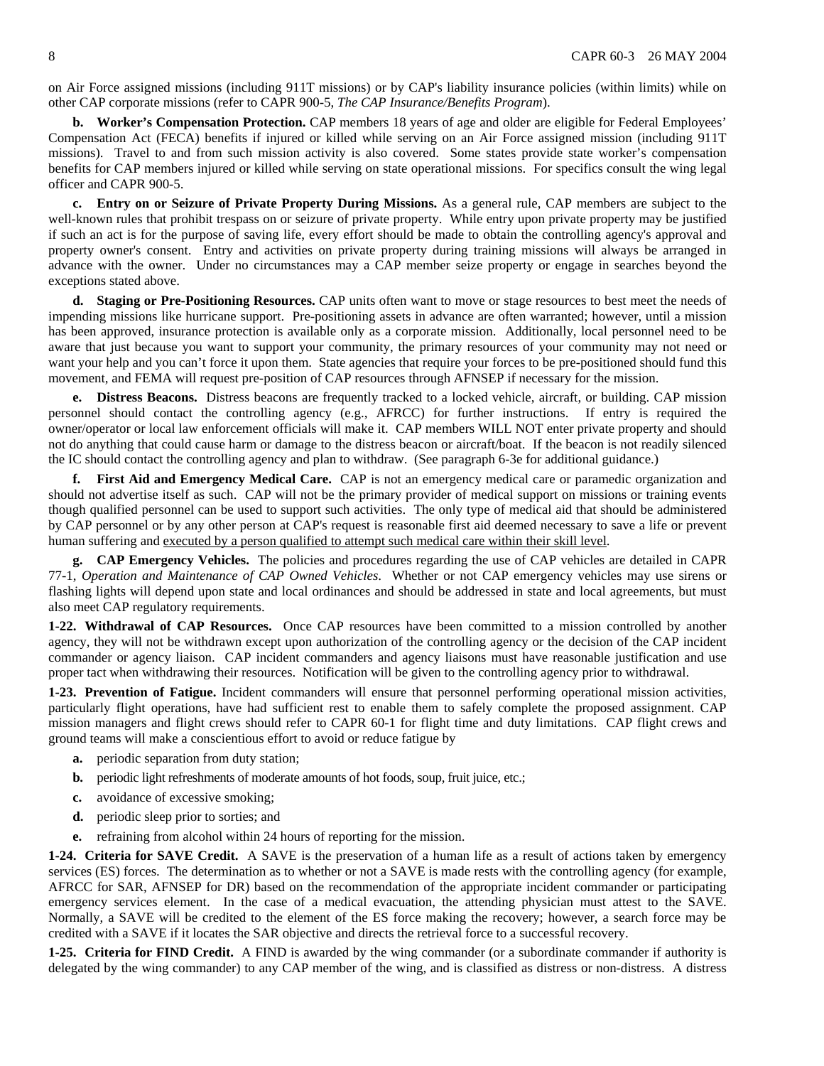on Air Force assigned missions (including 911T missions) or by CAP's liability insurance policies (within limits) while on other CAP corporate missions (refer to CAPR 900-5, *The CAP Insurance/Benefits Program*).

**b. Worker's Compensation Protection.** CAP members 18 years of age and older are eligible for Federal Employees' Compensation Act (FECA) benefits if injured or killed while serving on an Air Force assigned mission (including 911T missions). Travel to and from such mission activity is also covered. Some states provide state worker's compensation benefits for CAP members injured or killed while serving on state operational missions. For specifics consult the wing legal officer and CAPR 900-5.

**c. Entry on or Seizure of Private Property During Missions.** As a general rule, CAP members are subject to the well-known rules that prohibit trespass on or seizure of private property. While entry upon private property may be justified if such an act is for the purpose of saving life, every effort should be made to obtain the controlling agency's approval and property owner's consent. Entry and activities on private property during training missions will always be arranged in advance with the owner. Under no circumstances may a CAP member seize property or engage in searches beyond the exceptions stated above.

**d. Staging or Pre-Positioning Resources.** CAP units often want to move or stage resources to best meet the needs of impending missions like hurricane support. Pre-positioning assets in advance are often warranted; however, until a mission has been approved, insurance protection is available only as a corporate mission. Additionally, local personnel need to be aware that just because you want to support your community, the primary resources of your community may not need or want your help and you can't force it upon them. State agencies that require your forces to be pre-positioned should fund this movement, and FEMA will request pre-position of CAP resources through AFNSEP if necessary for the mission.

**e. Distress Beacons.** Distress beacons are frequently tracked to a locked vehicle, aircraft, or building. CAP mission personnel should contact the controlling agency (e.g., AFRCC) for further instructions. If entry is required the owner/operator or local law enforcement officials will make it. CAP members WILL NOT enter private property and should not do anything that could cause harm or damage to the distress beacon or aircraft/boat. If the beacon is not readily silenced the IC should contact the controlling agency and plan to withdraw. (See paragraph 6-3e for additional guidance.)

**f. First Aid and Emergency Medical Care.** CAP is not an emergency medical care or paramedic organization and should not advertise itself as such. CAP will not be the primary provider of medical support on missions or training events though qualified personnel can be used to support such activities. The only type of medical aid that should be administered by CAP personnel or by any other person at CAP's request is reasonable first aid deemed necessary to save a life or prevent human suffering and <u>executed by a person qualified to attempt such medical care within their skill level</u>.

**g. CAP Emergency Vehicles.** The policies and procedures regarding the use of CAP vehicles are detailed in CAPR 77-1, *Operation and Maintenance of CAP Owned Vehicles*. Whether or not CAP emergency vehicles may use sirens or flashing lights will depend upon state and local ordinances and should be addressed in state and local agreements, but must also meet CAP regulatory requirements.

**1-22. Withdrawal of CAP Resources.** Once CAP resources have been committed to a mission controlled by another agency, they will not be withdrawn except upon authorization of the controlling agency or the decision of the CAP incident commander or agency liaison. CAP incident commanders and agency liaisons must have reasonable justification and use proper tact when withdrawing their resources. Notification will be given to the controlling agency prior to withdrawal.

**1-23. Prevention of Fatigue.** Incident commanders will ensure that personnel performing operational mission activities, particularly flight operations, have had sufficient rest to enable them to safely complete the proposed assignment. CAP mission managers and flight crews should refer to CAPR 60-1 for flight time and duty limitations. CAP flight crews and ground teams will make a conscientious effort to avoid or reduce fatigue by

- **a.** periodic separation from duty station;
- **b.** periodic light refreshments of moderate amounts of hot foods, soup, fruit juice, etc.;
- **c.** avoidance of excessive smoking;
- **d.** periodic sleep prior to sorties; and
- **e.** refraining from alcohol within 24 hours of reporting for the mission.

**1-24. Criteria for SAVE Credit.** A SAVE is the preservation of a human life as a result of actions taken by emergency services (ES) forces. The determination as to whether or not a SAVE is made rests with the controlling agency (for example, AFRCC for SAR, AFNSEP for DR) based on the recommendation of the appropriate incident commander or participating emergency services element. In the case of a medical evacuation, the attending physician must attest to the SAVE. Normally, a SAVE will be credited to the element of the ES force making the recovery; however, a search force may be credited with a SAVE if it locates the SAR objective and directs the retrieval force to a successful recovery.

**1-25. Criteria for FIND Credit.** A FIND is awarded by the wing commander (or a subordinate commander if authority is delegated by the wing commander) to any CAP member of the wing, and is classified as distress or non-distress. A distress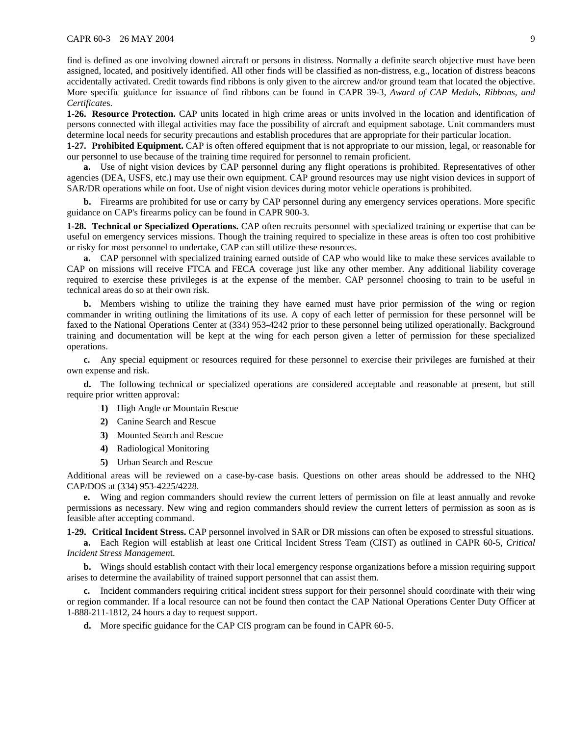find is defined as one involving downed aircraft or persons in distress. Normally a definite search objective must have been assigned, located, and positively identified. All other finds will be classified as non-distress, e.g., location of distress beacons accidentally activated. Credit towards find ribbons is only given to the aircrew and/or ground team that located the objective. More specific guidance for issuance of find ribbons can be found in CAPR 39-3, *Award of CAP Medals, Ribbons, and Certificates*.

**1-26. Resource Protection.** CAP units located in high crime areas or units involved in the location and identification of persons connected with illegal activities may face the possibility of aircraft and equipment sabotage. Unit commanders must determine local needs for security precautions and establish procedures that are appropriate for their particular location.

**1-27. Prohibited Equipment.** CAP is often offered equipment that is not appropriate to our mission, legal, or reasonable for our personnel to use because of the training time required for personnel to remain proficient.

**a.** Use of night vision devices by CAP personnel during any flight operations is prohibited. Representatives of other agencies (DEA, USFS, etc.) may use their own equipment. CAP ground resources may use night vision devices in support of SAR/DR operations while on foot. Use of night vision devices during motor vehicle operations is prohibited.

**b.** Firearms are prohibited for use or carry by CAP personnel during any emergency services operations. More specific guidance on CAP's firearms policy can be found in CAPR 900-3.

**1-28. Technical or Specialized Operations.** CAP often recruits personnel with specialized training or expertise that can be useful on emergency services missions. Though the training required to specialize in these areas is often too cost prohibitive or risky for most personnel to undertake, CAP can still utilize these resources.

**a.** CAP personnel with specialized training earned outside of CAP who would like to make these services available to CAP on missions will receive FTCA and FECA coverage just like any other member. Any additional liability coverage required to exercise these privileges is at the expense of the member. CAP personnel choosing to train to be useful in technical areas do so at their own risk.

**b.** Members wishing to utilize the training they have earned must have prior permission of the wing or region commander in writing outlining the limitations of its use. A copy of each letter of permission for these personnel will be faxed to the National Operations Center at (334) 953-4242 prior to these personnel being utilized operationally. Background training and documentation will be kept at the wing for each person given a letter of permission for these specialized operations.

**c.** Any special equipment or resources required for these personnel to exercise their privileges are furnished at their own expense and risk.

**d.** The following technical or specialized operations are considered acceptable and reasonable at present, but still require prior written approval:

**1)** High Angle or Mountain Rescue

**2)** Canine Search and Rescue

**3)** Mounted Search and Rescue

**4)** Radiological Monitoring

**5)** Urban Search and Rescue

Additional areas will be reviewed on a case-by-case basis. Questions on other areas should be addressed to the NHQ CAP/DOS at (334) 953-4225/4228.

**e.** Wing and region commanders should review the current letters of permission on file at least annually and revoke permissions as necessary. New wing and region commanders should review the current letters of permission as soon as is feasible after accepting command.

**1-29. Critical Incident Stress.** CAP personnel involved in SAR or DR missions can often be exposed to stressful situations.

**a.** Each Region will establish at least one Critical Incident Stress Team (CIST) as outlined in CAPR 60-5, *Critical Incident Stress Management*.

**b.** Wings should establish contact with their local emergency response organizations before a mission requiring support arises to determine the availability of trained support personnel that can assist them.

**c.** Incident commanders requiring critical incident stress support for their personnel should coordinate with their wing or region commander. If a local resource can not be found then contact the CAP National Operations Center Duty Officer at 1-888-211-1812, 24 hours a day to request support.

**d.** More specific guidance for the CAP CIS program can be found in CAPR 60-5.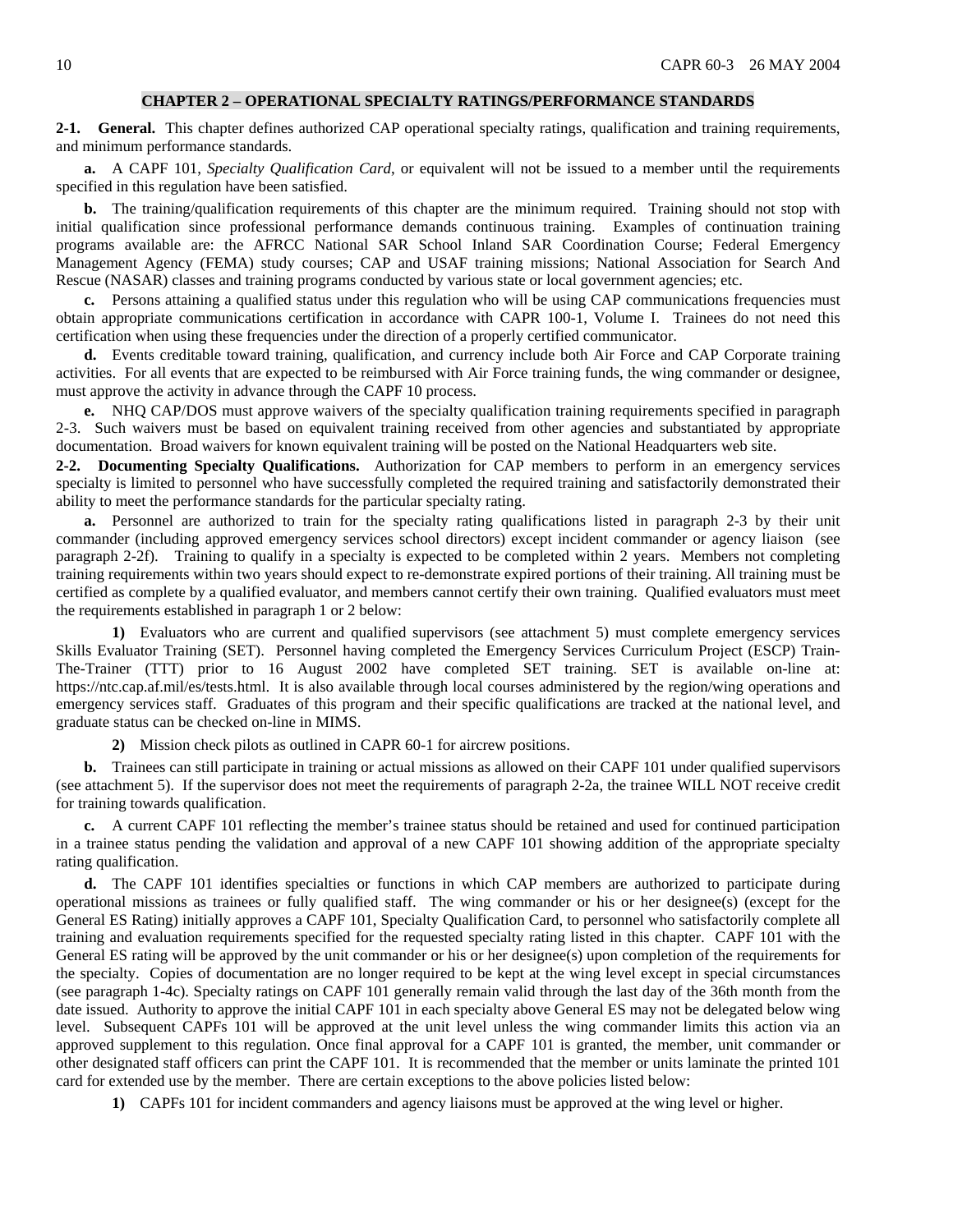## CHAPTER 2 – OPERATIONAL SPECIALTY RATINGS/PERFORMANCE STANDARDS

**2-1. General.** This chapter defines authorized CAP operational specialty ratings, qualification and training requirements, and minimum performance standards.

**a.** A CAPF 101, *Specialty Qualification Card*, or equivalent will not be issued to a member until the requirements specified in this regulation have been satisfied.

**b.** The training/qualification requirements of this chapter are the minimum required. Training should not stop with initial qualification since professional performance demands continuous training. Examples of continuation training programs available are: the AFRCC National SAR School Inland SAR Coordination Course; Federal Emergency Management Agency (FEMA) study courses; CAP and USAF training missions; National Association for Search And Rescue (NASAR) classes and training programs conducted by various state or local government agencies; etc.

**c.** Persons attaining a qualified status under this regulation who will be using CAP communications frequencies must obtain appropriate communications certification in accordance with CAPR 100-1, Volume I. Trainees do not need this certification when using these frequencies under the direction of a properly certified communicator.

**d.** Events creditable toward training, qualification, and currency include both Air Force and CAP Corporate training activities. For all events that are expected to be reimbursed with Air Force training funds, the wing commander or designee, must approve the activity in advance through the CAPF 10 process.

**e.** NHQ CAP/DOS must approve waivers of the specialty qualification training requirements specified in paragraph 2-3. Such waivers must be based on equivalent training received from other agencies and substantiated by appropriate documentation. Broad waivers for known equivalent training will be posted on the National Headquarters web site.

**2-2. Documenting Specialty Qualifications.** Authorization for CAP members to perform in an emergency services specialty is limited to personnel who have successfully completed the required training and satisfactorily demonstrated their ability to meet the performance standards for the particular specialty rating.

**a.** Personnel are authorized to train for the specialty rating qualifications listed in paragraph 2-3 by their unit commander (including approved emergency services school directors) except incident commander or agency liaison (see paragraph 2-2f). Training to qualify in a specialty is expected to be completed within 2 years. Members not completing training requirements within two years should expect to re-demonstrate expired portions of their training. All training must be certified as complete by a qualified evaluator, and members cannot certify their own training. Qualified evaluators must meet the requirements established in paragraph 1 or 2 below:

**1)** Evaluators who are current and qualified supervisors (see attachment 5) must complete emergency services Skills Evaluator Training (SET). Personnel having completed the Emergency Services Curriculum Project (ESCP) Train-The-Trainer (TTT) prior to 16 August 2002 have completed SET training. SET is available on-line at: https://ntc.cap.af.mil/es/tests.html. It is also available through local courses administered by the region/wing operations and emergency services staff. Graduates of this program and their specific qualifications are tracked at the national level, and graduate status can be checked on-line in MIMS.

**2)** Mission check pilots as outlined in CAPR 60-1 for aircrew positions.

**b.** Trainees can still participate in training or actual missions as allowed on their CAPF 101 under qualified supervisors (see attachment 5). If the supervisor does not meet the requirements of paragraph 2-2a, the trainee WILL NOT receive credit for training towards qualification.

**c.** A current CAPF 101 reflecting the member's trainee status should be retained and used for continued participation in a trainee status pending the validation and approval of a new CAPF 101 showing addition of the appropriate specialty rating qualification.

**d.** The CAPF 101 identifies specialties or functions in which CAP members are authorized to participate during operational missions as trainees or fully qualified staff. The wing commander or his or her designee(s) (except for the General ES Rating) initially approves a CAPF 101, Specialty Qualification Card, to personnel who satisfactorily complete all training and evaluation requirements specified for the requested specialty rating listed in this chapter. CAPF 101 with the General ES rating will be approved by the unit commander or his or her designee(s) upon completion of the requirements for the specialty. Copies of documentation are no longer required to be kept at the wing level except in special circumstances (see paragraph 1-4c). Specialty ratings on CAPF 101 generally remain valid through the last day of the 36th month from the date issued. Authority to approve the initial CAPF 101 in each specialty above General ES may not be delegated below wing level. Subsequent CAPFs 101 will be approved at the unit level unless the wing commander limits this action via an approved supplement to this regulation. Once final approval for a CAPF 101 is granted, the member, unit commander or other designated staff officers can print the CAPF 101. It is recommended that the member or units laminate the printed 101 card for extended use by the member. There are certain exceptions to the above policies listed below:

**1)** CAPFs 101 for incident commanders and agency liaisons must be approved at the wing level or higher.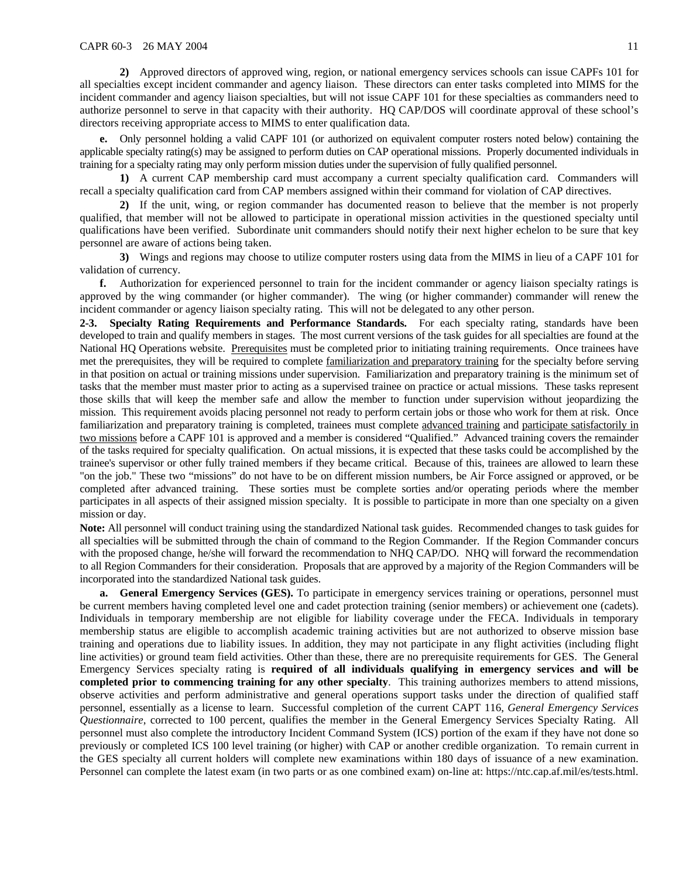**2)** Approved directors of approved wing, region, or national emergency services schools can issue CAPFs 101 for all specialties except incident commander and agency liaison. These directors can enter tasks completed into MIMS for the incident commander and agency liaison specialties, but will not issue CAPF 101 for these specialties as commanders need to authorize personnel to serve in that capacity with their authority. HQ CAP/DOS will coordinate approval of these school's directors receiving appropriate access to MIMS to enter qualification data.

**e.** Only personnel holding a valid CAPF 101 (or authorized on equivalent computer rosters noted below) containing the applicable specialty rating(s) may be assigned to perform duties on CAP operational missions. Properly documented individuals in training for a specialty rating may only perform mission duties under the supervision of fully qualified personnel.

**1)** A current CAP membership card must accompany a current specialty qualification card. Commanders will recall a specialty qualification card from CAP members assigned within their command for violation of CAP directives.

**2)** If the unit, wing, or region commander has documented reason to believe that the member is not properly qualified, that member will not be allowed to participate in operational mission activities in the questioned specialty until qualifications have been verified. Subordinate unit commanders should notify their next higher echelon to be sure that key personnel are aware of actions being taken.

**3)** Wings and regions may choose to utilize computer rosters using data from the MIMS in lieu of a CAPF 101 for validation of currency.

**f.** Authorization for experienced personnel to train for the incident commander or agency liaison specialty ratings is approved by the wing commander (or higher commander). The wing (or higher commander) commander will renew the incident commander or agency liaison specialty rating. This will not be delegated to any other person.

**2-3. Specialty Rating Requirements and Performance Standards.** For each specialty rating, standards have been developed to train and qualify members in stages. The most current versions of the task guides for all specialties are found at the National HQ Operations website. Prerequisites must be completed prior to initiating training requirements. Once trainees have met the prerequisites, they will be required to complete familiarization and preparatory training for the specialty before serving in that position on actual or training missions under supervision. Familiarization and preparatory training is the minimum set of tasks that the member must master prior to acting as a supervised trainee on practice or actual missions. These tasks represent those skills that will keep the member safe and allow the member to function under supervision without jeopardizing the mission. This requirement avoids placing personnel not ready to perform certain jobs or those who work for them at risk. Once familiarization and preparatory training is completed, trainees must complete advanced training and participate satisfactorily in two missions before a CAPF 101 is approved and a member is considered "Qualified." Advanced training covers the remainder of the tasks required for specialty qualification. On actual missions, it is expected that these tasks could be accomplished by the trainee's supervisor or other fully trained members if they became critical. Because of this, trainees are allowed to learn these "on the job." These two "missions" do not have to be on different mission numbers, be Air Force assigned or approved, or be completed after advanced training. These sorties must be complete sorties and/or operating periods where the member participates in all aspects of their assigned mission specialty. It is possible to participate in more than one specialty on a given mission or day.

**Note:** All personnel will conduct training using the standardized National task guides. Recommended changes to task guides for all specialties will be submitted through the chain of command to the Region Commander. If the Region Commander concurs with the proposed change, he/she will forward the recommendation to NHQ CAP/DO. NHQ will forward the recommendation to all Region Commanders for their consideration. Proposals that are approved by a majority of the Region Commanders will be incorporated into the standardized National task guides.

**a. General Emergency Services (GES).** To participate in emergency services training or operations, personnel must be current members having completed level one and cadet protection training (senior members) or achievement one (cadets). Individuals in temporary membership are not eligible for liability coverage under the FECA. Individuals in temporary membership status are eligible to accomplish academic training activities but are not authorized to observe mission base training and operations due to liability issues. In addition, they may not participate in any flight activities (including flight line activities) or ground team field activities. Other than these, there are no prerequisite requirements for GES. The General Emergency Services specialty rating is **required of all individuals qualifying in emergency services and will be completed prior to commencing training for any other specialty**. This training authorizes members to attend missions, observe activities and perform administrative and general operations support tasks under the direction of qualified staff personnel, essentially as a license to learn. Successful completion of the current CAPT 116, *General Emergency Services Questionnaire*, corrected to 100 percent, qualifies the member in the General Emergency Services Specialty Rating. All personnel must also complete the introductory Incident Command System (ICS) portion of the exam if they have not done so previously or completed ICS 100 level training (or higher) with CAP or another credible organization. To remain current in the GES specialty all current holders will complete new examinations within 180 days of issuance of a new examination. Personnel can complete the latest exam (in two parts or as one combined exam) on-line at: https://ntc.cap.af.mil/es/tests.html.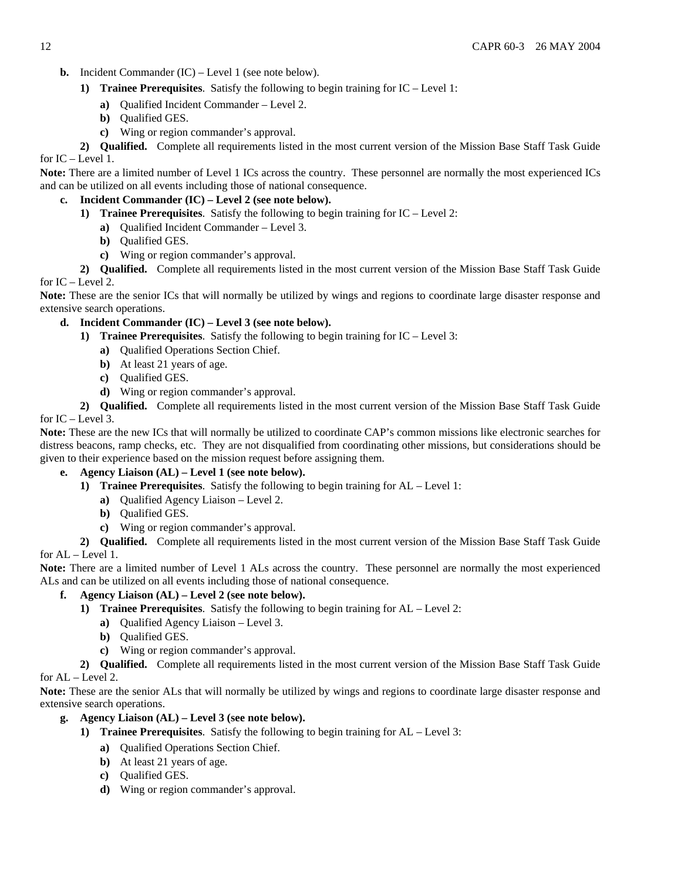**b.** Incident Commander (IC) – Level 1 (see note below).

**1) Trainee Prerequisites**. Satisfy the following to begin training for IC – Level 1:

**a)** Qualified Incident Commander – Level 2.

**b)** Qualified GES.

**c)** Wing or region commander's approval.

**2) Qualified.** Complete all requirements listed in the most current version of the Mission Base Staff Task Guide for IC – Level 1.

**Note:** There are a limited number of Level 1 ICs across the country. These personnel are normally the most experienced ICs and can be utilized on all events including those of national consequence.

**c. Incident Commander (IC) – Level 2 (see note below).**

**1) Trainee Prerequisites**. Satisfy the following to begin training for IC – Level 2:

**a)** Qualified Incident Commander – Level 3.

**b)** Qualified GES.

**c)** Wing or region commander's approval.

**2) Qualified.** Complete all requirements listed in the most current version of the Mission Base Staff Task Guide for IC – Level 2.

**Note:** These are the senior ICs that will normally be utilized by wings and regions to coordinate large disaster response and extensive search operations.

**d. Incident Commander (IC) – Level 3 (see note below).**

**1) Trainee Prerequisites**. Satisfy the following to begin training for IC – Level 3:

**a)** Qualified Operations Section Chief.

**b)** At least 21 years of age.

**c)** Qualified GES.

**d)** Wing or region commander's approval.

**2) Qualified.** Complete all requirements listed in the most current version of the Mission Base Staff Task Guide for IC – Level 3.

**Note:** These are the new ICs that will normally be utilized to coordinate CAP's common missions like electronic searches for distress beacons, ramp checks, etc. They are not disqualified from coordinating other missions, but considerations should be given to their experience based on the mission request before assigning them.

**e. Agency Liaison (AL) – Level 1 (see note below).**

**1) Trainee Prerequisites**. Satisfy the following to begin training for AL – Level 1:

**a)** Qualified Agency Liaison – Level 2.

**b)** Qualified GES.

**c)** Wing or region commander's approval.

**2) Qualified.** Complete all requirements listed in the most current version of the Mission Base Staff Task Guide for AL – Level 1.

**Note:** There are a limited number of Level 1 ALs across the country. These personnel are normally the most experienced ALs and can be utilized on all events including those of national consequence.

**f. Agency Liaison (AL) – Level 2 (see note below).**

**1) Trainee Prerequisites**. Satisfy the following to begin training for AL – Level 2:

**a)** Qualified Agency Liaison – Level 3.

**b)** Qualified GES.

**c)** Wing or region commander's approval.

**2) Qualified.** Complete all requirements listed in the most current version of the Mission Base Staff Task Guide for AL – Level 2.

**Note:** These are the senior ALs that will normally be utilized by wings and regions to coordinate large disaster response and extensive search operations.

**g. Agency Liaison (AL) – Level 3 (see note below).**

**1) Trainee Prerequisites**. Satisfy the following to begin training for AL – Level 3:

**a)** Qualified Operations Section Chief.

**b)** At least 21 years of age.

**c)** Qualified GES.

**d)** Wing or region commander's approval.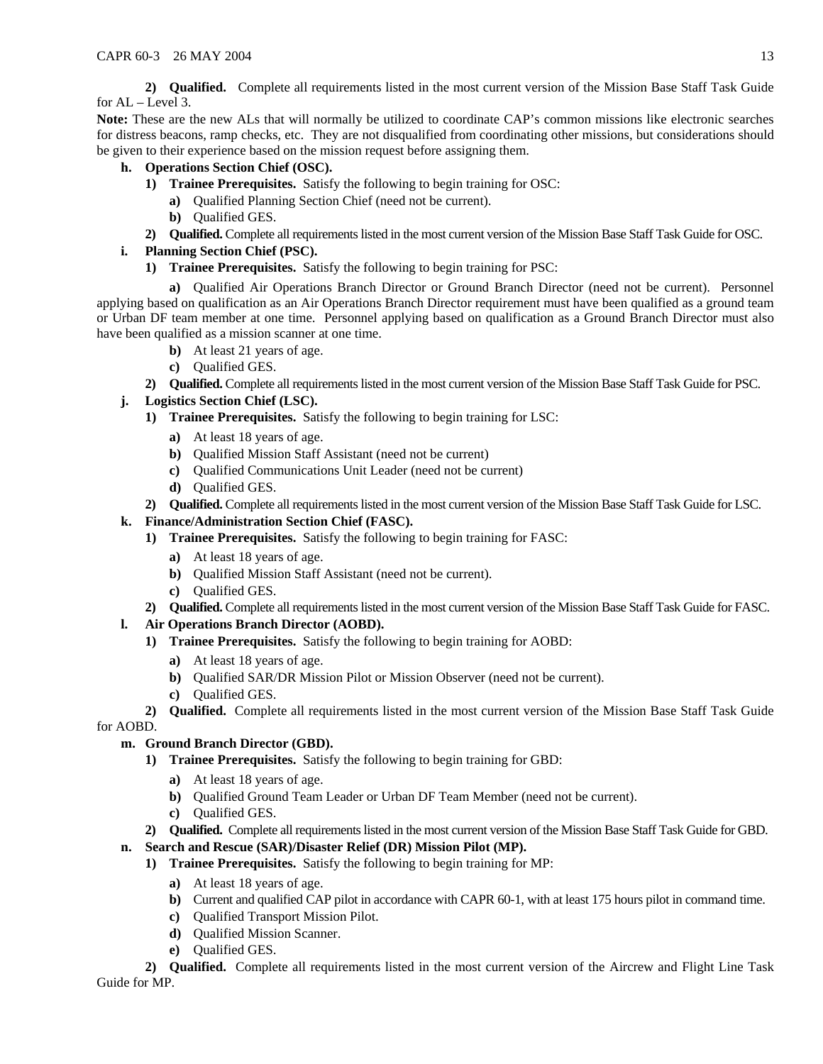**2) Qualified.** Complete all requirements listed in the most current version of the Mission Base Staff Task Guide for AL – Level 3.

**Note:** These are the new ALs that will normally be utilized to coordinate CAP's common missions like electronic searches for distress beacons, ramp checks, etc. They are not disqualified from coordinating other missions, but considerations should be given to their experience based on the mission request before assigning them.

**h. Operations Section Chief (OSC).**

**1) Trainee Prerequisites.** Satisfy the following to begin training for OSC:

**a)** Qualified Planning Section Chief (need not be current).

**b)** Qualified GES.

**2) Qualified.** Complete all requirements listed in the most current version of the Mission Base Staff Task Guide for OSC.

**i. Planning Section Chief (PSC).**

**1) Trainee Prerequisites.** Satisfy the following to begin training for PSC:

**a)** Qualified Air Operations Branch Director or Ground Branch Director (need not be current). Personnel applying based on qualification as an Air Operations Branch Director requirement must have been qualified as a ground team or Urban DF team member at one time. Personnel applying based on qualification as a Ground Branch Director must also have been qualified as a mission scanner at one time.

**b)** At least 21 years of age.

**c)** Qualified GES.

**2) Qualified.** Complete all requirements listed in the most current version of the Mission Base Staff Task Guide for PSC.

**j. Logistics Section Chief (LSC).**

**1) Trainee Prerequisites.** Satisfy the following to begin training for LSC:

**a)** At least 18 years of age.

**b)** Qualified Mission Staff Assistant (need not be current)

**c)** Qualified Communications Unit Leader (need not be current)

**d)** Qualified GES.

**2) Qualified.** Complete all requirements listed in the most current version of the Mission Base Staff Task Guide for LSC.

**k. Finance/Administration Section Chief (FASC).**

**1) Trainee Prerequisites.** Satisfy the following to begin training for FASC:

**a)** At least 18 years of age.

**b)** Qualified Mission Staff Assistant (need not be current).

**c)** Qualified GES.

**2) Qualified.** Complete all requirements listed in the most current version of the Mission Base Staff Task Guide for FASC.

**l. Air Operations Branch Director (AOBD).**

**1) Trainee Prerequisites.** Satisfy the following to begin training for AOBD:

**a)** At least 18 years of age.

**b)** Qualified SAR/DR Mission Pilot or Mission Observer (need not be current).

**c)** Qualified GES.

**2) Qualified.** Complete all requirements listed in the most current version of the Mission Base Staff Task Guide for AOBD.

**m. Ground Branch Director (GBD).**

**1) Trainee Prerequisites.** Satisfy the following to begin training for GBD:

**a)** At least 18 years of age.

**b)** Qualified Ground Team Leader or Urban DF Team Member (need not be current).

**c)** Qualified GES.

**2) Qualified.** Complete all requirements listed in the most current version of the Mission Base Staff Task Guide for GBD.

**n. Search and Rescue (SAR)/Disaster Relief (DR) Mission Pilot (MP).**

**1) Trainee Prerequisites.** Satisfy the following to begin training for MP:

**a)** At least 18 years of age.

**b)** Current and qualified CAP pilot in accordance with CAPR 60-1, with at least 175 hours pilot in command time.

**c)** Qualified Transport Mission Pilot.

**d)** Qualified Mission Scanner.

**e)** Qualified GES.

**2) Qualified.** Complete all requirements listed in the most current version of the Aircrew and Flight Line Task Guide for MP.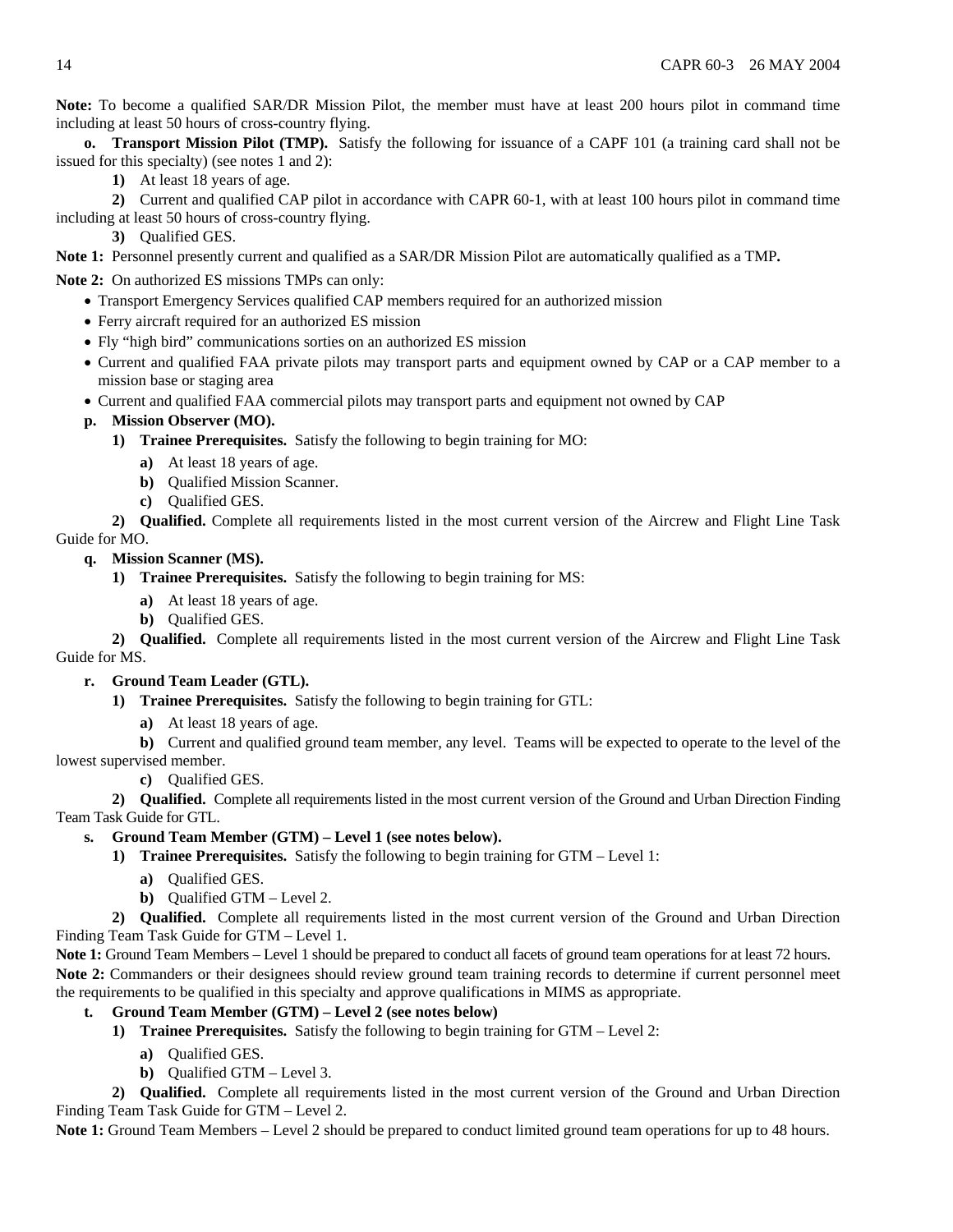**Note:** To become a qualified SAR/DR Mission Pilot, the member must have at least 200 hours pilot in command time including at least 50 hours of cross-country flying.

**o. Transport Mission Pilot (TMP).** Satisfy the following for issuance of a CAPF 101 (a training card shall not be issued for this specialty) (see notes 1 and 2):

**1)** At least 18 years of age.

**2)** Current and qualified CAP pilot in accordance with CAPR 60-1, with at least 100 hours pilot in command time including at least 50 hours of cross-country flying.

**3)** Qualified GES.

**Note 1:** Personnel presently current and qualified as a SAR/DR Mission Pilot are automatically qualified as a TMP**.**

**Note 2:** On authorized ES missions TMPs can only:

- Transport Emergency Services qualified CAP members required for an authorized mission
- Ferry aircraft required for an authorized ES mission
- Fly "high bird" communications sorties on an authorized ES mission
- Current and qualified FAA private pilots may transport parts and equipment owned by CAP or a CAP member to a mission base or staging area
- Current and qualified FAA commercial pilots may transport parts and equipment not owned by CAP

**p. Mission Observer (MO).**

**1) Trainee Prerequisites.** Satisfy the following to begin training for MO:

**a)** At least 18 years of age.

**b)** Qualified Mission Scanner.

**c)** Qualified GES.

**2) Qualified.** Complete all requirements listed in the most current version of the Aircrew and Flight Line Task Guide for MO.

**q. Mission Scanner (MS).**

**1) Trainee Prerequisites.** Satisfy the following to begin training for MS:

**a)** At least 18 years of age.

**b)** Qualified GES.

**2) Qualified.** Complete all requirements listed in the most current version of the Aircrew and Flight Line Task Guide for MS.

**r. Ground Team Leader (GTL).**

**1) Trainee Prerequisites.** Satisfy the following to begin training for GTL:

**a)** At least 18 years of age.

**b)** Current and qualified ground team member, any level. Teams will be expected to operate to the level of the lowest supervised member.

**c)** Qualified GES.

**2) Qualified.** Complete all requirements listed in the most current version of the Ground and Urban Direction Finding Team Task Guide for GTL.

**s. Ground Team Member (GTM) – Level 1 (see notes below).**

**1) Trainee Prerequisites.** Satisfy the following to begin training for GTM – Level 1:

**a)** Qualified GES.

**b)** Qualified GTM – Level 2.

**2) Qualified.** Complete all requirements listed in the most current version of the Ground and Urban Direction Finding Team Task Guide for GTM – Level 1.

**Note 1:** Ground Team Members – Level 1 should be prepared to conduct all facets of ground team operations for at least 72 hours.

**Note 2:** Commanders or their designees should review ground team training records to determine if current personnel meet the requirements to be qualified in this specialty and approve qualifications in MIMS as appropriate.

**t. Ground Team Member (GTM) – Level 2 (see notes below)**

**1) Trainee Prerequisites.** Satisfy the following to begin training for GTM – Level 2:

**a)** Qualified GES.

**b)** Qualified GTM – Level 3.

**2) Qualified.** Complete all requirements listed in the most current version of the Ground and Urban Direction Finding Team Task Guide for GTM – Level 2.

**Note 1:** Ground Team Members – Level 2 should be prepared to conduct limited ground team operations for up to 48 hours.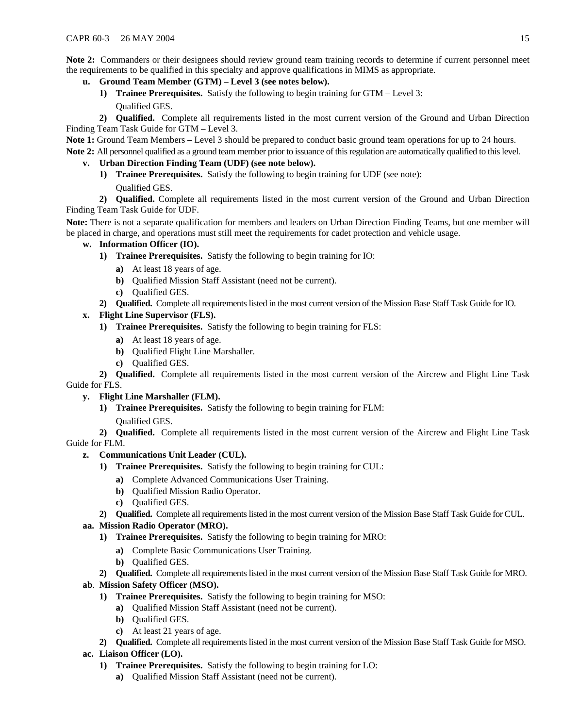**Note 2:** Commanders or their designees should review ground team training records to determine if current personnel meet the requirements to be qualified in this specialty and approve qualifications in MIMS as appropriate.

**u. Ground Team Member (GTM) – Level 3 (see notes below).**

**1) Trainee Prerequisites.** Satisfy the following to begin training for GTM – Level 3:

Qualified GES.

**2) Qualified.** Complete all requirements listed in the most current version of the Ground and Urban Direction Finding Team Task Guide for GTM – Level 3.

**Note 1:** Ground Team Members – Level 3 should be prepared to conduct basic ground team operations for up to 24 hours.

**Note 2:** All personnel qualified as a ground team member prior to issuance of this regulation are automatically qualified to this level.

**v. Urban Direction Finding Team (UDF) (see note below).**

**1) Trainee Prerequisites.** Satisfy the following to begin training for UDF (see note):

Qualified GES.

**2) Qualified.** Complete all requirements listed in the most current version of the Ground and Urban Direction Finding Team Task Guide for UDF.

**Note:** There is not a separate qualification for members and leaders on Urban Direction Finding Teams, but one member will be placed in charge, and operations must still meet the requirements for cadet protection and vehicle usage.

**w. Information Officer (IO).**

**1) Trainee Prerequisites.** Satisfy the following to begin training for IO:

- **a)** At least 18 years of age.
- **b)** Qualified Mission Staff Assistant (need not be current).
- **c)** Qualified GES.

**2) Qualified.** Complete all requirements listed in the most current version of the Mission Base Staff Task Guide for IO.

**x. Flight Line Supervisor (FLS).**

**1) Trainee Prerequisites.** Satisfy the following to begin training for FLS:

- **a)** At least 18 years of age.
- **b)** Qualified Flight Line Marshaller.
- **c)** Qualified GES.

**2) Qualified.** Complete all requirements listed in the most current version of the Aircrew and Flight Line Task Guide for FLS.

**y. Flight Line Marshaller (FLM).**

**1) Trainee Prerequisites.** Satisfy the following to begin training for FLM:

Qualified GES.

**2) Qualified.** Complete all requirements listed in the most current version of the Aircrew and Flight Line Task Guide for FLM.

**z. Communications Unit Leader (CUL).**

**1) Trainee Prerequisites.** Satisfy the following to begin training for CUL:

- **a)** Complete Advanced Communications User Training.
- **b)** Qualified Mission Radio Operator.
- **c)** Qualified GES.

**2) Qualified.** Complete all requirements listed in the most current version of the Mission Base Staff Task Guide for CUL.

**aa. Mission Radio Operator (MRO).**

**1) Trainee Prerequisites.** Satisfy the following to begin training for MRO:

- **a)** Complete Basic Communications User Training.
- **b)** Qualified GES.

**2) Qualified.** Complete all requirements listed in the most current version of the Mission Base Staff Task Guide for MRO.

**ab. Mission Safety Officer (MSO).**

**1) Trainee Prerequisites.** Satisfy the following to begin training for MSO:

- **a)** Qualified Mission Staff Assistant (need not be current).
- **b)** Qualified GES.
- **c)** At least 21 years of age.

**2) Qualified.** Complete all requirements listed in the most current version of the Mission Base Staff Task Guide for MSO.

**ac. Liaison Officer (LO).**

**1) Trainee Prerequisites.** Satisfy the following to begin training for LO:

- **a)** Qualified Mission Staff Assistant (need not be current).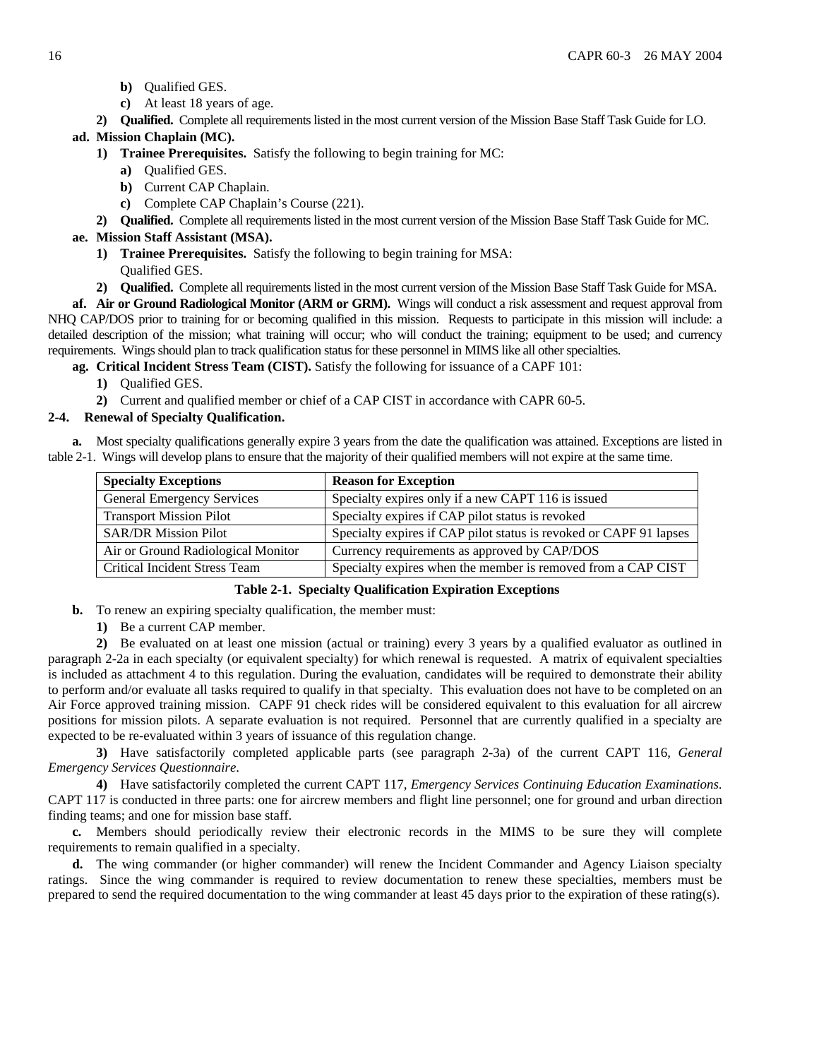**b)** Qualified GES.

**c)** At least 18 years of age.

**2) Qualified.** Complete all requirements listed in the most current version of the Mission Base Staff Task Guide for LO.

**ad. Mission Chaplain (MC).**

**1) Trainee Prerequisites.** Satisfy the following to begin training for MC:

**a)** Qualified GES.

**b)** Current CAP Chaplain.

**c)** Complete CAP Chaplain's Course (221).

**2) Qualified.** Complete all requirements listed in the most current version of the Mission Base Staff Task Guide for MC.

**ae. Mission Staff Assistant (MSA).**

**1) Trainee Prerequisites.** Satisfy the following to begin training for MSA:
Qualified GES.

**2) Qualified.** Complete all requirements listed in the most current version of the Mission Base Staff Task Guide for MSA.

**af. Air or Ground Radiological Monitor (ARM or GRM).** Wings will conduct a risk assessment and request approval from NHQ CAP/DOS prior to training for or becoming qualified in this mission. Requests to participate in this mission will include: a detailed description of the mission; what training will occur; who will conduct the training; equipment to be used; and currency requirements. Wings should plan to track qualification status for these personnel in MIMS like all other specialties.

**ag. Critical Incident Stress Team (CIST).** Satisfy the following for issuance of a CAPF 101:

**1)** Qualified GES.

**2)** Current and qualified member or chief of a CAP CIST in accordance with CAPR 60-5.

**2-4. Renewal of Specialty Qualification.**

**a.** Most specialty qualifications generally expire 3 years from the date the qualification was attained. Exceptions are listed in table 2-1. Wings will develop plans to ensure that the majority of their qualified members will not expire at the same time.

| Specialty Exceptions | Reason for Exception |
|---|---|
| General Emergency Services | Specialty expires only if a new CAPT 116 is issued |
| Transport Mission Pilot | Specialty expires if CAP pilot status is revoked |
| SAR/DR Mission Pilot | Specialty expires if CAP pilot status is revoked or CAPF 91 lapses |
| Air or Ground Radiological Monitor | Currency requirements as approved by CAP/DOS |
| Critical Incident Stress Team | Specialty expires when the member is removed from a CAP CIST |

**Table 2-1. Specialty Qualification Expiration Exceptions**

**b.** To renew an expiring specialty qualification, the member must:

**1)** Be a current CAP member.

**2)** Be evaluated on at least one mission (actual or training) every 3 years by a qualified evaluator as outlined in paragraph 2-2a in each specialty (or equivalent specialty) for which renewal is requested. A matrix of equivalent specialties is included as attachment 4 to this regulation. During the evaluation, candidates will be required to demonstrate their ability to perform and/or evaluate all tasks required to qualify in that specialty. This evaluation does not have to be completed on an Air Force approved training mission. CAPF 91 check rides will be considered equivalent to this evaluation for all aircrew positions for mission pilots. A separate evaluation is not required. Personnel that are currently qualified in a specialty are expected to be re-evaluated within 3 years of issuance of this regulation change.

**3)** Have satisfactorily completed applicable parts (see paragraph 2-3a) of the current CAPT 116, *General Emergency Services Questionnaire*.

**4)** Have satisfactorily completed the current CAPT 117, *Emergency Services Continuing Education Examinations*. CAPT 117 is conducted in three parts: one for aircrew members and flight line personnel; one for ground and urban direction finding teams; and one for mission base staff.

**c.** Members should periodically review their electronic records in the MIMS to be sure they will complete requirements to remain qualified in a specialty.

**d.** The wing commander (or higher commander) will renew the Incident Commander and Agency Liaison specialty ratings. Since the wing commander is required to review documentation to renew these specialties, members must be prepared to send the required documentation to the wing commander at least 45 days prior to the expiration of these rating(s).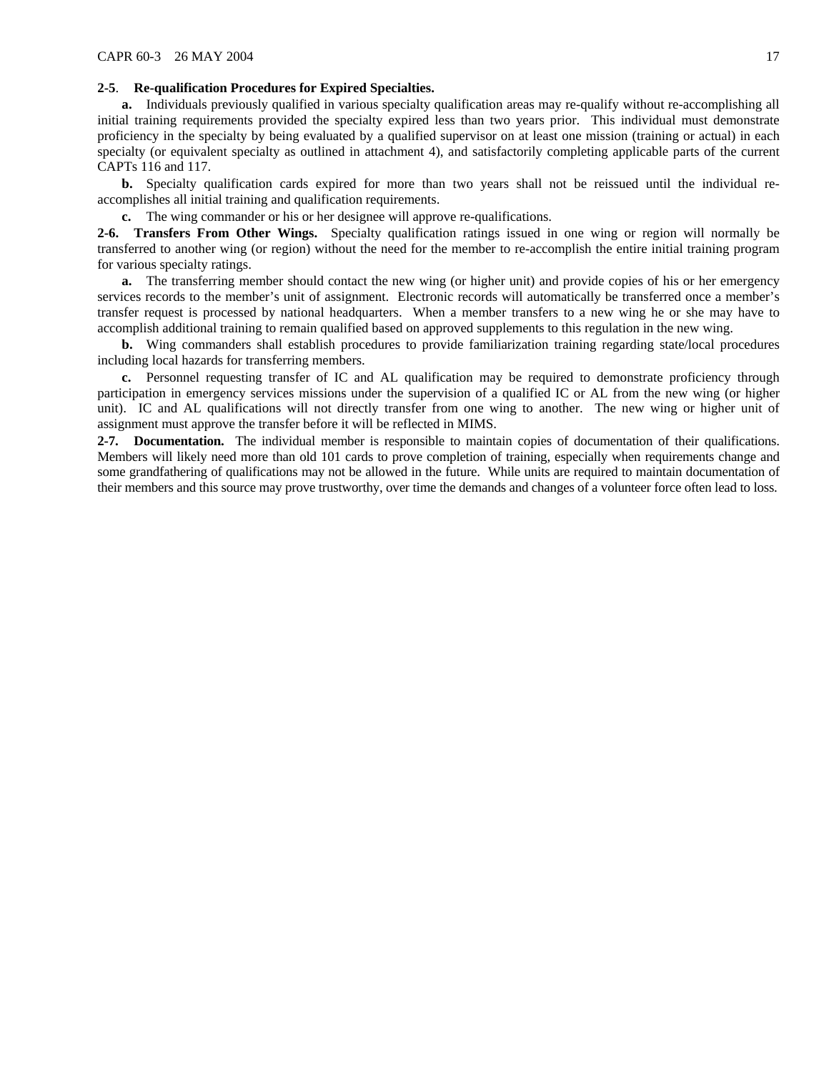**2-5**. **Re-qualification Procedures for Expired Specialties.**

**a.** Individuals previously qualified in various specialty qualification areas may re-qualify without re-accomplishing all initial training requirements provided the specialty expired less than two years prior. This individual must demonstrate proficiency in the specialty by being evaluated by a qualified supervisor on at least one mission (training or actual) in each specialty (or equivalent specialty as outlined in attachment 4), and satisfactorily completing applicable parts of the current CAPTs 116 and 117.

**b.** Specialty qualification cards expired for more than two years shall not be reissued until the individual re-accomplishes all initial training and qualification requirements.

**c.** The wing commander or his or her designee will approve re-qualifications.

**2-6. Transfers From Other Wings.** Specialty qualification ratings issued in one wing or region will normally be transferred to another wing (or region) without the need for the member to re-accomplish the entire initial training program for various specialty ratings.

**a.** The transferring member should contact the new wing (or higher unit) and provide copies of his or her emergency services records to the member's unit of assignment. Electronic records will automatically be transferred once a member's transfer request is processed by national headquarters. When a member transfers to a new wing he or she may have to accomplish additional training to remain qualified based on approved supplements to this regulation in the new wing.

**b.** Wing commanders shall establish procedures to provide familiarization training regarding state/local procedures including local hazards for transferring members.

**c.** Personnel requesting transfer of IC and AL qualification may be required to demonstrate proficiency through participation in emergency services missions under the supervision of a qualified IC or AL from the new wing (or higher unit). IC and AL qualifications will not directly transfer from one wing to another. The new wing or higher unit of assignment must approve the transfer before it will be reflected in MIMS.

**2-7. Documentation.** The individual member is responsible to maintain copies of documentation of their qualifications. Members will likely need more than old 101 cards to prove completion of training, especially when requirements change and some grandfathering of qualifications may not be allowed in the future. While units are required to maintain documentation of their members and this source may prove trustworthy, over time the demands and changes of a volunteer force often lead to loss.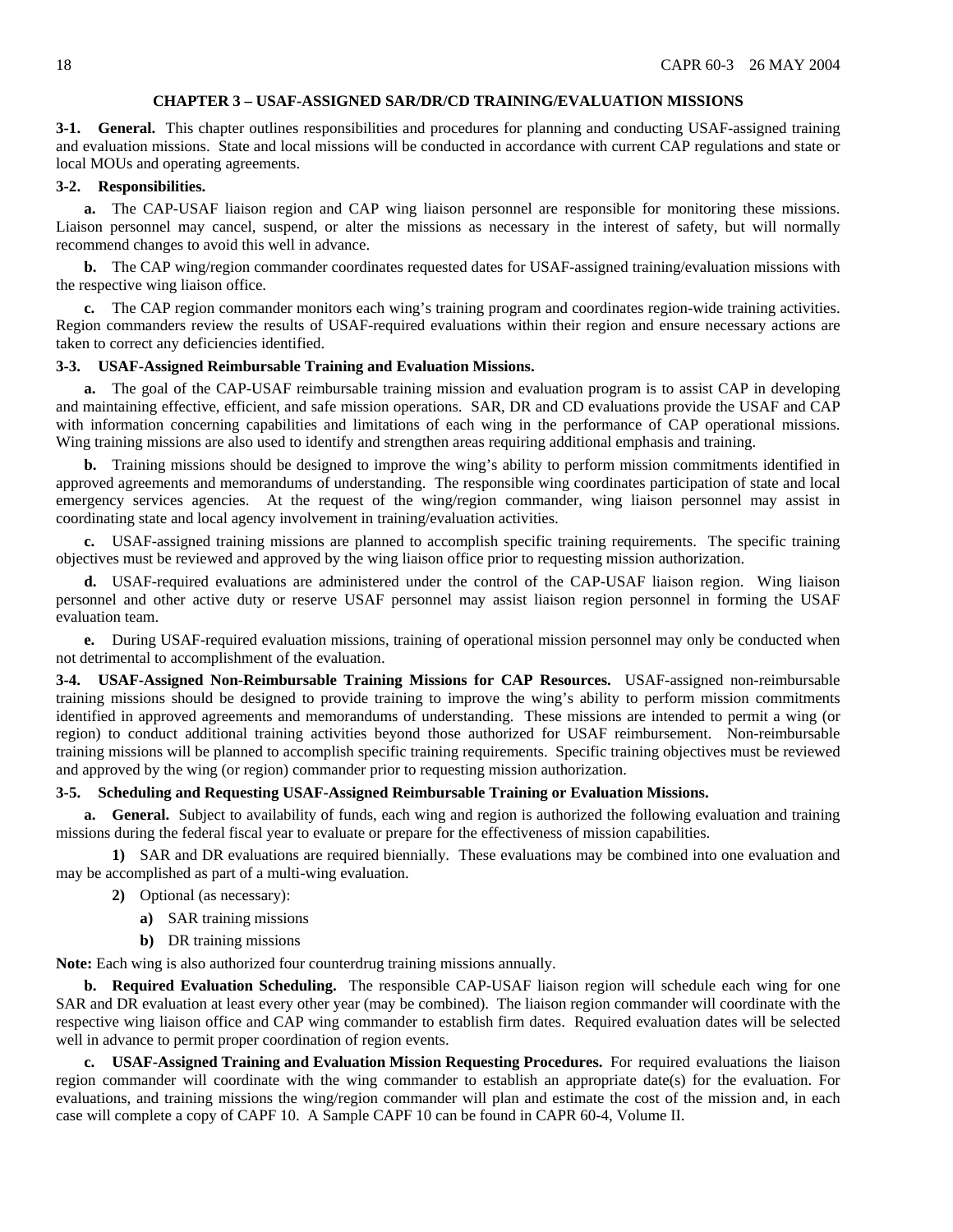## CHAPTER 3 – USAF-ASSIGNED SAR/DR/CD TRAINING/EVALUATION MISSIONS

**3-1. General.** This chapter outlines responsibilities and procedures for planning and conducting USAF-assigned training and evaluation missions. State and local missions will be conducted in accordance with current CAP regulations and state or local MOUs and operating agreements.

**3-2. Responsibilities.**

**a.** The CAP-USAF liaison region and CAP wing liaison personnel are responsible for monitoring these missions. Liaison personnel may cancel, suspend, or alter the missions as necessary in the interest of safety, but will normally recommend changes to avoid this well in advance.

**b.** The CAP wing/region commander coordinates requested dates for USAF-assigned training/evaluation missions with the respective wing liaison office.

**c.** The CAP region commander monitors each wing's training program and coordinates region-wide training activities. Region commanders review the results of USAF-required evaluations within their region and ensure necessary actions are taken to correct any deficiencies identified.

**3-3. USAF-Assigned Reimbursable Training and Evaluation Missions.**

**a.** The goal of the CAP-USAF reimbursable training mission and evaluation program is to assist CAP in developing and maintaining effective, efficient, and safe mission operations. SAR, DR and CD evaluations provide the USAF and CAP with information concerning capabilities and limitations of each wing in the performance of CAP operational missions. Wing training missions are also used to identify and strengthen areas requiring additional emphasis and training.

**b.** Training missions should be designed to improve the wing's ability to perform mission commitments identified in approved agreements and memorandums of understanding. The responsible wing coordinates participation of state and local emergency services agencies. At the request of the wing/region commander, wing liaison personnel may assist in coordinating state and local agency involvement in training/evaluation activities.

**c.** USAF-assigned training missions are planned to accomplish specific training requirements. The specific training objectives must be reviewed and approved by the wing liaison office prior to requesting mission authorization.

**d.** USAF-required evaluations are administered under the control of the CAP-USAF liaison region. Wing liaison personnel and other active duty or reserve USAF personnel may assist liaison region personnel in forming the USAF evaluation team.

**e.** During USAF-required evaluation missions, training of operational mission personnel may only be conducted when not detrimental to accomplishment of the evaluation.

**3-4. USAF-Assigned Non-Reimbursable Training Missions for CAP Resources.** USAF-assigned non-reimbursable training missions should be designed to provide training to improve the wing's ability to perform mission commitments identified in approved agreements and memorandums of understanding. These missions are intended to permit a wing (or region) to conduct additional training activities beyond those authorized for USAF reimbursement. Non-reimbursable training missions will be planned to accomplish specific training requirements. Specific training objectives must be reviewed and approved by the wing (or region) commander prior to requesting mission authorization.

**3-5. Scheduling and Requesting USAF-Assigned Reimbursable Training or Evaluation Missions.**

**a. General.** Subject to availability of funds, each wing and region is authorized the following evaluation and training missions during the federal fiscal year to evaluate or prepare for the effectiveness of mission capabilities.

**1)** SAR and DR evaluations are required biennially. These evaluations may be combined into one evaluation and may be accomplished as part of a multi-wing evaluation.

**2)** Optional (as necessary):

**a)** SAR training missions

**b)** DR training missions

**Note:** Each wing is also authorized four counterdrug training missions annually.

**b. Required Evaluation Scheduling.** The responsible CAP-USAF liaison region will schedule each wing for one SAR and DR evaluation at least every other year (may be combined). The liaison region commander will coordinate with the respective wing liaison office and CAP wing commander to establish firm dates. Required evaluation dates will be selected well in advance to permit proper coordination of region events.

**c. USAF-Assigned Training and Evaluation Mission Requesting Procedures.** For required evaluations the liaison region commander will coordinate with the wing commander to establish an appropriate date(s) for the evaluation. For evaluations, and training missions the wing/region commander will plan and estimate the cost of the mission and, in each case will complete a copy of CAPF 10. A Sample CAPF 10 can be found in CAPR 60-4, Volume II.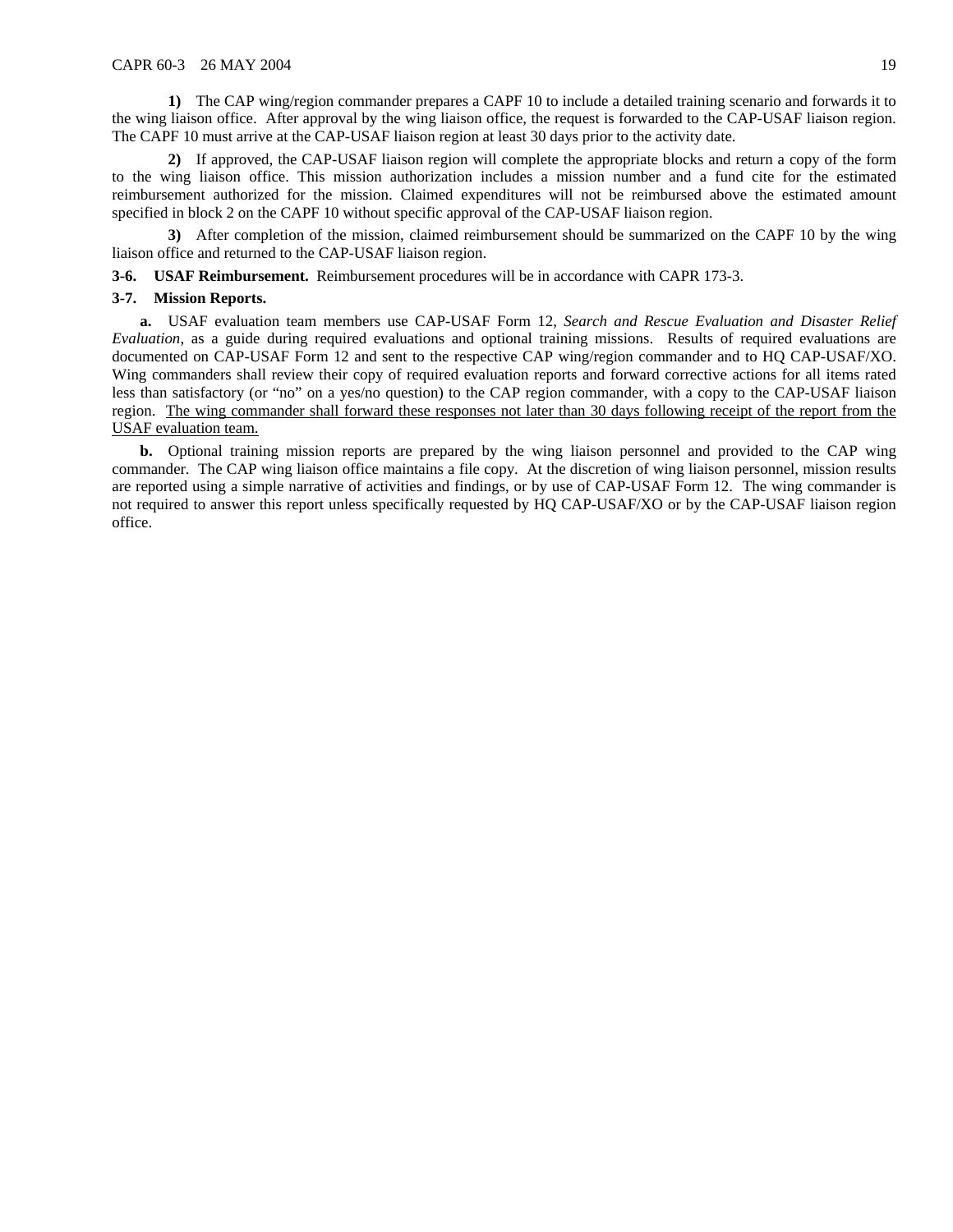**1)** The CAP wing/region commander prepares a CAPF 10 to include a detailed training scenario and forwards it to the wing liaison office. After approval by the wing liaison office, the request is forwarded to the CAP-USAF liaison region. The CAPF 10 must arrive at the CAP-USAF liaison region at least 30 days prior to the activity date.

**2)** If approved, the CAP-USAF liaison region will complete the appropriate blocks and return a copy of the form to the wing liaison office. This mission authorization includes a mission number and a fund cite for the estimated reimbursement authorized for the mission. Claimed expenditures will not be reimbursed above the estimated amount specified in block 2 on the CAPF 10 without specific approval of the CAP-USAF liaison region.

**3)** After completion of the mission, claimed reimbursement should be summarized on the CAPF 10 by the wing liaison office and returned to the CAP-USAF liaison region.

**3-6. USAF Reimbursement.** Reimbursement procedures will be in accordance with CAPR 173-3.

**3-7. Mission Reports.**

**a.** USAF evaluation team members use CAP-USAF Form 12, *Search and Rescue Evaluation and Disaster Relief Evaluation*, as a guide during required evaluations and optional training missions. Results of required evaluations are documented on CAP-USAF Form 12 and sent to the respective CAP wing/region commander and to HQ CAP-USAF/XO. Wing commanders shall review their copy of required evaluation reports and forward corrective actions for all items rated less than satisfactory (or "no" on a yes/no question) to the CAP region commander, with a copy to the CAP-USAF liaison region. <u>The wing commander shall forward these responses not later than 30 days following receipt of the report from the USAF evaluation team.</u>

**b.** Optional training mission reports are prepared by the wing liaison personnel and provided to the CAP wing commander. The CAP wing liaison office maintains a file copy. At the discretion of wing liaison personnel, mission results are reported using a simple narrative of activities and findings, or by use of CAP-USAF Form 12. The wing commander is not required to answer this report unless specifically requested by HQ CAP-USAF/XO or by the CAP-USAF liaison region office.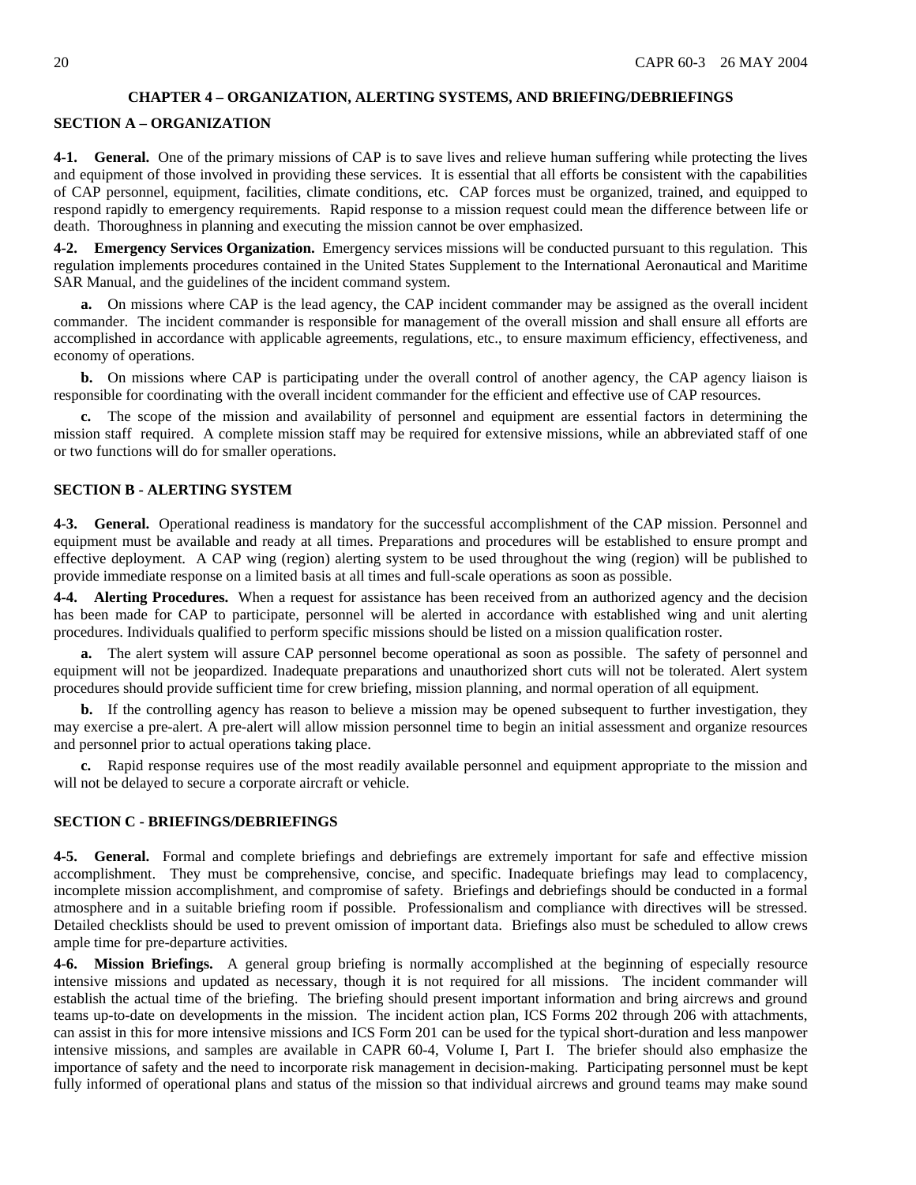# CHAPTER 4 – ORGANIZATION, ALERTING SYSTEMS, AND BRIEFING/DEBRIEFINGS

## SECTION A – ORGANIZATION

**4-1. General.** One of the primary missions of CAP is to save lives and relieve human suffering while protecting the lives and equipment of those involved in providing these services. It is essential that all efforts be consistent with the capabilities of CAP personnel, equipment, facilities, climate conditions, etc. CAP forces must be organized, trained, and equipped to respond rapidly to emergency requirements. Rapid response to a mission request could mean the difference between life or death. Thoroughness in planning and executing the mission cannot be over emphasized.

**4-2. Emergency Services Organization.** Emergency services missions will be conducted pursuant to this regulation. This regulation implements procedures contained in the United States Supplement to the International Aeronautical and Maritime SAR Manual, and the guidelines of the incident command system.

**a.** On missions where CAP is the lead agency, the CAP incident commander may be assigned as the overall incident commander. The incident commander is responsible for management of the overall mission and shall ensure all efforts are accomplished in accordance with applicable agreements, regulations, etc., to ensure maximum efficiency, effectiveness, and economy of operations.

**b.** On missions where CAP is participating under the overall control of another agency, the CAP agency liaison is responsible for coordinating with the overall incident commander for the efficient and effective use of CAP resources.

**c.** The scope of the mission and availability of personnel and equipment are essential factors in determining the mission staff required. A complete mission staff may be required for extensive missions, while an abbreviated staff of one or two functions will do for smaller operations.

## SECTION B - ALERTING SYSTEM

**4-3. General.** Operational readiness is mandatory for the successful accomplishment of the CAP mission. Personnel and equipment must be available and ready at all times. Preparations and procedures will be established to ensure prompt and effective deployment. A CAP wing (region) alerting system to be used throughout the wing (region) will be published to provide immediate response on a limited basis at all times and full-scale operations as soon as possible.

**4-4. Alerting Procedures.** When a request for assistance has been received from an authorized agency and the decision has been made for CAP to participate, personnel will be alerted in accordance with established wing and unit alerting procedures. Individuals qualified to perform specific missions should be listed on a mission qualification roster.

**a.** The alert system will assure CAP personnel become operational as soon as possible. The safety of personnel and equipment will not be jeopardized. Inadequate preparations and unauthorized short cuts will not be tolerated. Alert system procedures should provide sufficient time for crew briefing, mission planning, and normal operation of all equipment.

**b.** If the controlling agency has reason to believe a mission may be opened subsequent to further investigation, they may exercise a pre-alert. A pre-alert will allow mission personnel time to begin an initial assessment and organize resources and personnel prior to actual operations taking place.

**c.** Rapid response requires use of the most readily available personnel and equipment appropriate to the mission and will not be delayed to secure a corporate aircraft or vehicle.

## SECTION C - BRIEFINGS/DEBRIEFINGS

**4-5. General.** Formal and complete briefings and debriefings are extremely important for safe and effective mission accomplishment. They must be comprehensive, concise, and specific. Inadequate briefings may lead to complacency, incomplete mission accomplishment, and compromise of safety. Briefings and debriefings should be conducted in a formal atmosphere and in a suitable briefing room if possible. Professionalism and compliance with directives will be stressed. Detailed checklists should be used to prevent omission of important data. Briefings also must be scheduled to allow crews ample time for pre-departure activities.

**4-6. Mission Briefings.** A general group briefing is normally accomplished at the beginning of especially resource intensive missions and updated as necessary, though it is not required for all missions. The incident commander will establish the actual time of the briefing. The briefing should present important information and bring aircrews and ground teams up-to-date on developments in the mission. The incident action plan, ICS Forms 202 through 206 with attachments, can assist in this for more intensive missions and ICS Form 201 can be used for the typical short-duration and less manpower intensive missions, and samples are available in CAPR 60-4, Volume I, Part I. The briefer should also emphasize the importance of safety and the need to incorporate risk management in decision-making. Participating personnel must be kept fully informed of operational plans and status of the mission so that individual aircrews and ground teams may make sound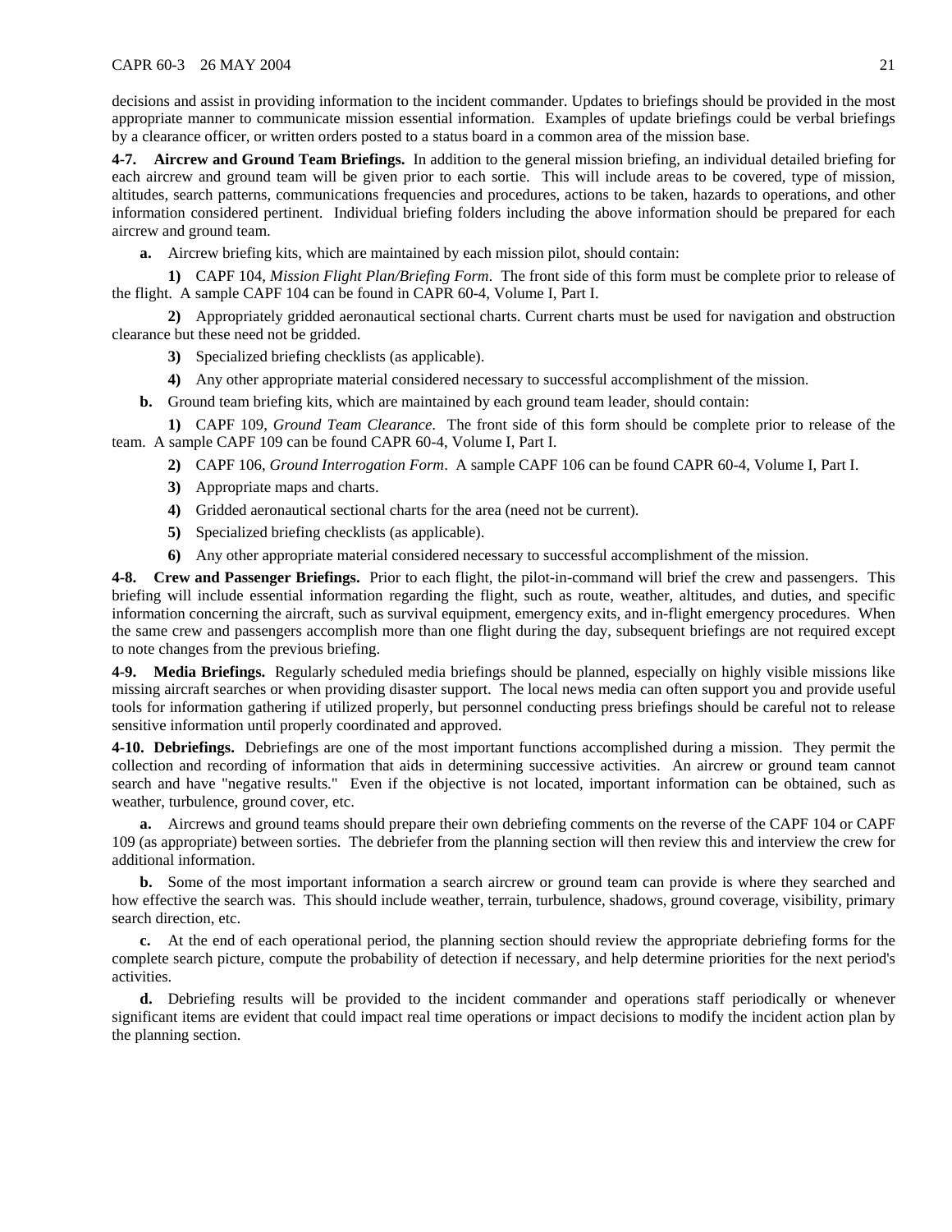decisions and assist in providing information to the incident commander. Updates to briefings should be provided in the most appropriate manner to communicate mission essential information. Examples of update briefings could be verbal briefings by a clearance officer, or written orders posted to a status board in a common area of the mission base.

**4-7. Aircrew and Ground Team Briefings.** In addition to the general mission briefing, an individual detailed briefing for each aircrew and ground team will be given prior to each sortie. This will include areas to be covered, type of mission, altitudes, search patterns, communications frequencies and procedures, actions to be taken, hazards to operations, and other information considered pertinent. Individual briefing folders including the above information should be prepared for each aircrew and ground team.

**a.** Aircrew briefing kits, which are maintained by each mission pilot, should contain:

**1)** CAPF 104, *Mission Flight Plan/Briefing Form*. The front side of this form must be complete prior to release of the flight. A sample CAPF 104 can be found in CAPR 60-4, Volume I, Part I.

**2)** Appropriately gridded aeronautical sectional charts. Current charts must be used for navigation and obstruction clearance but these need not be gridded.

**3)** Specialized briefing checklists (as applicable).

**4)** Any other appropriate material considered necessary to successful accomplishment of the mission.

**b.** Ground team briefing kits, which are maintained by each ground team leader, should contain:

**1)** CAPF 109, *Ground Team Clearance*. The front side of this form should be complete prior to release of the team. A sample CAPF 109 can be found CAPR 60-4, Volume I, Part I.

**2)** CAPF 106, *Ground Interrogation Form*. A sample CAPF 106 can be found CAPR 60-4, Volume I, Part I.

**3)** Appropriate maps and charts.

**4)** Gridded aeronautical sectional charts for the area (need not be current).

**5)** Specialized briefing checklists (as applicable).

**6)** Any other appropriate material considered necessary to successful accomplishment of the mission.

**4-8. Crew and Passenger Briefings.** Prior to each flight, the pilot-in-command will brief the crew and passengers. This briefing will include essential information regarding the flight, such as route, weather, altitudes, and duties, and specific information concerning the aircraft, such as survival equipment, emergency exits, and in-flight emergency procedures. When the same crew and passengers accomplish more than one flight during the day, subsequent briefings are not required except to note changes from the previous briefing.

**4-9. Media Briefings.** Regularly scheduled media briefings should be planned, especially on highly visible missions like missing aircraft searches or when providing disaster support. The local news media can often support you and provide useful tools for information gathering if utilized properly, but personnel conducting press briefings should be careful not to release sensitive information until properly coordinated and approved.

**4-10. Debriefings.** Debriefings are one of the most important functions accomplished during a mission. They permit the collection and recording of information that aids in determining successive activities. An aircrew or ground team cannot search and have "negative results." Even if the objective is not located, important information can be obtained, such as weather, turbulence, ground cover, etc.

**a.** Aircrews and ground teams should prepare their own debriefing comments on the reverse of the CAPF 104 or CAPF 109 (as appropriate) between sorties. The debriefer from the planning section will then review this and interview the crew for additional information.

**b.** Some of the most important information a search aircrew or ground team can provide is where they searched and how effective the search was. This should include weather, terrain, turbulence, shadows, ground coverage, visibility, primary search direction, etc.

**c.** At the end of each operational period, the planning section should review the appropriate debriefing forms for the complete search picture, compute the probability of detection if necessary, and help determine priorities for the next period's activities.

**d.** Debriefing results will be provided to the incident commander and operations staff periodically or whenever significant items are evident that could impact real time operations or impact decisions to modify the incident action plan by the planning section.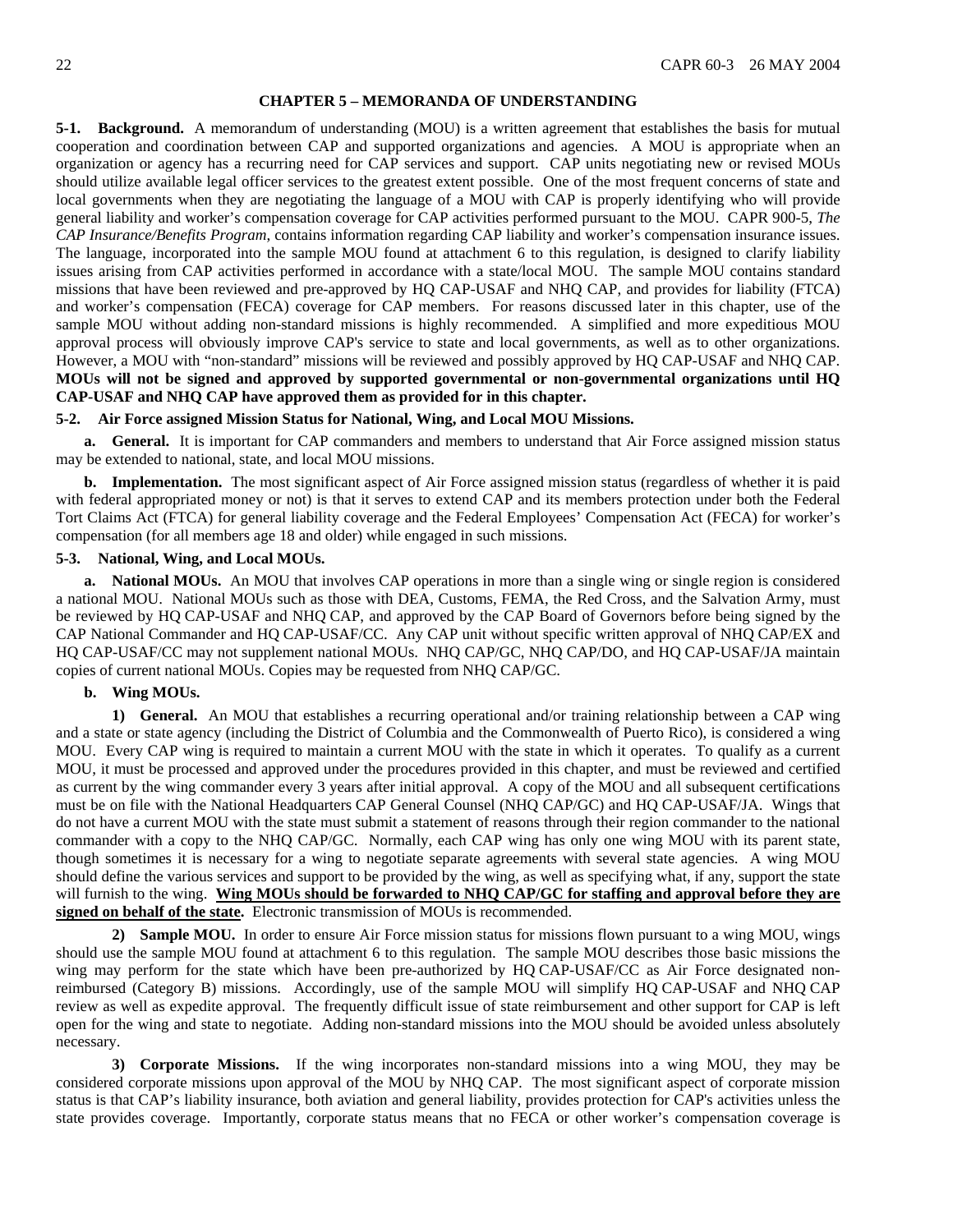## CHAPTER 5 – MEMORANDA OF UNDERSTANDING

**5-1. Background.** A memorandum of understanding (MOU) is a written agreement that establishes the basis for mutual cooperation and coordination between CAP and supported organizations and agencies. A MOU is appropriate when an organization or agency has a recurring need for CAP services and support. CAP units negotiating new or revised MOUs should utilize available legal officer services to the greatest extent possible. One of the most frequent concerns of state and local governments when they are negotiating the language of a MOU with CAP is properly identifying who will provide general liability and worker's compensation coverage for CAP activities performed pursuant to the MOU. CAPR 900-5, *The CAP Insurance/Benefits Program*, contains information regarding CAP liability and worker's compensation insurance issues. The language, incorporated into the sample MOU found at attachment 6 to this regulation, is designed to clarify liability issues arising from CAP activities performed in accordance with a state/local MOU. The sample MOU contains standard missions that have been reviewed and pre-approved by HQ CAP-USAF and NHQ CAP, and provides for liability (FTCA) and worker's compensation (FECA) coverage for CAP members. For reasons discussed later in this chapter, use of the sample MOU without adding non-standard missions is highly recommended. A simplified and more expeditious MOU approval process will obviously improve CAP's service to state and local governments, as well as to other organizations. However, a MOU with "non-standard" missions will be reviewed and possibly approved by HQ CAP-USAF and NHQ CAP. **MOUs will not be signed and approved by supported governmental or non-governmental organizations until HQ CAP-USAF and NHQ CAP have approved them as provided for in this chapter.**

**5-2. Air Force assigned Mission Status for National, Wing, and Local MOU Missions.**

**a. General.** It is important for CAP commanders and members to understand that Air Force assigned mission status may be extended to national, state, and local MOU missions.

**b. Implementation.** The most significant aspect of Air Force assigned mission status (regardless of whether it is paid with federal appropriated money or not) is that it serves to extend CAP and its members protection under both the Federal Tort Claims Act (FTCA) for general liability coverage and the Federal Employees' Compensation Act (FECA) for worker's compensation (for all members age 18 and older) while engaged in such missions.

**5-3. National, Wing, and Local MOUs.**

**a. National MOUs.** An MOU that involves CAP operations in more than a single wing or single region is considered a national MOU. National MOUs such as those with DEA, Customs, FEMA, the Red Cross, and the Salvation Army, must be reviewed by HQ CAP-USAF and NHQ CAP, and approved by the CAP Board of Governors before being signed by the CAP National Commander and HQ CAP-USAF/CC. Any CAP unit without specific written approval of NHQ CAP/EX and HQ CAP-USAF/CC may not supplement national MOUs. NHQ CAP/GC, NHQ CAP/DO, and HQ CAP-USAF/JA maintain copies of current national MOUs. Copies may be requested from NHQ CAP/GC.

**b. Wing MOUs.**

**1) General.** An MOU that establishes a recurring operational and/or training relationship between a CAP wing and a state or state agency (including the District of Columbia and the Commonwealth of Puerto Rico), is considered a wing MOU. Every CAP wing is required to maintain a current MOU with the state in which it operates. To qualify as a current MOU, it must be processed and approved under the procedures provided in this chapter, and must be reviewed and certified as current by the wing commander every 3 years after initial approval. A copy of the MOU and all subsequent certifications must be on file with the National Headquarters CAP General Counsel (NHQ CAP/GC) and HQ CAP-USAF/JA. Wings that do not have a current MOU with the state must submit a statement of reasons through their region commander to the national commander with a copy to the NHQ CAP/GC. Normally, each CAP wing has only one wing MOU with its parent state, though sometimes it is necessary for a wing to negotiate separate agreements with several state agencies. A wing MOU should define the various services and support to be provided by the wing, as well as specifying what, if any, support the state will furnish to the wing. **Wing MOUs should be forwarded to NHQ CAP/GC for staffing and approval before they are signed on behalf of the state.** Electronic transmission of MOUs is recommended.

**2) Sample MOU.** In order to ensure Air Force mission status for missions flown pursuant to a wing MOU, wings should use the sample MOU found at attachment 6 to this regulation. The sample MOU describes those basic missions the wing may perform for the state which have been pre-authorized by HQ CAP-USAF/CC as Air Force designated non-reimbursed (Category B) missions. Accordingly, use of the sample MOU will simplify HQ CAP-USAF and NHQ CAP review as well as expedite approval. The frequently difficult issue of state reimbursement and other support for CAP is left open for the wing and state to negotiate. Adding non-standard missions into the MOU should be avoided unless absolutely necessary.

**3) Corporate Missions.** If the wing incorporates non-standard missions into a wing MOU, they may be considered corporate missions upon approval of the MOU by NHQ CAP. The most significant aspect of corporate mission status is that CAP's liability insurance, both aviation and general liability, provides protection for CAP's activities unless the state provides coverage. Importantly, corporate status means that no FECA or other worker's compensation coverage is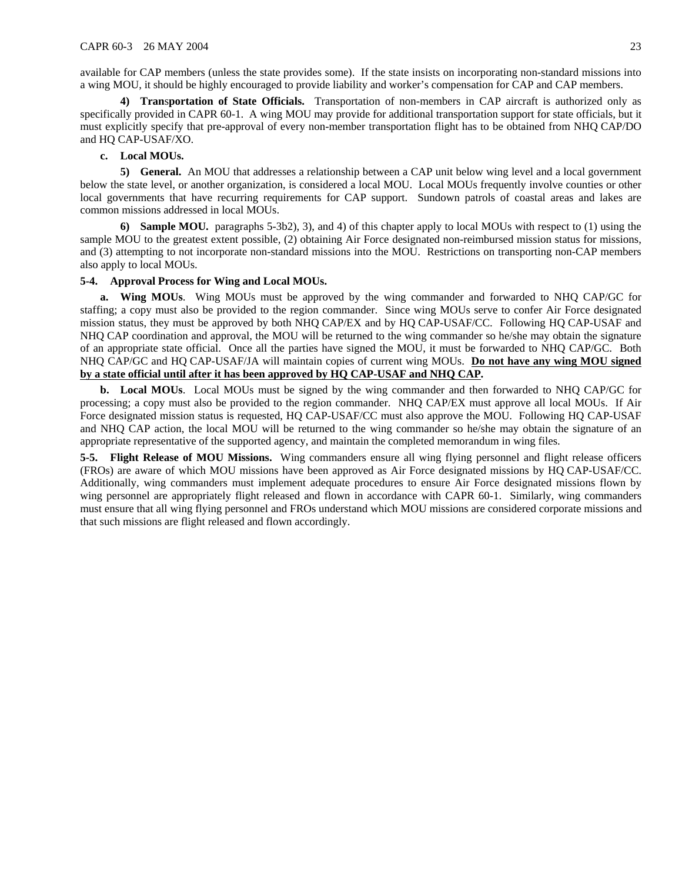available for CAP members (unless the state provides some). If the state insists on incorporating non-standard missions into a wing MOU, it should be highly encouraged to provide liability and worker's compensation for CAP and CAP members.

**4) Transportation of State Officials.** Transportation of non-members in CAP aircraft is authorized only as specifically provided in CAPR 60-1. A wing MOU may provide for additional transportation support for state officials, but it must explicitly specify that pre-approval of every non-member transportation flight has to be obtained from NHQ CAP/DO and HQ CAP-USAF/XO.

**c. Local MOUs.**

**5) General.** An MOU that addresses a relationship between a CAP unit below wing level and a local government below the state level, or another organization, is considered a local MOU. Local MOUs frequently involve counties or other local governments that have recurring requirements for CAP support. Sundown patrols of coastal areas and lakes are common missions addressed in local MOUs.

**6) Sample MOU.** paragraphs 5-3b2), 3), and 4) of this chapter apply to local MOUs with respect to (1) using the sample MOU to the greatest extent possible, (2) obtaining Air Force designated non-reimbursed mission status for missions, and (3) attempting to not incorporate non-standard missions into the MOU. Restrictions on transporting non-CAP members also apply to local MOUs.

**5-4. Approval Process for Wing and Local MOUs.**

**a. Wing MOUs**. Wing MOUs must be approved by the wing commander and forwarded to NHQ CAP/GC for staffing; a copy must also be provided to the region commander. Since wing MOUs serve to confer Air Force designated mission status, they must be approved by both NHQ CAP/EX and by HQ CAP-USAF/CC. Following HQ CAP-USAF and NHQ CAP coordination and approval, the MOU will be returned to the wing commander so he/she may obtain the signature of an appropriate state official. Once all the parties have signed the MOU, it must be forwarded to NHQ CAP/GC. Both NHQ CAP/GC and HQ CAP-USAF/JA will maintain copies of current wing MOUs. **Do not have any wing MOU signed by a state official until after it has been approved by HQ CAP-USAF and NHQ CAP.**

**b. Local MOUs**. Local MOUs must be signed by the wing commander and then forwarded to NHQ CAP/GC for processing; a copy must also be provided to the region commander. NHQ CAP/EX must approve all local MOUs. If Air Force designated mission status is requested, HQ CAP-USAF/CC must also approve the MOU. Following HQ CAP-USAF and NHQ CAP action, the local MOU will be returned to the wing commander so he/she may obtain the signature of an appropriate representative of the supported agency, and maintain the completed memorandum in wing files.

**5-5. Flight Release of MOU Missions.** Wing commanders ensure all wing flying personnel and flight release officers (FROs) are aware of which MOU missions have been approved as Air Force designated missions by HQ CAP-USAF/CC. Additionally, wing commanders must implement adequate procedures to ensure Air Force designated missions flown by wing personnel are appropriately flight released and flown in accordance with CAPR 60-1. Similarly, wing commanders must ensure that all wing flying personnel and FROs understand which MOU missions are considered corporate missions and that such missions are flight released and flown accordingly.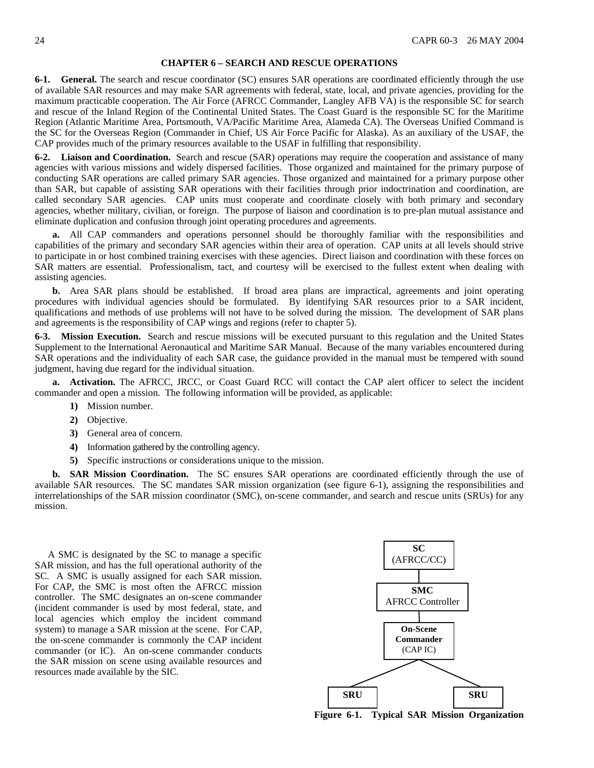## CHAPTER 6 – SEARCH AND RESCUE OPERATIONS

**6-1. General.** The search and rescue coordinator (SC) ensures SAR operations are coordinated efficiently through the use of available SAR resources and may make SAR agreements with federal, state, local, and private agencies, providing for the maximum practicable cooperation. The Air Force (AFRCC Commander, Langley AFB VA) is the responsible SC for search and rescue of the Inland Region of the Continental United States. The Coast Guard is the responsible SC for the Maritime Region (Atlantic Maritime Area, Portsmouth, VA/Pacific Maritime Area, Alameda CA). The Overseas Unified Command is the SC for the Overseas Region (Commander in Chief, US Air Force Pacific for Alaska). As an auxiliary of the USAF, the CAP provides much of the primary resources available to the USAF in fulfilling that responsibility.

**6-2. Liaison and Coordination.** Search and rescue (SAR) operations may require the cooperation and assistance of many agencies with various missions and widely dispersed facilities. Those organized and maintained for the primary purpose of conducting SAR operations are called primary SAR agencies. Those organized and maintained for a primary purpose other than SAR, but capable of assisting SAR operations with their facilities through prior indoctrination and coordination, are called secondary SAR agencies. CAP units must cooperate and coordinate closely with both primary and secondary agencies, whether military, civilian, or foreign. The purpose of liaison and coordination is to pre-plan mutual assistance and eliminate duplication and confusion through joint operating procedures and agreements.

**a.** All CAP commanders and operations personnel should be thoroughly familiar with the responsibilities and capabilities of the primary and secondary SAR agencies within their area of operation. CAP units at all levels should strive to participate in or host combined training exercises with these agencies. Direct liaison and coordination with these forces on SAR matters are essential. Professionalism, tact, and courtesy will be exercised to the fullest extent when dealing with assisting agencies.

**b.** Area SAR plans should be established. If broad area plans are impractical, agreements and joint operating procedures with individual agencies should be formulated. By identifying SAR resources prior to a SAR incident, qualifications and methods of use problems will not have to be solved during the mission. The development of SAR plans and agreements is the responsibility of CAP wings and regions (refer to chapter 5).

**6-3. Mission Execution.** Search and rescue missions will be executed pursuant to this regulation and the United States Supplement to the International Aeronautical and Maritime SAR Manual. Because of the many variables encountered during SAR operations and the individuality of each SAR case, the guidance provided in the manual must be tempered with sound judgment, having due regard for the individual situation.

**a. Activation.** The AFRCC, JRCC, or Coast Guard RCC will contact the CAP alert officer to select the incident commander and open a mission. The following information will be provided, as applicable:

**1)** Mission number.

**2)** Objective.

**3)** General area of concern.

**4)** Information gathered by the controlling agency.

**5)** Specific instructions or considerations unique to the mission.

**b. SAR Mission Coordination.** The SC ensures SAR operations are coordinated efficiently through the use of available SAR resources. The SC mandates SAR mission organization (see figure 6-1), assigning the responsibilities and interrelationships of the SAR mission coordinator (SMC), on-scene commander, and search and rescue units (SRUs) for any mission.

A SMC is designated by the SC to manage a specific SAR mission, and has the full operational authority of the SC. A SMC is usually assigned for each SAR mission. For CAP, the SMC is most often the AFRCC mission controller. The SMC designates an on-scene commander (incident commander is used by most federal, state, and local agencies which employ the incident command system) to manage a SAR mission at the scene. For CAP, the on-scene commander is commonly the CAP incident commander (or IC). An on-scene commander conducts the SAR mission on scene using available resources and resources made available by the SIC.

```
            SC
        (AFRCC/CC)
            |
           SMC
     AFRCC Controller
            |
     On-Scene Commander
         (CAP IC)
        /        \
      SRU        SRU
```

**Figure 6-1. Typical SAR Mission Organization**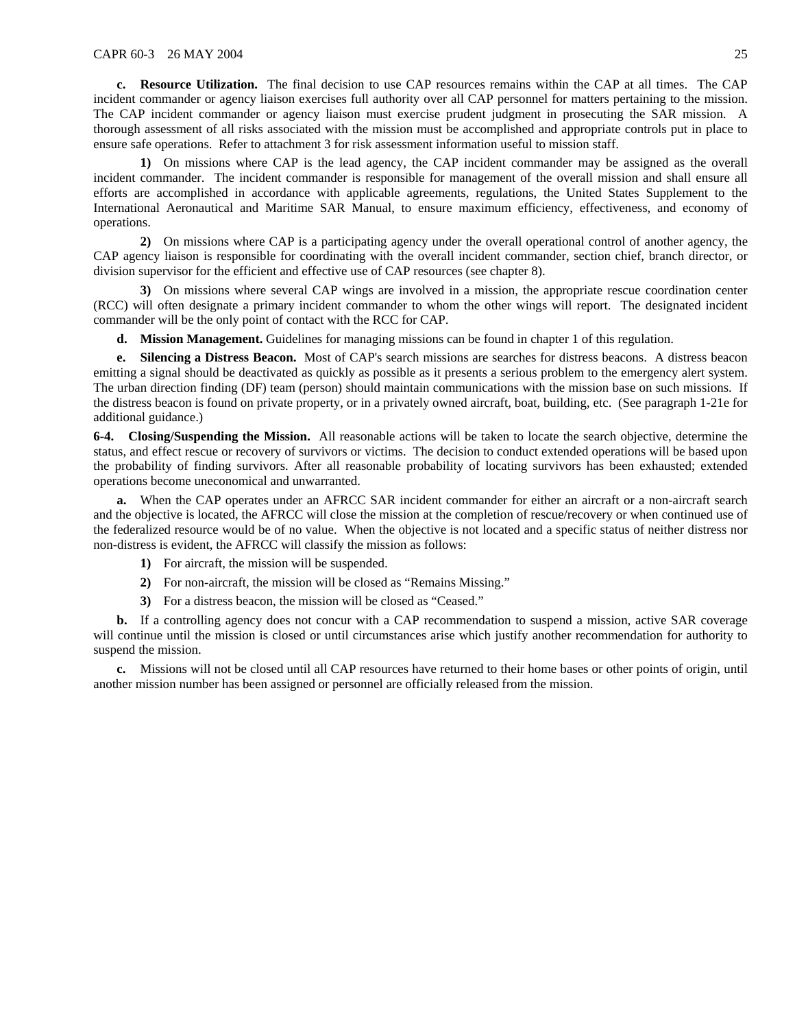**c. Resource Utilization.** The final decision to use CAP resources remains within the CAP at all times. The CAP incident commander or agency liaison exercises full authority over all CAP personnel for matters pertaining to the mission. The CAP incident commander or agency liaison must exercise prudent judgment in prosecuting the SAR mission. A thorough assessment of all risks associated with the mission must be accomplished and appropriate controls put in place to ensure safe operations. Refer to attachment 3 for risk assessment information useful to mission staff.

**1)** On missions where CAP is the lead agency, the CAP incident commander may be assigned as the overall incident commander. The incident commander is responsible for management of the overall mission and shall ensure all efforts are accomplished in accordance with applicable agreements, regulations, the United States Supplement to the International Aeronautical and Maritime SAR Manual, to ensure maximum efficiency, effectiveness, and economy of operations.

**2)** On missions where CAP is a participating agency under the overall operational control of another agency, the CAP agency liaison is responsible for coordinating with the overall incident commander, section chief, branch director, or division supervisor for the efficient and effective use of CAP resources (see chapter 8).

**3)** On missions where several CAP wings are involved in a mission, the appropriate rescue coordination center (RCC) will often designate a primary incident commander to whom the other wings will report. The designated incident commander will be the only point of contact with the RCC for CAP.

**d. Mission Management.** Guidelines for managing missions can be found in chapter 1 of this regulation.

**e. Silencing a Distress Beacon.** Most of CAP's search missions are searches for distress beacons. A distress beacon emitting a signal should be deactivated as quickly as possible as it presents a serious problem to the emergency alert system. The urban direction finding (DF) team (person) should maintain communications with the mission base on such missions. If the distress beacon is found on private property, or in a privately owned aircraft, boat, building, etc. (See paragraph 1-21e for additional guidance.)

**6-4. Closing/Suspending the Mission.** All reasonable actions will be taken to locate the search objective, determine the status, and effect rescue or recovery of survivors or victims. The decision to conduct extended operations will be based upon the probability of finding survivors. After all reasonable probability of locating survivors has been exhausted; extended operations become uneconomical and unwarranted.

**a.** When the CAP operates under an AFRCC SAR incident commander for either an aircraft or a non-aircraft search and the objective is located, the AFRCC will close the mission at the completion of rescue/recovery or when continued use of the federalized resource would be of no value. When the objective is not located and a specific status of neither distress nor non-distress is evident, the AFRCC will classify the mission as follows:

**1)** For aircraft, the mission will be suspended.

**2)** For non-aircraft, the mission will be closed as "Remains Missing."

**3)** For a distress beacon, the mission will be closed as "Ceased."

**b.** If a controlling agency does not concur with a CAP recommendation to suspend a mission, active SAR coverage will continue until the mission is closed or until circumstances arise which justify another recommendation for authority to suspend the mission.

**c.** Missions will not be closed until all CAP resources have returned to their home bases or other points of origin, until another mission number has been assigned or personnel are officially released from the mission.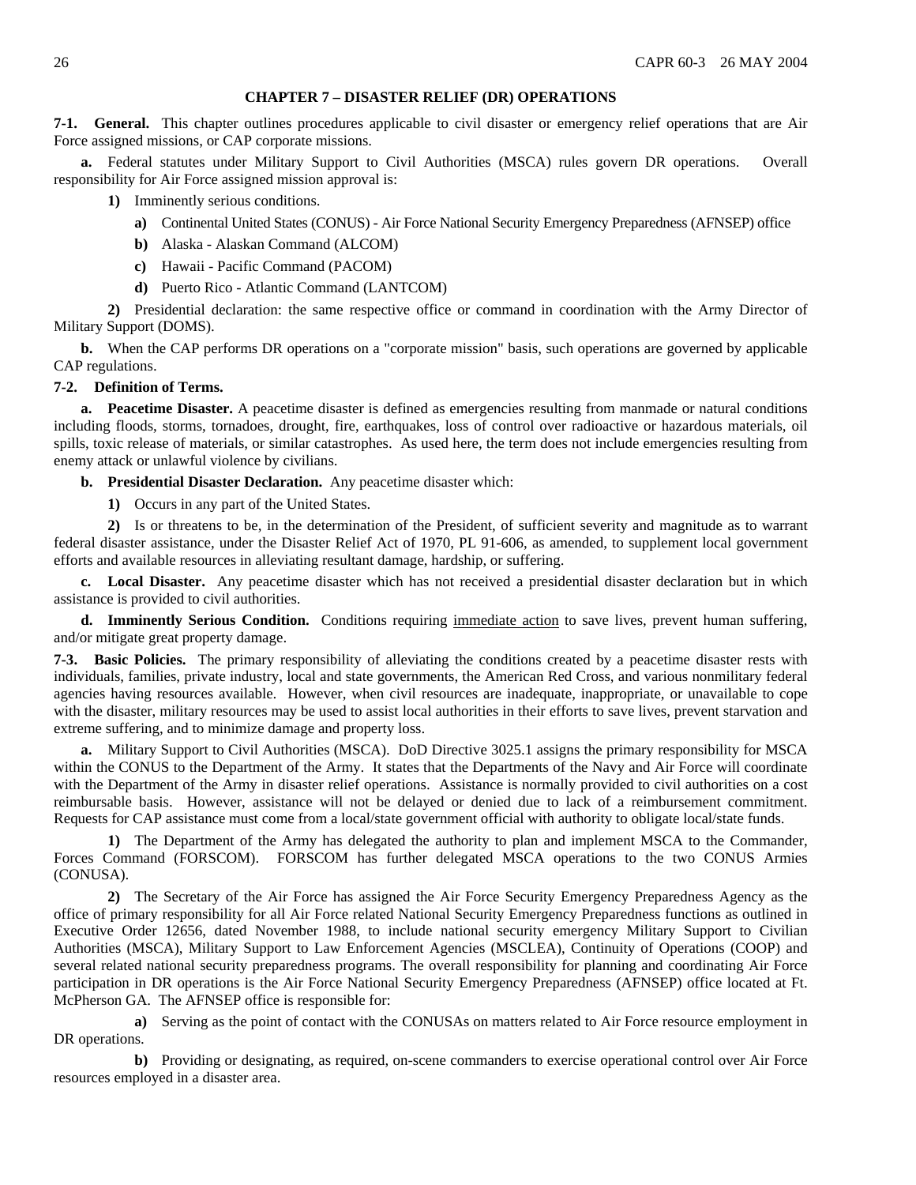## CHAPTER 7 – DISASTER RELIEF (DR) OPERATIONS

**7-1. General.** This chapter outlines procedures applicable to civil disaster or emergency relief operations that are Air Force assigned missions, or CAP corporate missions.

**a.** Federal statutes under Military Support to Civil Authorities (MSCA) rules govern DR operations. Overall responsibility for Air Force assigned mission approval is:

**1)** Imminently serious conditions.

**a)** Continental United States (CONUS) - Air Force National Security Emergency Preparedness (AFNSEP) office

**b)** Alaska - Alaskan Command (ALCOM)

**c)** Hawaii - Pacific Command (PACOM)

**d)** Puerto Rico - Atlantic Command (LANTCOM)

**2)** Presidential declaration: the same respective office or command in coordination with the Army Director of Military Support (DOMS).

**b.** When the CAP performs DR operations on a "corporate mission" basis, such operations are governed by applicable CAP regulations.

**7-2. Definition of Terms.**

**a. Peacetime Disaster.** A peacetime disaster is defined as emergencies resulting from manmade or natural conditions including floods, storms, tornadoes, drought, fire, earthquakes, loss of control over radioactive or hazardous materials, oil spills, toxic release of materials, or similar catastrophes. As used here, the term does not include emergencies resulting from enemy attack or unlawful violence by civilians.

**b. Presidential Disaster Declaration.** Any peacetime disaster which:

**1)** Occurs in any part of the United States.

**2)** Is or threatens to be, in the determination of the President, of sufficient severity and magnitude as to warrant federal disaster assistance, under the Disaster Relief Act of 1970, PL 91-606, as amended, to supplement local government efforts and available resources in alleviating resultant damage, hardship, or suffering.

**c. Local Disaster.** Any peacetime disaster which has not received a presidential disaster declaration but in which assistance is provided to civil authorities.

**d. Imminently Serious Condition.** Conditions requiring immediate action to save lives, prevent human suffering, and/or mitigate great property damage.

**7-3. Basic Policies.** The primary responsibility of alleviating the conditions created by a peacetime disaster rests with individuals, families, private industry, local and state governments, the American Red Cross, and various nonmilitary federal agencies having resources available. However, when civil resources are inadequate, inappropriate, or unavailable to cope with the disaster, military resources may be used to assist local authorities in their efforts to save lives, prevent starvation and extreme suffering, and to minimize damage and property loss.

**a.** Military Support to Civil Authorities (MSCA). DoD Directive 3025.1 assigns the primary responsibility for MSCA within the CONUS to the Department of the Army. It states that the Departments of the Navy and Air Force will coordinate with the Department of the Army in disaster relief operations. Assistance is normally provided to civil authorities on a cost reimbursable basis. However, assistance will not be delayed or denied due to lack of a reimbursement commitment. Requests for CAP assistance must come from a local/state government official with authority to obligate local/state funds.

**1)** The Department of the Army has delegated the authority to plan and implement MSCA to the Commander, Forces Command (FORSCOM). FORSCOM has further delegated MSCA operations to the two CONUS Armies (CONUSA).

**2)** The Secretary of the Air Force has assigned the Air Force Security Emergency Preparedness Agency as the office of primary responsibility for all Air Force related National Security Emergency Preparedness functions as outlined in Executive Order 12656, dated November 1988, to include national security emergency Military Support to Civilian Authorities (MSCA), Military Support to Law Enforcement Agencies (MSCLEA), Continuity of Operations (COOP) and several related national security preparedness programs. The overall responsibility for planning and coordinating Air Force participation in DR operations is the Air Force National Security Emergency Preparedness (AFNSEP) office located at Ft. McPherson GA. The AFNSEP office is responsible for:

**a)** Serving as the point of contact with the CONUSAs on matters related to Air Force resource employment in DR operations.

**b)** Providing or designating, as required, on-scene commanders to exercise operational control over Air Force resources employed in a disaster area.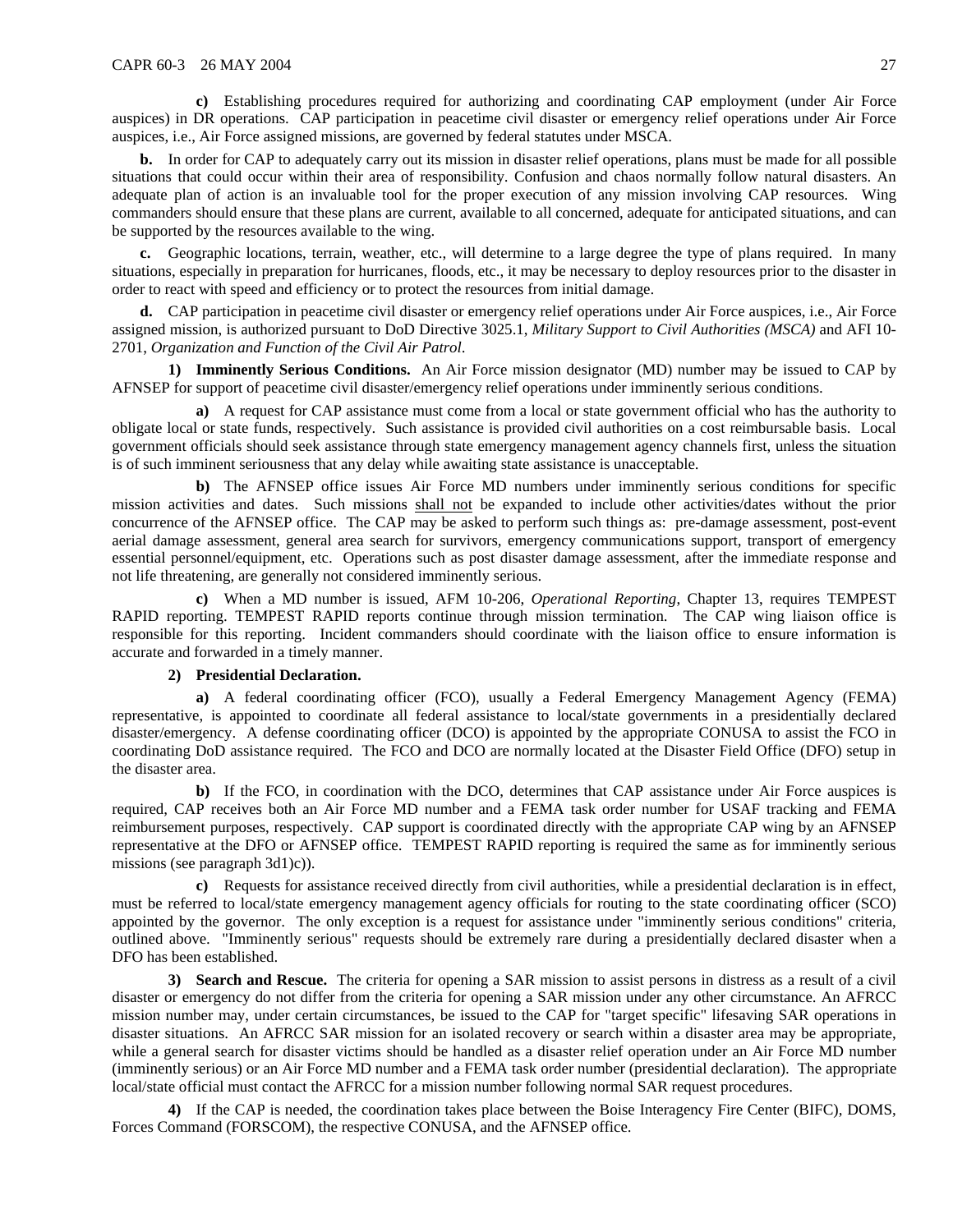**c)** Establishing procedures required for authorizing and coordinating CAP employment (under Air Force auspices) in DR operations. CAP participation in peacetime civil disaster or emergency relief operations under Air Force auspices, i.e., Air Force assigned missions, are governed by federal statutes under MSCA.

**b.** In order for CAP to adequately carry out its mission in disaster relief operations, plans must be made for all possible situations that could occur within their area of responsibility. Confusion and chaos normally follow natural disasters. An adequate plan of action is an invaluable tool for the proper execution of any mission involving CAP resources. Wing commanders should ensure that these plans are current, available to all concerned, adequate for anticipated situations, and can be supported by the resources available to the wing.

**c.** Geographic locations, terrain, weather, etc., will determine to a large degree the type of plans required. In many situations, especially in preparation for hurricanes, floods, etc., it may be necessary to deploy resources prior to the disaster in order to react with speed and efficiency or to protect the resources from initial damage.

**d.** CAP participation in peacetime civil disaster or emergency relief operations under Air Force auspices, i.e., Air Force assigned mission, is authorized pursuant to DoD Directive 3025.1, *Military Support to Civil Authorities (MSCA)* and AFI 10-2701, *Organization and Function of the Civil Air Patrol*.

**1) Imminently Serious Conditions.** An Air Force mission designator (MD) number may be issued to CAP by AFNSEP for support of peacetime civil disaster/emergency relief operations under imminently serious conditions.

**a)** A request for CAP assistance must come from a local or state government official who has the authority to obligate local or state funds, respectively. Such assistance is provided civil authorities on a cost reimbursable basis. Local government officials should seek assistance through state emergency management agency channels first, unless the situation is of such imminent seriousness that any delay while awaiting state assistance is unacceptable.

**b)** The AFNSEP office issues Air Force MD numbers under imminently serious conditions for specific mission activities and dates. Such missions <u>shall not</u> be expanded to include other activities/dates without the prior concurrence of the AFNSEP office. The CAP may be asked to perform such things as: pre-damage assessment, post-event aerial damage assessment, general area search for survivors, emergency communications support, transport of emergency essential personnel/equipment, etc. Operations such as post disaster damage assessment, after the immediate response and not life threatening, are generally not considered imminently serious.

**c)** When a MD number is issued, AFM 10-206, *Operational Reporting*, Chapter 13, requires TEMPEST RAPID reporting. TEMPEST RAPID reports continue through mission termination. The CAP wing liaison office is responsible for this reporting. Incident commanders should coordinate with the liaison office to ensure information is accurate and forwarded in a timely manner.

**2) Presidential Declaration.**

**a)** A federal coordinating officer (FCO), usually a Federal Emergency Management Agency (FEMA) representative, is appointed to coordinate all federal assistance to local/state governments in a presidentially declared disaster/emergency. A defense coordinating officer (DCO) is appointed by the appropriate CONUSA to assist the FCO in coordinating DoD assistance required. The FCO and DCO are normally located at the Disaster Field Office (DFO) setup in the disaster area.

**b)** If the FCO, in coordination with the DCO, determines that CAP assistance under Air Force auspices is required, CAP receives both an Air Force MD number and a FEMA task order number for USAF tracking and FEMA reimbursement purposes, respectively. CAP support is coordinated directly with the appropriate CAP wing by an AFNSEP representative at the DFO or AFNSEP office. TEMPEST RAPID reporting is required the same as for imminently serious missions (see paragraph 3d1)c)).

**c)** Requests for assistance received directly from civil authorities, while a presidential declaration is in effect, must be referred to local/state emergency management agency officials for routing to the state coordinating officer (SCO) appointed by the governor. The only exception is a request for assistance under "imminently serious conditions" criteria, outlined above. "Imminently serious" requests should be extremely rare during a presidentially declared disaster when a DFO has been established.

**3) Search and Rescue.** The criteria for opening a SAR mission to assist persons in distress as a result of a civil disaster or emergency do not differ from the criteria for opening a SAR mission under any other circumstance. An AFRCC mission number may, under certain circumstances, be issued to the CAP for "target specific" lifesaving SAR operations in disaster situations. An AFRCC SAR mission for an isolated recovery or search within a disaster area may be appropriate, while a general search for disaster victims should be handled as a disaster relief operation under an Air Force MD number (imminently serious) or an Air Force MD number and a FEMA task order number (presidential declaration). The appropriate local/state official must contact the AFRCC for a mission number following normal SAR request procedures.

**4)** If the CAP is needed, the coordination takes place between the Boise Interagency Fire Center (BIFC), DOMS, Forces Command (FORSCOM), the respective CONUSA, and the AFNSEP office.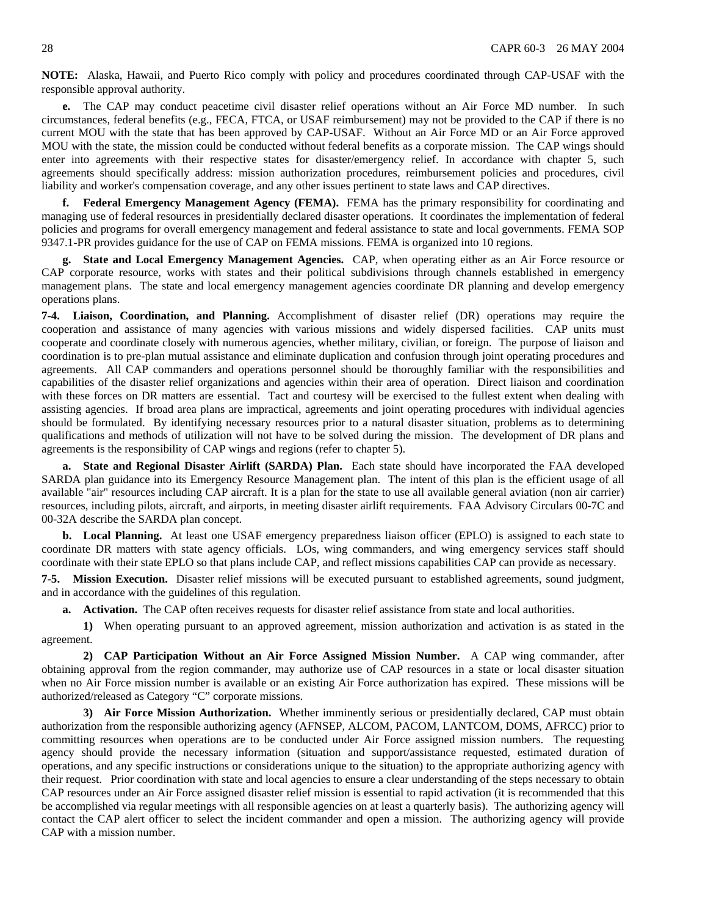**NOTE:** Alaska, Hawaii, and Puerto Rico comply with policy and procedures coordinated through CAP-USAF with the responsible approval authority.

**e.** The CAP may conduct peacetime civil disaster relief operations without an Air Force MD number. In such circumstances, federal benefits (e.g., FECA, FTCA, or USAF reimbursement) may not be provided to the CAP if there is no current MOU with the state that has been approved by CAP-USAF. Without an Air Force MD or an Air Force approved MOU with the state, the mission could be conducted without federal benefits as a corporate mission. The CAP wings should enter into agreements with their respective states for disaster/emergency relief. In accordance with chapter 5, such agreements should specifically address: mission authorization procedures, reimbursement policies and procedures, civil liability and worker's compensation coverage, and any other issues pertinent to state laws and CAP directives.

**f. Federal Emergency Management Agency (FEMA).** FEMA has the primary responsibility for coordinating and managing use of federal resources in presidentially declared disaster operations. It coordinates the implementation of federal policies and programs for overall emergency management and federal assistance to state and local governments. FEMA SOP 9347.1-PR provides guidance for the use of CAP on FEMA missions. FEMA is organized into 10 regions.

**g. State and Local Emergency Management Agencies.** CAP, when operating either as an Air Force resource or CAP corporate resource, works with states and their political subdivisions through channels established in emergency management plans. The state and local emergency management agencies coordinate DR planning and develop emergency operations plans.

**7-4. Liaison, Coordination, and Planning.** Accomplishment of disaster relief (DR) operations may require the cooperation and assistance of many agencies with various missions and widely dispersed facilities. CAP units must cooperate and coordinate closely with numerous agencies, whether military, civilian, or foreign. The purpose of liaison and coordination is to pre-plan mutual assistance and eliminate duplication and confusion through joint operating procedures and agreements. All CAP commanders and operations personnel should be thoroughly familiar with the responsibilities and capabilities of the disaster relief organizations and agencies within their area of operation. Direct liaison and coordination with these forces on DR matters are essential. Tact and courtesy will be exercised to the fullest extent when dealing with assisting agencies. If broad area plans are impractical, agreements and joint operating procedures with individual agencies should be formulated. By identifying necessary resources prior to a natural disaster situation, problems as to determining qualifications and methods of utilization will not have to be solved during the mission. The development of DR plans and agreements is the responsibility of CAP wings and regions (refer to chapter 5).

**a. State and Regional Disaster Airlift (SARDA) Plan.** Each state should have incorporated the FAA developed SARDA plan guidance into its Emergency Resource Management plan. The intent of this plan is the efficient usage of all available "air" resources including CAP aircraft. It is a plan for the state to use all available general aviation (non air carrier) resources, including pilots, aircraft, and airports, in meeting disaster airlift requirements. FAA Advisory Circulars 00-7C and 00-32A describe the SARDA plan concept.

**b. Local Planning.** At least one USAF emergency preparedness liaison officer (EPLO) is assigned to each state to coordinate DR matters with state agency officials. LOs, wing commanders, and wing emergency services staff should coordinate with their state EPLO so that plans include CAP, and reflect missions capabilities CAP can provide as necessary.

**7-5. Mission Execution.** Disaster relief missions will be executed pursuant to established agreements, sound judgment, and in accordance with the guidelines of this regulation.

**a. Activation.** The CAP often receives requests for disaster relief assistance from state and local authorities.

**1)** When operating pursuant to an approved agreement, mission authorization and activation is as stated in the agreement.

**2) CAP Participation Without an Air Force Assigned Mission Number.** A CAP wing commander, after obtaining approval from the region commander, may authorize use of CAP resources in a state or local disaster situation when no Air Force mission number is available or an existing Air Force authorization has expired. These missions will be authorized/released as Category "C" corporate missions.

**3) Air Force Mission Authorization.** Whether imminently serious or presidentially declared, CAP must obtain authorization from the responsible authorizing agency (AFNSEP, ALCOM, PACOM, LANTCOM, DOMS, AFRCC) prior to committing resources when operations are to be conducted under Air Force assigned mission numbers. The requesting agency should provide the necessary information (situation and support/assistance requested, estimated duration of operations, and any specific instructions or considerations unique to the situation) to the appropriate authorizing agency with their request. Prior coordination with state and local agencies to ensure a clear understanding of the steps necessary to obtain CAP resources under an Air Force assigned disaster relief mission is essential to rapid activation (it is recommended that this be accomplished via regular meetings with all responsible agencies on at least a quarterly basis). The authorizing agency will contact the CAP alert officer to select the incident commander and open a mission. The authorizing agency will provide CAP with a mission number.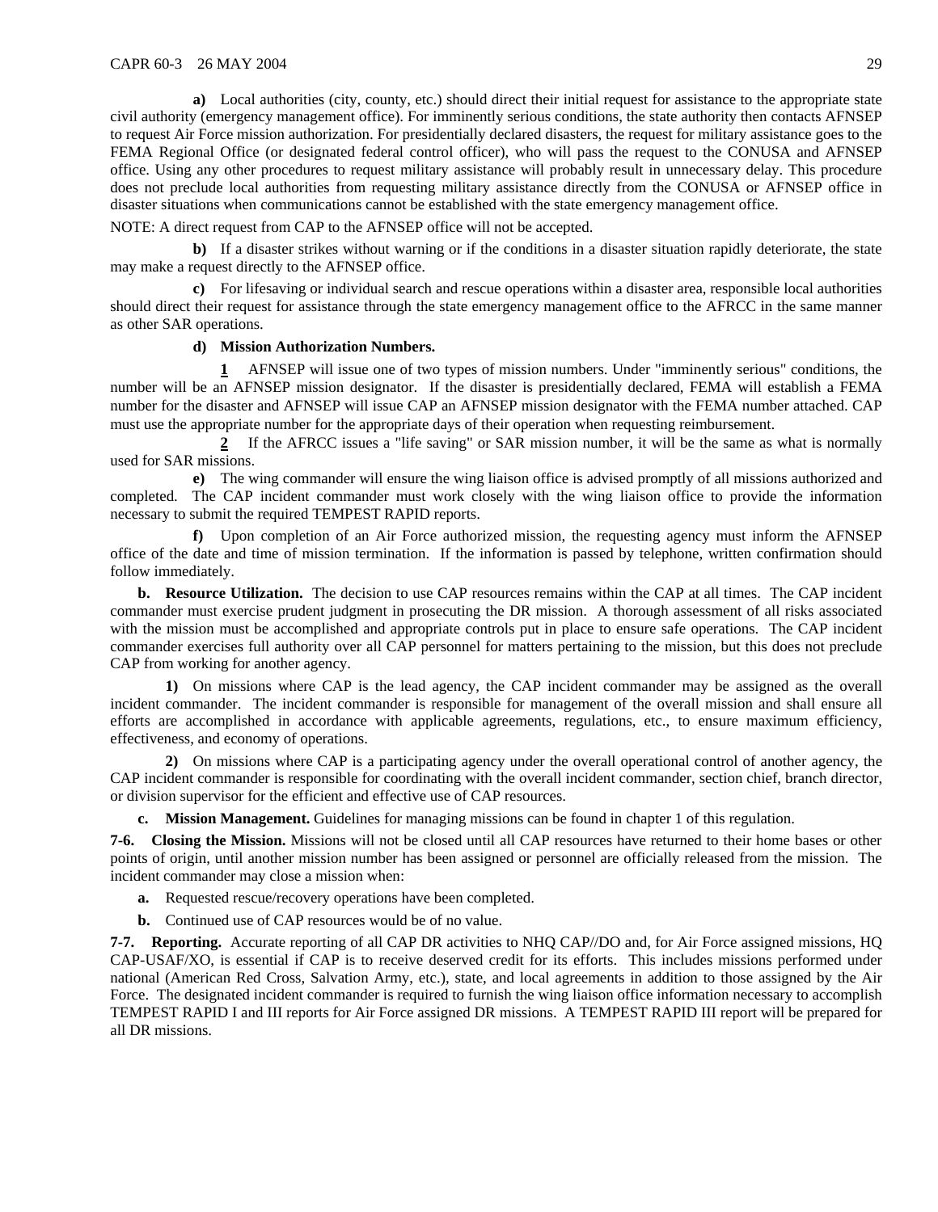**a)** Local authorities (city, county, etc.) should direct their initial request for assistance to the appropriate state civil authority (emergency management office). For imminently serious conditions, the state authority then contacts AFNSEP to request Air Force mission authorization. For presidentially declared disasters, the request for military assistance goes to the FEMA Regional Office (or designated federal control officer), who will pass the request to the CONUSA and AFNSEP office. Using any other procedures to request military assistance will probably result in unnecessary delay. This procedure does not preclude local authorities from requesting military assistance directly from the CONUSA or AFNSEP office in disaster situations when communications cannot be established with the state emergency management office.

NOTE: A direct request from CAP to the AFNSEP office will not be accepted.

**b)** If a disaster strikes without warning or if the conditions in a disaster situation rapidly deteriorate, the state may make a request directly to the AFNSEP office.

**c)** For lifesaving or individual search and rescue operations within a disaster area, responsible local authorities should direct their request for assistance through the state emergency management office to the AFRCC in the same manner as other SAR operations.

**d) Mission Authorization Numbers.**

**1** AFNSEP will issue one of two types of mission numbers. Under "imminently serious" conditions, the number will be an AFNSEP mission designator. If the disaster is presidentially declared, FEMA will establish a FEMA number for the disaster and AFNSEP will issue CAP an AFNSEP mission designator with the FEMA number attached. CAP must use the appropriate number for the appropriate days of their operation when requesting reimbursement.

**2** If the AFRCC issues a "life saving" or SAR mission number, it will be the same as what is normally used for SAR missions.

**e)** The wing commander will ensure the wing liaison office is advised promptly of all missions authorized and completed. The CAP incident commander must work closely with the wing liaison office to provide the information necessary to submit the required TEMPEST RAPID reports.

**f)** Upon completion of an Air Force authorized mission, the requesting agency must inform the AFNSEP office of the date and time of mission termination. If the information is passed by telephone, written confirmation should follow immediately.

**b. Resource Utilization.** The decision to use CAP resources remains within the CAP at all times. The CAP incident commander must exercise prudent judgment in prosecuting the DR mission. A thorough assessment of all risks associated with the mission must be accomplished and appropriate controls put in place to ensure safe operations. The CAP incident commander exercises full authority over all CAP personnel for matters pertaining to the mission, but this does not preclude CAP from working for another agency.

**1)** On missions where CAP is the lead agency, the CAP incident commander may be assigned as the overall incident commander. The incident commander is responsible for management of the overall mission and shall ensure all efforts are accomplished in accordance with applicable agreements, regulations, etc., to ensure maximum efficiency, effectiveness, and economy of operations.

**2)** On missions where CAP is a participating agency under the overall operational control of another agency, the CAP incident commander is responsible for coordinating with the overall incident commander, section chief, branch director, or division supervisor for the efficient and effective use of CAP resources.

**c. Mission Management.** Guidelines for managing missions can be found in chapter 1 of this regulation.

**7-6. Closing the Mission.** Missions will not be closed until all CAP resources have returned to their home bases or other points of origin, until another mission number has been assigned or personnel are officially released from the mission. The incident commander may close a mission when:

**a.** Requested rescue/recovery operations have been completed.

**b.** Continued use of CAP resources would be of no value.

**7-7. Reporting.** Accurate reporting of all CAP DR activities to NHQ CAP//DO and, for Air Force assigned missions, HQ CAP-USAF/XO, is essential if CAP is to receive deserved credit for its efforts. This includes missions performed under national (American Red Cross, Salvation Army, etc.), state, and local agreements in addition to those assigned by the Air Force. The designated incident commander is required to furnish the wing liaison office information necessary to accomplish TEMPEST RAPID I and III reports for Air Force assigned DR missions. A TEMPEST RAPID III report will be prepared for all DR missions.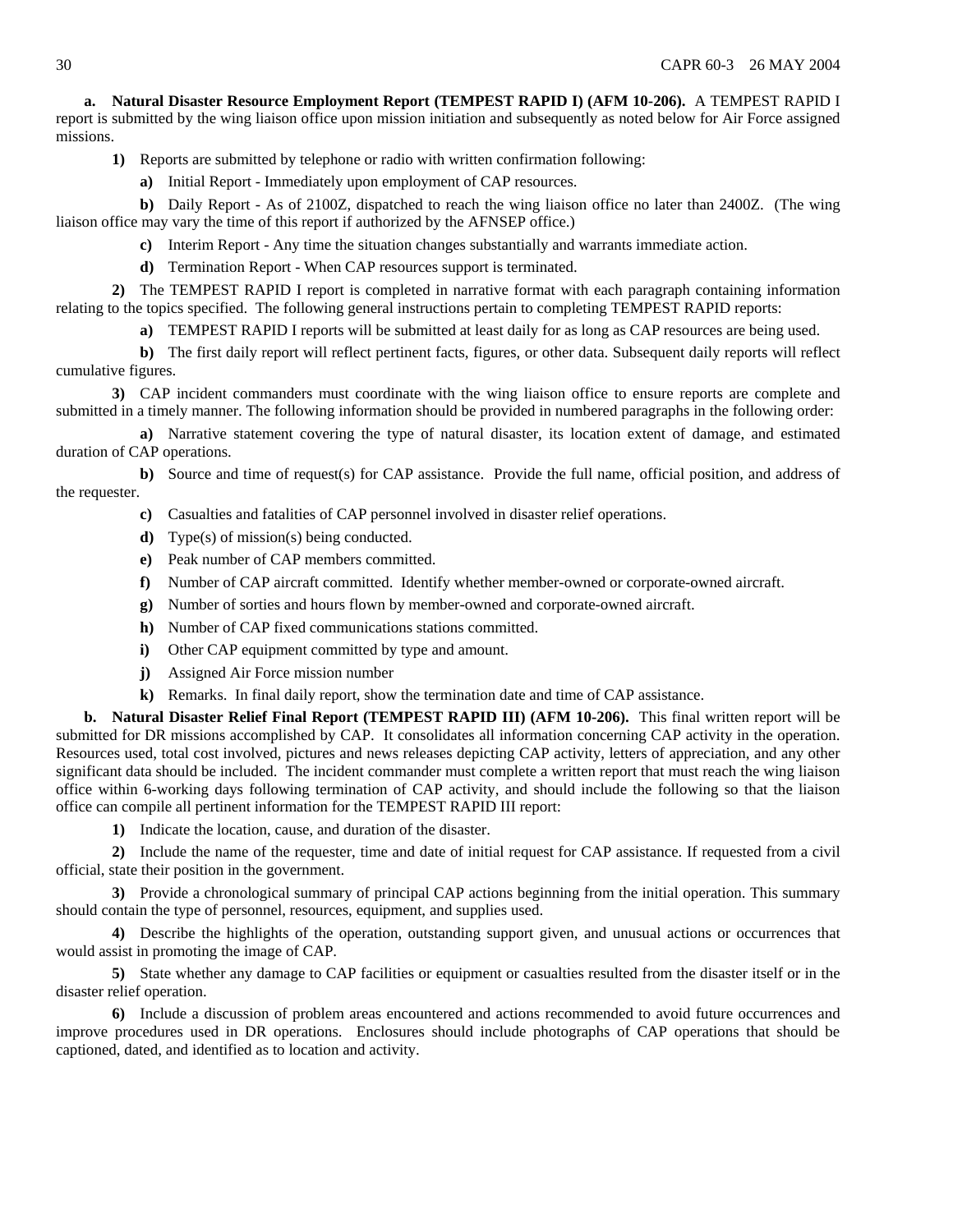**a. Natural Disaster Resource Employment Report (TEMPEST RAPID I) (AFM 10-206).** A TEMPEST RAPID I report is submitted by the wing liaison office upon mission initiation and subsequently as noted below for Air Force assigned missions.

**1)** Reports are submitted by telephone or radio with written confirmation following:

**a)** Initial Report - Immediately upon employment of CAP resources.

**b)** Daily Report - As of 2100Z, dispatched to reach the wing liaison office no later than 2400Z. (The wing liaison office may vary the time of this report if authorized by the AFNSEP office.)

**c)** Interim Report - Any time the situation changes substantially and warrants immediate action.

**d)** Termination Report - When CAP resources support is terminated.

**2)** The TEMPEST RAPID I report is completed in narrative format with each paragraph containing information relating to the topics specified. The following general instructions pertain to completing TEMPEST RAPID reports:

**a)** TEMPEST RAPID I reports will be submitted at least daily for as long as CAP resources are being used.

**b)** The first daily report will reflect pertinent facts, figures, or other data. Subsequent daily reports will reflect cumulative figures.

**3)** CAP incident commanders must coordinate with the wing liaison office to ensure reports are complete and submitted in a timely manner. The following information should be provided in numbered paragraphs in the following order:

**a)** Narrative statement covering the type of natural disaster, its location extent of damage, and estimated duration of CAP operations.

**b)** Source and time of request(s) for CAP assistance. Provide the full name, official position, and address of the requester.

**c)** Casualties and fatalities of CAP personnel involved in disaster relief operations.

**d)** Type(s) of mission(s) being conducted.

**e)** Peak number of CAP members committed.

**f)** Number of CAP aircraft committed. Identify whether member-owned or corporate-owned aircraft.

**g)** Number of sorties and hours flown by member-owned and corporate-owned aircraft.

**h)** Number of CAP fixed communications stations committed.

**i)** Other CAP equipment committed by type and amount.

**j)** Assigned Air Force mission number

**k)** Remarks. In final daily report, show the termination date and time of CAP assistance.

**b. Natural Disaster Relief Final Report (TEMPEST RAPID III) (AFM 10-206).** This final written report will be submitted for DR missions accomplished by CAP. It consolidates all information concerning CAP activity in the operation. Resources used, total cost involved, pictures and news releases depicting CAP activity, letters of appreciation, and any other significant data should be included. The incident commander must complete a written report that must reach the wing liaison office within 6-working days following termination of CAP activity, and should include the following so that the liaison office can compile all pertinent information for the TEMPEST RAPID III report:

**1)** Indicate the location, cause, and duration of the disaster.

**2)** Include the name of the requester, time and date of initial request for CAP assistance. If requested from a civil official, state their position in the government.

**3)** Provide a chronological summary of principal CAP actions beginning from the initial operation. This summary should contain the type of personnel, resources, equipment, and supplies used.

**4)** Describe the highlights of the operation, outstanding support given, and unusual actions or occurrences that would assist in promoting the image of CAP.

**5)** State whether any damage to CAP facilities or equipment or casualties resulted from the disaster itself or in the disaster relief operation.

**6)** Include a discussion of problem areas encountered and actions recommended to avoid future occurrences and improve procedures used in DR operations. Enclosures should include photographs of CAP operations that should be captioned, dated, and identified as to location and activity.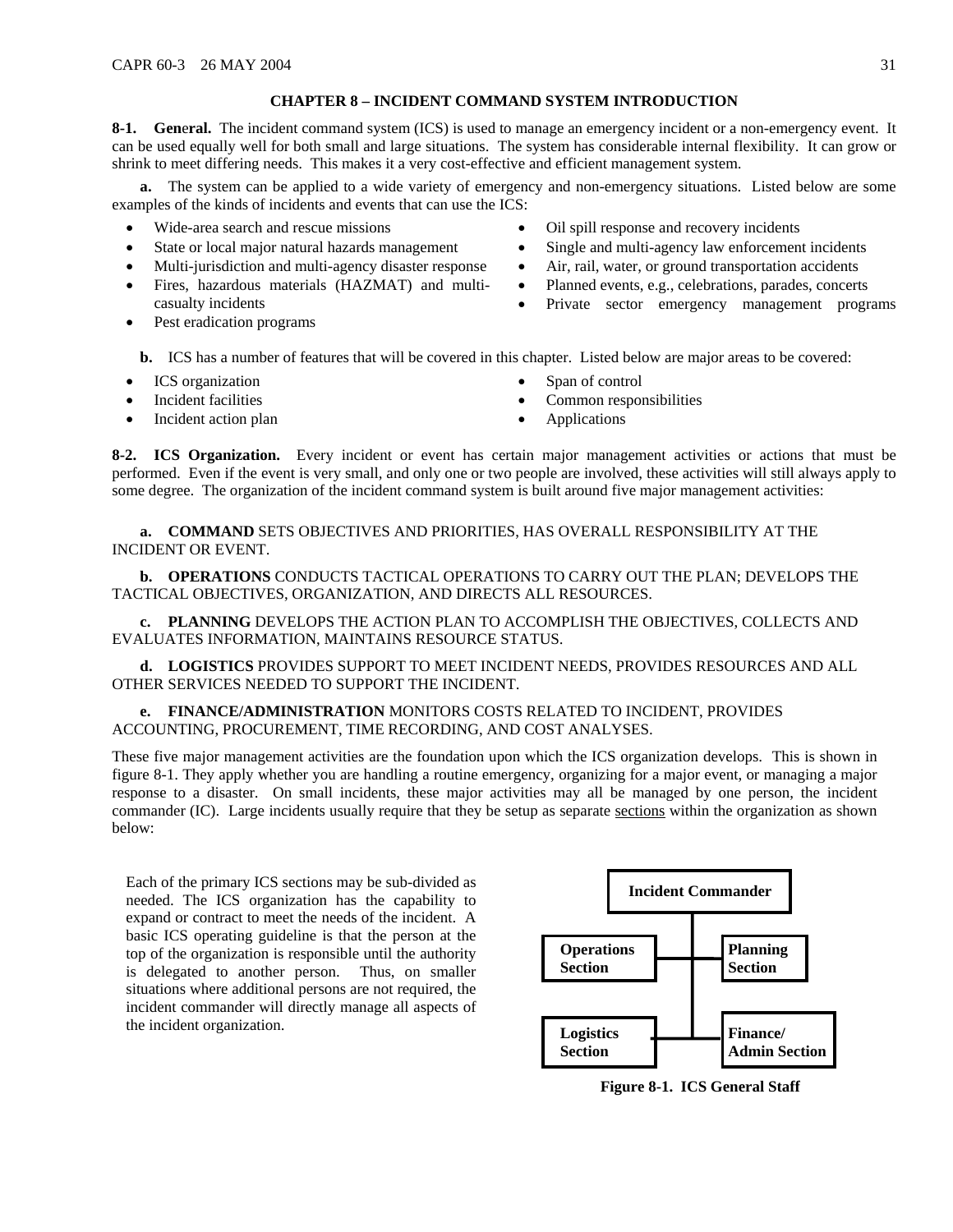## CHAPTER 8 – INCIDENT COMMAND SYSTEM INTRODUCTION

**8-1. General.** The incident command system (ICS) is used to manage an emergency incident or a non-emergency event. It can be used equally well for both small and large situations. The system has considerable internal flexibility. It can grow or shrink to meet differing needs. This makes it a very cost-effective and efficient management system.

**a.** The system can be applied to a wide variety of emergency and non-emergency situations. Listed below are some examples of the kinds of incidents and events that can use the ICS:

- Wide-area search and rescue missions
- State or local major natural hazards management
- Multi-jurisdiction and multi-agency disaster response
- Fires, hazardous materials (HAZMAT) and multi-casualty incidents
- Pest eradication programs
- Oil spill response and recovery incidents
- Single and multi-agency law enforcement incidents
- Air, rail, water, or ground transportation accidents
- Planned events, e.g., celebrations, parades, concerts
- Private sector emergency management programs

**b.** ICS has a number of features that will be covered in this chapter. Listed below are major areas to be covered:

- ICS organization
- Incident facilities
- Incident action plan
- Span of control
- Common responsibilities
- Applications

**8-2. ICS Organization.** Every incident or event has certain major management activities or actions that must be performed. Even if the event is very small, and only one or two people are involved, these activities will still always apply to some degree. The organization of the incident command system is built around five major management activities:

**a. COMMAND** SETS OBJECTIVES AND PRIORITIES, HAS OVERALL RESPONSIBILITY AT THE INCIDENT OR EVENT.

**b. OPERATIONS** CONDUCTS TACTICAL OPERATIONS TO CARRY OUT THE PLAN; DEVELOPS THE TACTICAL OBJECTIVES, ORGANIZATION, AND DIRECTS ALL RESOURCES.

**c. PLANNING** DEVELOPS THE ACTION PLAN TO ACCOMPLISH THE OBJECTIVES, COLLECTS AND EVALUATES INFORMATION, MAINTAINS RESOURCE STATUS.

**d. LOGISTICS** PROVIDES SUPPORT TO MEET INCIDENT NEEDS, PROVIDES RESOURCES AND ALL OTHER SERVICES NEEDED TO SUPPORT THE INCIDENT.

**e. FINANCE/ADMINISTRATION** MONITORS COSTS RELATED TO INCIDENT, PROVIDES ACCOUNTING, PROCUREMENT, TIME RECORDING, AND COST ANALYSES.

These five major management activities are the foundation upon which the ICS organization develops. This is shown in figure 8-1. They apply whether you are handling a routine emergency, organizing for a major event, or managing a major response to a disaster. On small incidents, these major activities may all be managed by one person, the incident commander (IC). Large incidents usually require that they be setup as separate <u>sections</u> within the organization as shown below:

Each of the primary ICS sections may be sub-divided as needed. The ICS organization has the capability to expand or contract to meet the needs of the incident. A basic ICS operating guideline is that the person at the top of the organization is responsible until the authority is delegated to another person. Thus, on smaller situations where additional persons are not required, the incident commander will directly manage all aspects of the incident organization.

**Incident Commander**

- **Operations Section**
- **Planning Section**
- **Logistics Section**
- **Finance/ Admin Section**

**Figure 8-1. ICS General Staff**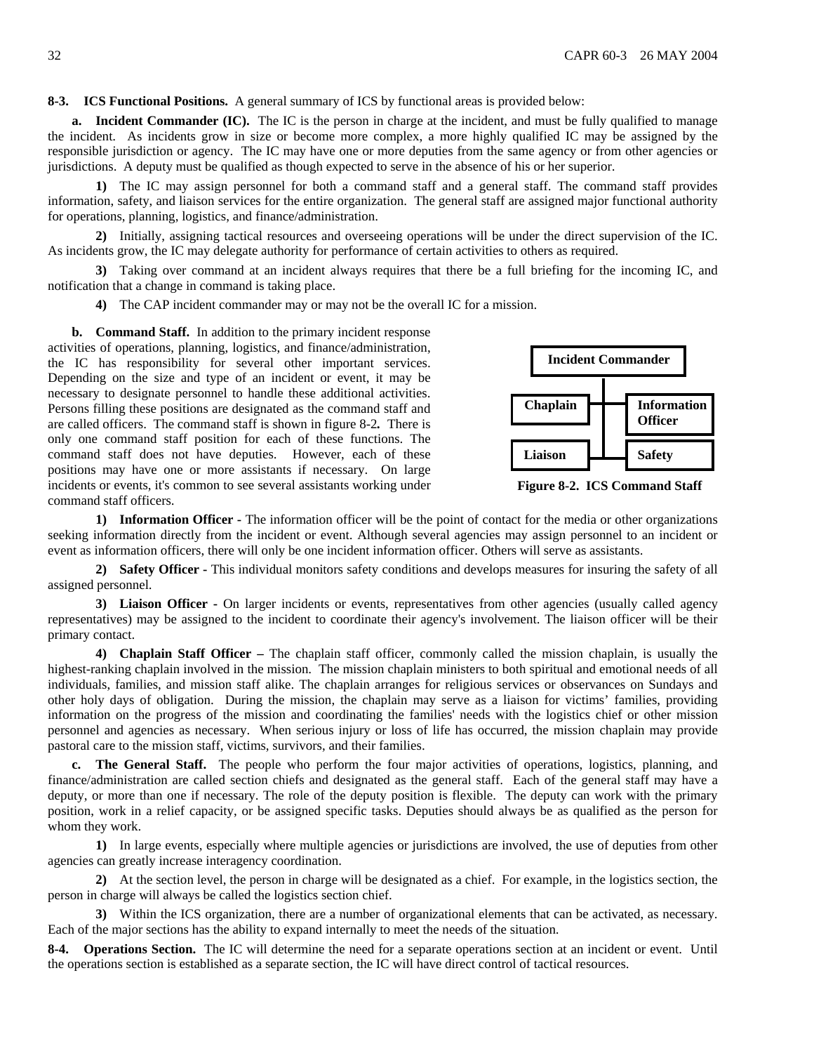**8-3. ICS Functional Positions.** A general summary of ICS by functional areas is provided below:

**a. Incident Commander (IC).** The IC is the person in charge at the incident, and must be fully qualified to manage the incident. As incidents grow in size or become more complex, a more highly qualified IC may be assigned by the responsible jurisdiction or agency. The IC may have one or more deputies from the same agency or from other agencies or jurisdictions. A deputy must be qualified as though expected to serve in the absence of his or her superior.

**1)** The IC may assign personnel for both a command staff and a general staff. The command staff provides information, safety, and liaison services for the entire organization. The general staff are assigned major functional authority for operations, planning, logistics, and finance/administration.

**2)** Initially, assigning tactical resources and overseeing operations will be under the direct supervision of the IC. As incidents grow, the IC may delegate authority for performance of certain activities to others as required.

**3)** Taking over command at an incident always requires that there be a full briefing for the incoming IC, and notification that a change in command is taking place.

**4)** The CAP incident commander may or may not be the overall IC for a mission.

**b. Command Staff.** In addition to the primary incident response activities of operations, planning, logistics, and finance/administration, the IC has responsibility for several other important services. Depending on the size and type of an incident or event, it may be necessary to designate personnel to handle these additional activities. Persons filling these positions are designated as the command staff and are called officers. The command staff is shown in figure 8-2**.** There is only one command staff position for each of these functions. The command staff does not have deputies. However, each of these positions may have one or more assistants if necessary. On large incidents or events, it's common to see several assistants working under command staff officers.

Incident Commander

Chaplain | Information Officer

Liaison | Safety

**Figure 8-2. ICS Command Staff**

**1) Information Officer -** The information officer will be the point of contact for the media or other organizations seeking information directly from the incident or event. Although several agencies may assign personnel to an incident or event as information officers, there will only be one incident information officer. Others will serve as assistants.

**2) Safety Officer -** This individual monitors safety conditions and develops measures for insuring the safety of all assigned personnel.

**3) Liaison Officer -** On larger incidents or events, representatives from other agencies (usually called agency representatives) may be assigned to the incident to coordinate their agency's involvement. The liaison officer will be their primary contact.

**4) Chaplain Staff Officer –** The chaplain staff officer, commonly called the mission chaplain, is usually the highest-ranking chaplain involved in the mission. The mission chaplain ministers to both spiritual and emotional needs of all individuals, families, and mission staff alike. The chaplain arranges for religious services or observances on Sundays and other holy days of obligation. During the mission, the chaplain may serve as a liaison for victims' families, providing information on the progress of the mission and coordinating the families' needs with the logistics chief or other mission personnel and agencies as necessary. When serious injury or loss of life has occurred, the mission chaplain may provide pastoral care to the mission staff, victims, survivors, and their families.

**c. The General Staff.** The people who perform the four major activities of operations, logistics, planning, and finance/administration are called section chiefs and designated as the general staff. Each of the general staff may have a deputy, or more than one if necessary. The role of the deputy position is flexible. The deputy can work with the primary position, work in a relief capacity, or be assigned specific tasks. Deputies should always be as qualified as the person for whom they work.

**1)** In large events, especially where multiple agencies or jurisdictions are involved, the use of deputies from other agencies can greatly increase interagency coordination.

**2)** At the section level, the person in charge will be designated as a chief. For example, in the logistics section, the person in charge will always be called the logistics section chief.

**3)** Within the ICS organization, there are a number of organizational elements that can be activated, as necessary. Each of the major sections has the ability to expand internally to meet the needs of the situation.

**8-4. Operations Section.** The IC will determine the need for a separate operations section at an incident or event. Until the operations section is established as a separate section, the IC will have direct control of tactical resources.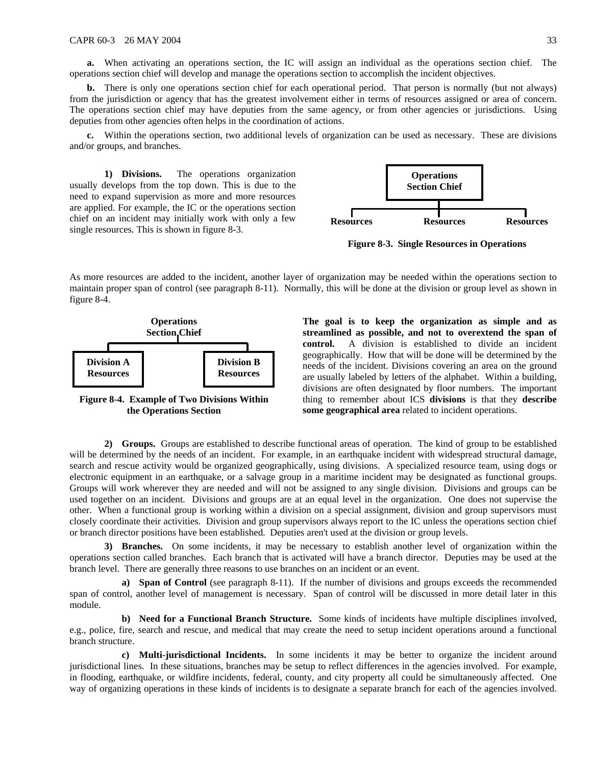**a.** When activating an operations section, the IC will assign an individual as the operations section chief. The operations section chief will develop and manage the operations section to accomplish the incident objectives.

**b.** There is only one operations section chief for each operational period. That person is normally (but not always) from the jurisdiction or agency that has the greatest involvement either in terms of resources assigned or area of concern. The operations section chief may have deputies from the same agency, or from other agencies or jurisdictions. Using deputies from other agencies often helps in the coordination of actions.

**c.** Within the operations section, two additional levels of organization can be used as necessary. These are divisions and/or groups, and branches.

**1) Divisions.** The operations organization usually develops from the top down. This is due to the need to expand supervision as more and more resources are applied. For example, the IC or the operations section chief on an incident may initially work with only a few single resources. This is shown in figure 8-3.

**Operations Section Chief**

**Resources** | **Resources** | **Resources**

**Figure 8-3. Single Resources in Operations**

As more resources are added to the incident, another layer of organization may be needed within the operations section to maintain proper span of control (see paragraph 8-11). Normally, this will be done at the division or group level as shown in figure 8-4.

**Operations Section Chief**

**Division A Resources** | **Division B Resources**

**Figure 8-4. Example of Two Divisions Within the Operations Section**

**The goal is to keep the organization as simple and as streamlined as possible, and not to overextend the span of control.** A division is established to divide an incident geographically. How that will be done will be determined by the needs of the incident. Divisions covering an area on the ground are usually labeled by letters of the alphabet. Within a building, divisions are often designated by floor numbers. The important thing to remember about ICS **divisions** is that they **describe some geographical area** related to incident operations.

**2) Groups.** Groups are established to describe functional areas of operation. The kind of group to be established will be determined by the needs of an incident. For example, in an earthquake incident with widespread structural damage, search and rescue activity would be organized geographically, using divisions. A specialized resource team, using dogs or electronic equipment in an earthquake, or a salvage group in a maritime incident may be designated as functional groups. Groups will work wherever they are needed and will not be assigned to any single division. Divisions and groups can be used together on an incident. Divisions and groups are at an equal level in the organization. One does not supervise the other. When a functional group is working within a division on a special assignment, division and group supervisors must closely coordinate their activities. Division and group supervisors always report to the IC unless the operations section chief or branch director positions have been established. Deputies aren't used at the division or group levels.

**3) Branches.** On some incidents, it may be necessary to establish another level of organization within the operations section called branches. Each branch that is activated will have a branch director. Deputies may be used at the branch level. There are generally three reasons to use branches on an incident or an event.

**a) Span of Control** (see paragraph 8-11). If the number of divisions and groups exceeds the recommended span of control, another level of management is necessary. Span of control will be discussed in more detail later in this module.

**b) Need for a Functional Branch Structure.** Some kinds of incidents have multiple disciplines involved, e.g., police, fire, search and rescue, and medical that may create the need to setup incident operations around a functional branch structure.

**c) Multi-jurisdictional Incidents.** In some incidents it may be better to organize the incident around jurisdictional lines. In these situations, branches may be setup to reflect differences in the agencies involved. For example, in flooding, earthquake, or wildfire incidents, federal, county, and city property all could be simultaneously affected. One way of organizing operations in these kinds of incidents is to designate a separate branch for each of the agencies involved.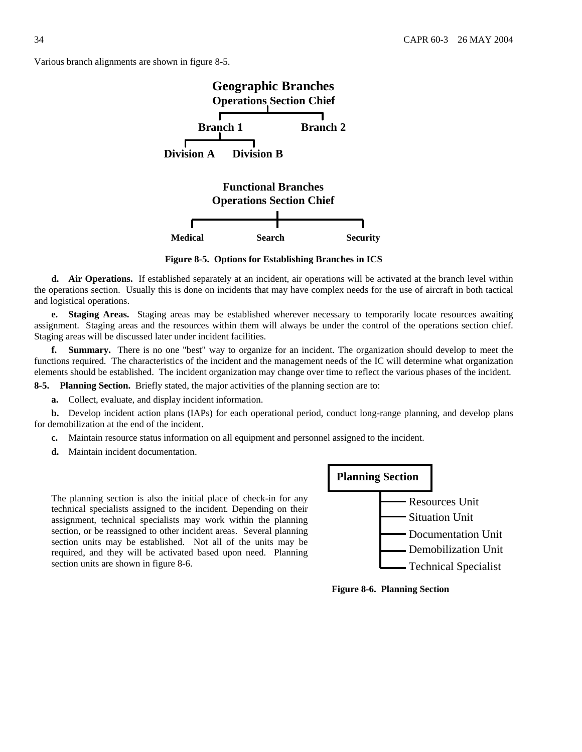Various branch alignments are shown in figure 8-5.

**Geographic Branches**
**Operations Section Chief**

- **Branch 1**
  - **Division A**
  - **Division B**
- **Branch 2**

**Functional Branches**
**Operations Section Chief**

- **Medical**
- **Search**
- **Security**

**Figure 8-5. Options for Establishing Branches in ICS**

**d. Air Operations.** If established separately at an incident, air operations will be activated at the branch level within the operations section. Usually this is done on incidents that may have complex needs for the use of aircraft in both tactical and logistical operations.

**e. Staging Areas.** Staging areas may be established wherever necessary to temporarily locate resources awaiting assignment. Staging areas and the resources within them will always be under the control of the operations section chief. Staging areas will be discussed later under incident facilities.

**f. Summary.** There is no one "best" way to organize for an incident. The organization should develop to meet the functions required. The characteristics of the incident and the management needs of the IC will determine what organization elements should be established. The incident organization may change over time to reflect the various phases of the incident.

**8-5. Planning Section.** Briefly stated, the major activities of the planning section are to:

**a.** Collect, evaluate, and display incident information.

**b.** Develop incident action plans (IAPs) for each operational period, conduct long-range planning, and develop plans for demobilization at the end of the incident.

**c.** Maintain resource status information on all equipment and personnel assigned to the incident.

**d.** Maintain incident documentation.

The planning section is also the initial place of check-in for any technical specialists assigned to the incident. Depending on their assignment, technical specialists may work within the planning section, or be reassigned to other incident areas. Several planning section units may be established. Not all of the units may be required, and they will be activated based upon need. Planning section units are shown in figure 8-6.

**Planning Section**

- Resources Unit
- Situation Unit
- Documentation Unit
- Demobilization Unit
- Technical Specialist

**Figure 8-6. Planning Section**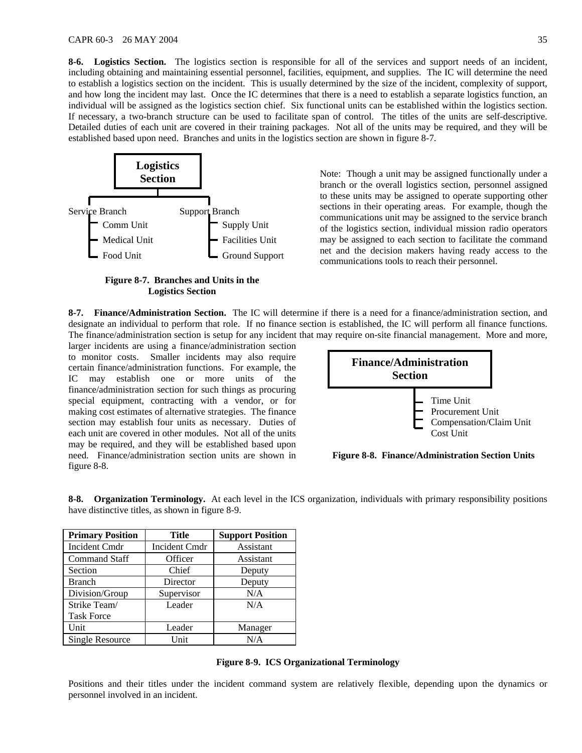**8-6. Logistics Section.** The logistics section is responsible for all of the services and support needs of an incident, including obtaining and maintaining essential personnel, facilities, equipment, and supplies. The IC will determine the need to establish a logistics section on the incident. This is usually determined by the size of the incident, complexity of support, and how long the incident may last. Once the IC determines that there is a need to establish a separate logistics function, an individual will be assigned as the logistics section chief. Six functional units can be established within the logistics section. If necessary, a two-branch structure can be used to facilitate span of control. The titles of the units are self-descriptive. Detailed duties of each unit are covered in their training packages. Not all of the units may be required, and they will be established based upon need. Branches and units in the logistics section are shown in figure 8-7.

**Logistics Section**

- Service Branch
  - Comm Unit
  - Medical Unit
  - Food Unit
- Support Branch
  - Supply Unit
  - Facilities Unit
  - Ground Support

**Figure 8-7. Branches and Units in the Logistics Section**

Note: Though a unit may be assigned functionally under a branch or the overall logistics section, personnel assigned to these units may be assigned to operate supporting other sections in their operating areas. For example, though the communications unit may be assigned to the service branch of the logistics section, individual mission radio operators may be assigned to each section to facilitate the command net and the decision makers having ready access to the communications tools to reach their personnel.

**8-7. Finance/Administration Section.** The IC will determine if there is a need for a finance/administration section, and designate an individual to perform that role. If no finance section is established, the IC will perform all finance functions. The finance/administration section is setup for any incident that may require on-site financial management. More and more, larger incidents are using a finance/administration section to monitor costs. Smaller incidents may also require certain finance/administration functions. For example, the IC may establish one or more units of the finance/administration section for such things as procuring special equipment, contracting with a vendor, or for making cost estimates of alternative strategies. The finance section may establish four units as necessary. Duties of each unit are covered in other modules. Not all of the units may be required, and they will be established based upon need. Finance/administration section units are shown in figure 8-8.

**Finance/Administration Section**

- Time Unit
- Procurement Unit
- Compensation/Claim Unit
- Cost Unit

**Figure 8-8. Finance/Administration Section Units**

**8-8. Organization Terminology.** At each level in the ICS organization, individuals with primary responsibility positions have distinctive titles, as shown in figure 8-9.

| Primary Position | Title | Support Position |
|---|---|---|
| Incident Cmdr | Incident Cmdr | Assistant |
| Command Staff | Officer | Assistant |
| Section | Chief | Deputy |
| Branch | Director | Deputy |
| Division/Group | Supervisor | N/A |
| Strike Team/ Task Force | Leader | N/A |
| Unit | Leader | Manager |
| Single Resource | Unit | N/A |

**Figure 8-9. ICS Organizational Terminology**

Positions and their titles under the incident command system are relatively flexible, depending upon the dynamics or personnel involved in an incident.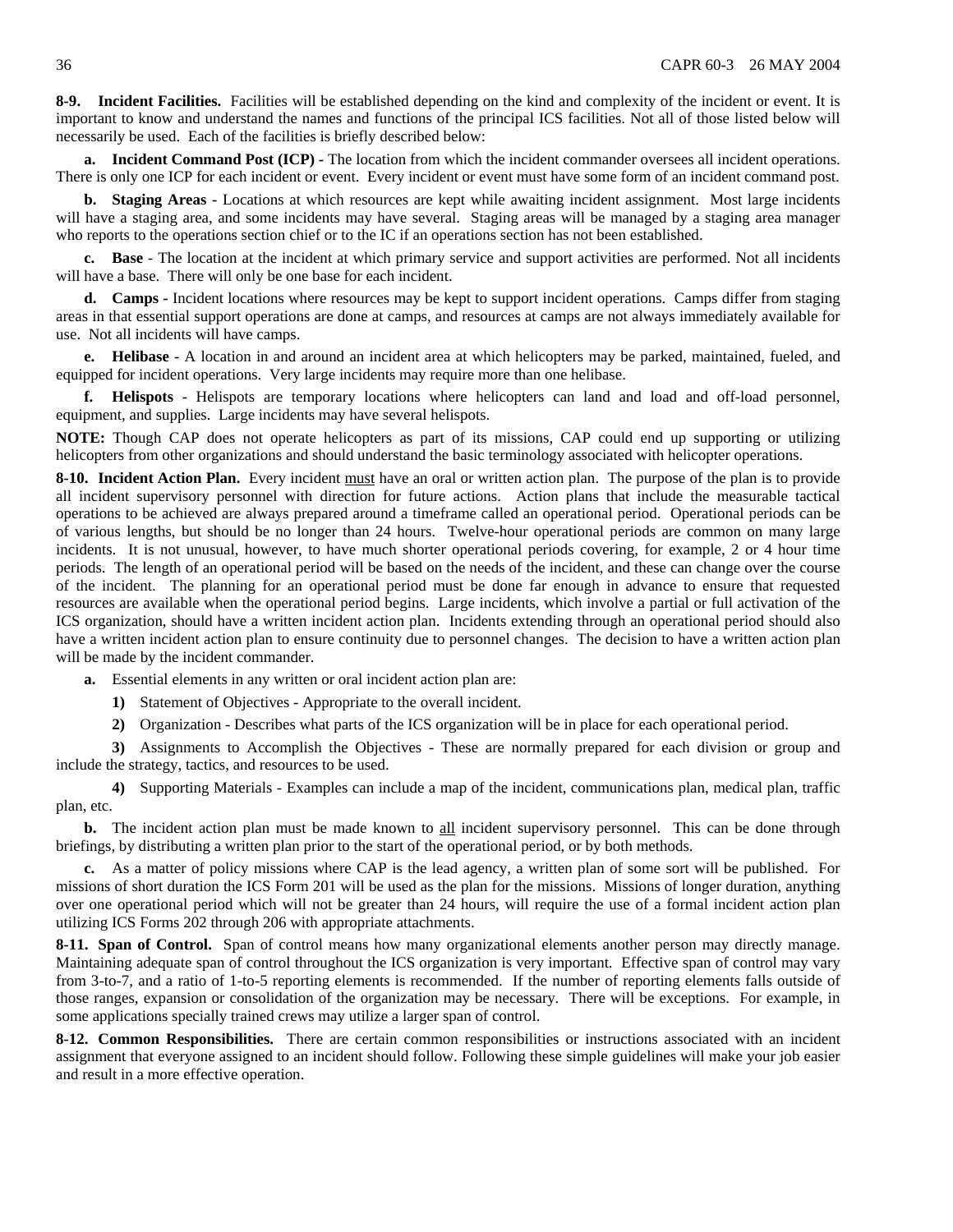**8-9. Incident Facilities.** Facilities will be established depending on the kind and complexity of the incident or event. It is important to know and understand the names and functions of the principal ICS facilities. Not all of those listed below will necessarily be used. Each of the facilities is briefly described below:

**a. Incident Command Post (ICP) -** The location from which the incident commander oversees all incident operations. There is only one ICP for each incident or event. Every incident or event must have some form of an incident command post.

**b. Staging Areas -** Locations at which resources are kept while awaiting incident assignment. Most large incidents will have a staging area, and some incidents may have several. Staging areas will be managed by a staging area manager who reports to the operations section chief or to the IC if an operations section has not been established.

**c. Base** - The location at the incident at which primary service and support activities are performed. Not all incidents will have a base. There will only be one base for each incident.

**d. Camps -** Incident locations where resources may be kept to support incident operations. Camps differ from staging areas in that essential support operations are done at camps, and resources at camps are not always immediately available for use. Not all incidents will have camps.

**e. Helibase -** A location in and around an incident area at which helicopters may be parked, maintained, fueled, and equipped for incident operations. Very large incidents may require more than one helibase.

**f. Helispots** - Helispots are temporary locations where helicopters can land and load and off-load personnel, equipment, and supplies. Large incidents may have several helispots.

**NOTE:** Though CAP does not operate helicopters as part of its missions, CAP could end up supporting or utilizing helicopters from other organizations and should understand the basic terminology associated with helicopter operations.

**8-10. Incident Action Plan.** Every incident must have an oral or written action plan. The purpose of the plan is to provide all incident supervisory personnel with direction for future actions. Action plans that include the measurable tactical operations to be achieved are always prepared around a timeframe called an operational period. Operational periods can be of various lengths, but should be no longer than 24 hours. Twelve-hour operational periods are common on many large incidents. It is not unusual, however, to have much shorter operational periods covering, for example, 2 or 4 hour time periods. The length of an operational period will be based on the needs of the incident, and these can change over the course of the incident. The planning for an operational period must be done far enough in advance to ensure that requested resources are available when the operational period begins. Large incidents, which involve a partial or full activation of the ICS organization, should have a written incident action plan. Incidents extending through an operational period should also have a written incident action plan to ensure continuity due to personnel changes. The decision to have a written action plan will be made by the incident commander.

**a.** Essential elements in any written or oral incident action plan are:

**1)** Statement of Objectives - Appropriate to the overall incident.

**2)** Organization - Describes what parts of the ICS organization will be in place for each operational period.

**3)** Assignments to Accomplish the Objectives - These are normally prepared for each division or group and include the strategy, tactics, and resources to be used.

**4)** Supporting Materials - Examples can include a map of the incident, communications plan, medical plan, traffic plan, etc.

**b.** The incident action plan must be made known to all incident supervisory personnel. This can be done through briefings, by distributing a written plan prior to the start of the operational period, or by both methods.

**c.** As a matter of policy missions where CAP is the lead agency, a written plan of some sort will be published. For missions of short duration the ICS Form 201 will be used as the plan for the missions. Missions of longer duration, anything over one operational period which will not be greater than 24 hours, will require the use of a formal incident action plan utilizing ICS Forms 202 through 206 with appropriate attachments.

**8-11. Span of Control.** Span of control means how many organizational elements another person may directly manage. Maintaining adequate span of control throughout the ICS organization is very important. Effective span of control may vary from 3-to-7, and a ratio of 1-to-5 reporting elements is recommended. If the number of reporting elements falls outside of those ranges, expansion or consolidation of the organization may be necessary. There will be exceptions. For example, in some applications specially trained crews may utilize a larger span of control.

**8-12. Common Responsibilities.** There are certain common responsibilities or instructions associated with an incident assignment that everyone assigned to an incident should follow. Following these simple guidelines will make your job easier and result in a more effective operation.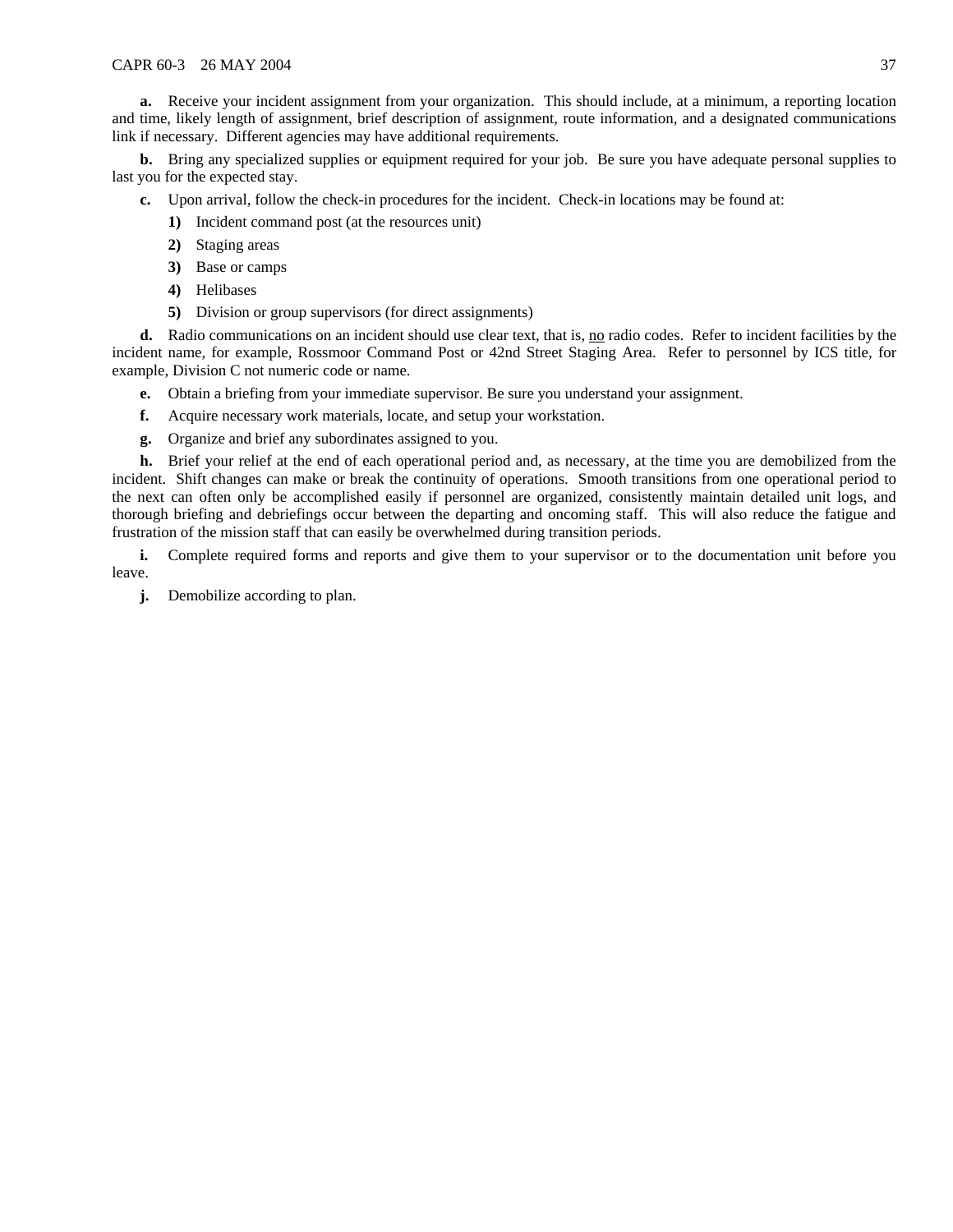**a.** Receive your incident assignment from your organization. This should include, at a minimum, a reporting location and time, likely length of assignment, brief description of assignment, route information, and a designated communications link if necessary. Different agencies may have additional requirements.

**b.** Bring any specialized supplies or equipment required for your job. Be sure you have adequate personal supplies to last you for the expected stay.

**c.** Upon arrival, follow the check-in procedures for the incident. Check-in locations may be found at:

**1)** Incident command post (at the resources unit)

**2)** Staging areas

**3)** Base or camps

**4)** Helibases

**5)** Division or group supervisors (for direct assignments)

**d.** Radio communications on an incident should use clear text, that is, <u>no</u> radio codes. Refer to incident facilities by the incident name, for example, Rossmoor Command Post or 42nd Street Staging Area. Refer to personnel by ICS title, for example, Division C not numeric code or name.

**e.** Obtain a briefing from your immediate supervisor. Be sure you understand your assignment.

**f.** Acquire necessary work materials, locate, and setup your workstation.

**g.** Organize and brief any subordinates assigned to you.

**h.** Brief your relief at the end of each operational period and, as necessary, at the time you are demobilized from the incident. Shift changes can make or break the continuity of operations. Smooth transitions from one operational period to the next can often only be accomplished easily if personnel are organized, consistently maintain detailed unit logs, and thorough briefing and debriefings occur between the departing and oncoming staff. This will also reduce the fatigue and frustration of the mission staff that can easily be overwhelmed during transition periods.

**i.** Complete required forms and reports and give them to your supervisor or to the documentation unit before you leave.

**j.** Demobilize according to plan.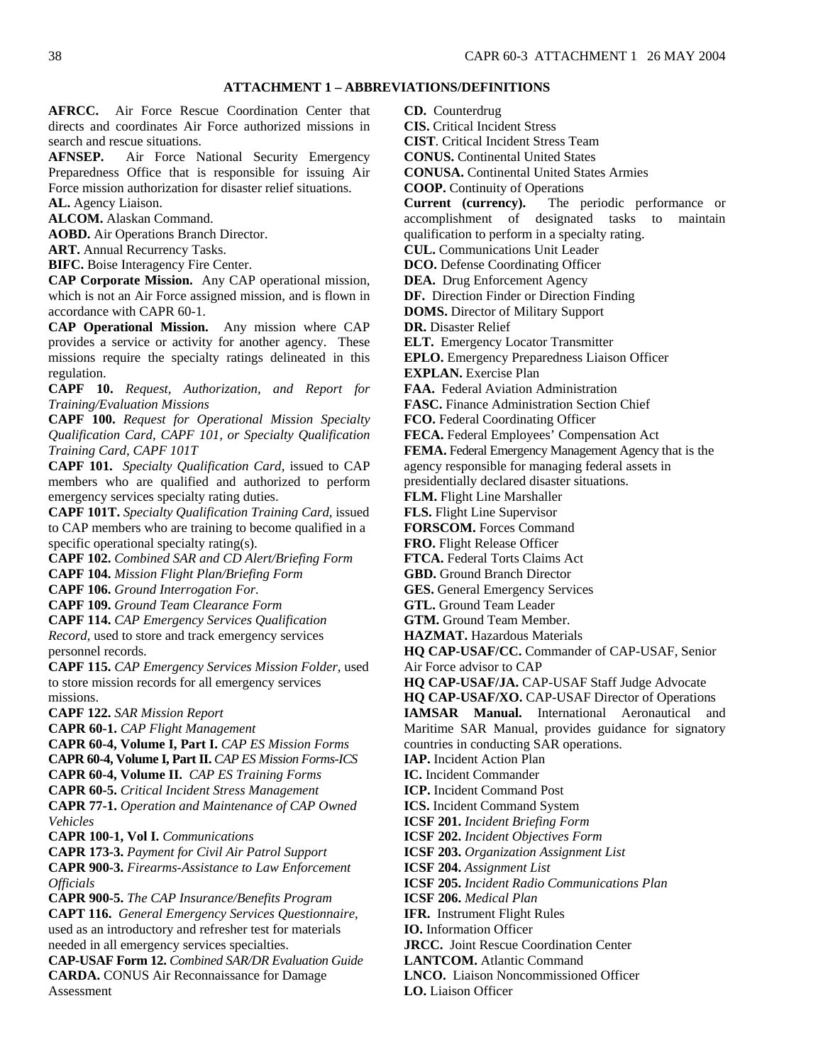## ATTACHMENT 1 – ABBREVIATIONS/DEFINITIONS

**AFRCC.** Air Force Rescue Coordination Center that directs and coordinates Air Force authorized missions in search and rescue situations.

**AFNSEP.** Air Force National Security Emergency Preparedness Office that is responsible for issuing Air Force mission authorization for disaster relief situations.

**AL.** Agency Liaison.

**ALCOM.** Alaskan Command.

**AOBD.** Air Operations Branch Director.

**ART.** Annual Recurrency Tasks.

**BIFC.** Boise Interagency Fire Center.

**CAP Corporate Mission.** Any CAP operational mission, which is not an Air Force assigned mission, and is flown in accordance with CAPR 60-1.

**CAP Operational Mission.** Any mission where CAP provides a service or activity for another agency. These missions require the specialty ratings delineated in this regulation.

**CAPF 10.** *Request, Authorization, and Report for Training/Evaluation Missions*

**CAPF 100.** *Request for Operational Mission Specialty Qualification Card, CAPF 101, or Specialty Qualification Training Card, CAPF 101T*

**CAPF 101.** *Specialty Qualification Card*, issued to CAP members who are qualified and authorized to perform emergency services specialty rating duties.

**CAPF 101T.** *Specialty Qualification Training Card*, issued to CAP members who are training to become qualified in a specific operational specialty rating(s).

**CAPF 102.** *Combined SAR and CD Alert/Briefing Form*

**CAPF 104.** *Mission Flight Plan/Briefing Form*

**CAPF 106.** *Ground Interrogation For.*

**CAPF 109.** *Ground Team Clearance Form*

**CAPF 114.** *CAP Emergency Services Qualification Record*, used to store and track emergency services personnel records.

**CAPF 115.** *CAP Emergency Services Mission Folder*, used to store mission records for all emergency services missions.

**CAPF 122.** *SAR Mission Report*

**CAPR 60-1.** *CAP Flight Management*

**CAPR 60-4, Volume I, Part I.** *CAP ES Mission Forms*

**CAPR 60-4, Volume I, Part II.** *CAP ES Mission Forms-ICS*

**CAPR 60-4, Volume II.** *CAP ES Training Forms*

**CAPR 60-5.** *Critical Incident Stress Management*

**CAPR 77-1.** *Operation and Maintenance of CAP Owned Vehicles*

**CAPR 100-1, Vol I.** *Communications*

**CAPR 173-3.** *Payment for Civil Air Patrol Support*

**CAPR 900-3.** *Firearms-Assistance to Law Enforcement Officials*

**CAPR 900-5.** *The CAP Insurance/Benefits Program*

**CAPT 116.** *General Emergency Services Questionnaire*, used as an introductory and refresher test for materials needed in all emergency services specialties.

**CAP-USAF Form 12.** *Combined SAR/DR Evaluation Guide*

**CARDA.** CONUS Air Reconnaissance for Damage Assessment

**CD.** Counterdrug

**CIS.** Critical Incident Stress

**CIST**. Critical Incident Stress Team

**CONUS.** Continental United States

**CONUSA.** Continental United States Armies

**COOP.** Continuity of Operations

**Current (currency).** The periodic performance or accomplishment of designated tasks to maintain qualification to perform in a specialty rating.

**CUL.** Communications Unit Leader

**DCO.** Defense Coordinating Officer

**DEA.** Drug Enforcement Agency

**DF.** Direction Finder or Direction Finding

**DOMS.** Director of Military Support

**DR.** Disaster Relief

**ELT.** Emergency Locator Transmitter

**EPLO.** Emergency Preparedness Liaison Officer

**EXPLAN.** Exercise Plan

**FAA.** Federal Aviation Administration

**FASC.** Finance Administration Section Chief

**FCO.** Federal Coordinating Officer

**FECA.** Federal Employees' Compensation Act

**FEMA.** Federal Emergency Management Agency that is the agency responsible for managing federal assets in presidentially declared disaster situations.

**FLM.** Flight Line Marshaller

**FLS.** Flight Line Supervisor

**FORSCOM.** Forces Command

**FRO.** Flight Release Officer

**FTCA.** Federal Torts Claims Act

**GBD.** Ground Branch Director

**GES.** General Emergency Services

**GTL.** Ground Team Leader

**GTM.** Ground Team Member.

**HAZMAT.** Hazardous Materials

**HQ CAP-USAF/CC.** Commander of CAP-USAF, Senior Air Force advisor to CAP

**HQ CAP-USAF/JA.** CAP-USAF Staff Judge Advocate

**HQ CAP-USAF/XO.** CAP-USAF Director of Operations

**IAMSAR Manual.** International Aeronautical and Maritime SAR Manual, provides guidance for signatory countries in conducting SAR operations.

**IAP.** Incident Action Plan

**IC.** Incident Commander

**ICP.** Incident Command Post

**ICS.** Incident Command System

**ICSF 201.** *Incident Briefing Form*

**ICSF 202.** *Incident Objectives Form*

**ICSF 203.** *Organization Assignment List*

**ICSF 204.** *Assignment List*

**ICSF 205.** *Incident Radio Communications Plan*

**ICSF 206.** *Medical Plan*

**IFR.** Instrument Flight Rules

**IO.** Information Officer

**JRCC.** Joint Rescue Coordination Center

**LANTCOM.** Atlantic Command

**LNCO.** Liaison Noncommissioned Officer

**LO.** Liaison Officer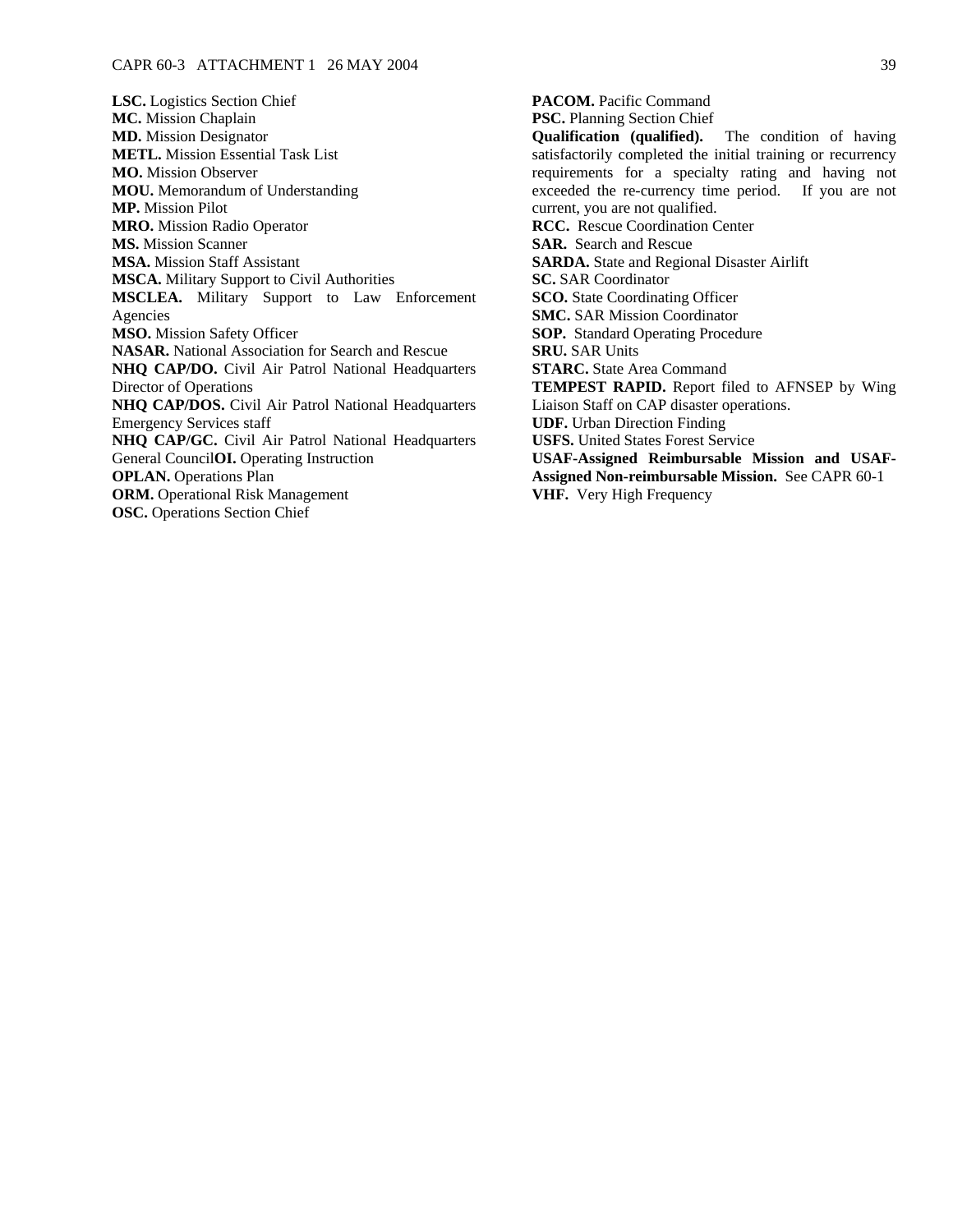**LSC.** Logistics Section Chief
**MC.** Mission Chaplain
**MD.** Mission Designator
**METL.** Mission Essential Task List
**MO.** Mission Observer
**MOU.** Memorandum of Understanding
**MP.** Mission Pilot
**MRO.** Mission Radio Operator
**MS.** Mission Scanner
**MSA.** Mission Staff Assistant
**MSCA.** Military Support to Civil Authorities
**MSCLEA.** Military Support to Law Enforcement Agencies
**MSO.** Mission Safety Officer
**NASAR.** National Association for Search and Rescue
**NHQ CAP/DO.** Civil Air Patrol National Headquarters Director of Operations
**NHQ CAP/DOS.** Civil Air Patrol National Headquarters Emergency Services staff
**NHQ CAP/GC.** Civil Air Patrol National Headquarters General Council**OI.** Operating Instruction
**OPLAN.** Operations Plan
**ORM.** Operational Risk Management
**OSC.** Operations Section Chief
**PACOM.** Pacific Command
**PSC.** Planning Section Chief
**Qualification (qualified).** The condition of having satisfactorily completed the initial training or recurrency requirements for a specialty rating and having not exceeded the re-currency time period. If you are not current, you are not qualified.
**RCC.** Rescue Coordination Center
**SAR.** Search and Rescue
**SARDA.** State and Regional Disaster Airlift
**SC.** SAR Coordinator
**SCO.** State Coordinating Officer
**SMC.** SAR Mission Coordinator
**SOP.** Standard Operating Procedure
**SRU.** SAR Units
**STARC.** State Area Command
**TEMPEST RAPID.** Report filed to AFNSEP by Wing Liaison Staff on CAP disaster operations.
**UDF.** Urban Direction Finding
**USFS.** United States Forest Service
**USAF-Assigned Reimbursable Mission and USAF-Assigned Non-reimbursable Mission.** See CAPR 60-1
**VHF.** Very High Frequency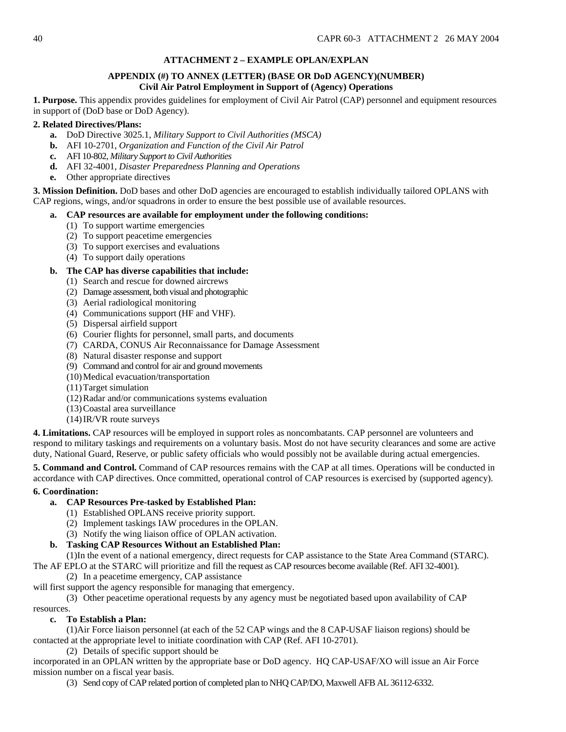## ATTACHMENT 2 – EXAMPLE OPLAN/EXPLAN

### APPENDIX (#) TO ANNEX (LETTER) (BASE OR DoD AGENCY)(NUMBER)
### Civil Air Patrol Employment in Support of (Agency) Operations

**1. Purpose.** This appendix provides guidelines for employment of Civil Air Patrol (CAP) personnel and equipment resources in support of (DoD base or DoD Agency).

**2. Related Directives/Plans:**

- **a.** DoD Directive 3025.1, *Military Support to Civil Authorities (MSCA)*
- **b.** AFI 10-2701, *Organization and Function of the Civil Air Patrol*
- **c.** AFI 10-802, *Military Support to Civil Authorities*
- **d.** AFI 32-4001, *Disaster Preparedness Planning and Operations*
- **e.** Other appropriate directives

**3. Mission Definition.** DoD bases and other DoD agencies are encouraged to establish individually tailored OPLANS with CAP regions, wings, and/or squadrons in order to ensure the best possible use of available resources.

**a. CAP resources are available for employment under the following conditions:**

(1) To support wartime emergencies
(2) To support peacetime emergencies
(3) To support exercises and evaluations
(4) To support daily operations

**b. The CAP has diverse capabilities that include:**

(1) Search and rescue for downed aircrews
(2) Damage assessment, both visual and photographic
(3) Aerial radiological monitoring
(4) Communications support (HF and VHF).
(5) Dispersal airfield support
(6) Courier flights for personnel, small parts, and documents
(7) CARDA, CONUS Air Reconnaissance for Damage Assessment
(8) Natural disaster response and support
(9) Command and control for air and ground movements
(10) Medical evacuation/transportation
(11) Target simulation
(12) Radar and/or communications systems evaluation
(13) Coastal area surveillance
(14) IR/VR route surveys

**4. Limitations.** CAP resources will be employed in support roles as noncombatants. CAP personnel are volunteers and respond to military taskings and requirements on a voluntary basis. Most do not have security clearances and some are active duty, National Guard, Reserve, or public safety officials who would possibly not be available during actual emergencies.

**5. Command and Control.** Command of CAP resources remains with the CAP at all times. Operations will be conducted in accordance with CAP directives. Once committed, operational control of CAP resources is exercised by (supported agency).

**6. Coordination:**

**a. CAP Resources Pre-tasked by Established Plan:**

(1) Established OPLANS receive priority support.
(2) Implement taskings IAW procedures in the OPLAN.
(3) Notify the wing liaison office of OPLAN activation.

**b. Tasking CAP Resources Without an Established Plan:**

(1) In the event of a national emergency, direct requests for CAP assistance to the State Area Command (STARC). The AF EPLO at the STARC will prioritize and fill the request as CAP resources become available (Ref. AFI 32-4001).

(2) In a peacetime emergency, CAP assistance will first support the agency responsible for managing that emergency.

(3) Other peacetime operational requests by any agency must be negotiated based upon availability of CAP resources.

**c. To Establish a Plan:**

(1) Air Force liaison personnel (at each of the 52 CAP wings and the 8 CAP-USAF liaison regions) should be contacted at the appropriate level to initiate coordination with CAP (Ref. AFI 10-2701).

(2) Details of specific support should be incorporated in an OPLAN written by the appropriate base or DoD agency. HQ CAP-USAF/XO will issue an Air Force mission number on a fiscal year basis.

(3) Send copy of CAP related portion of completed plan to NHQ CAP/DO, Maxwell AFB AL 36112-6332.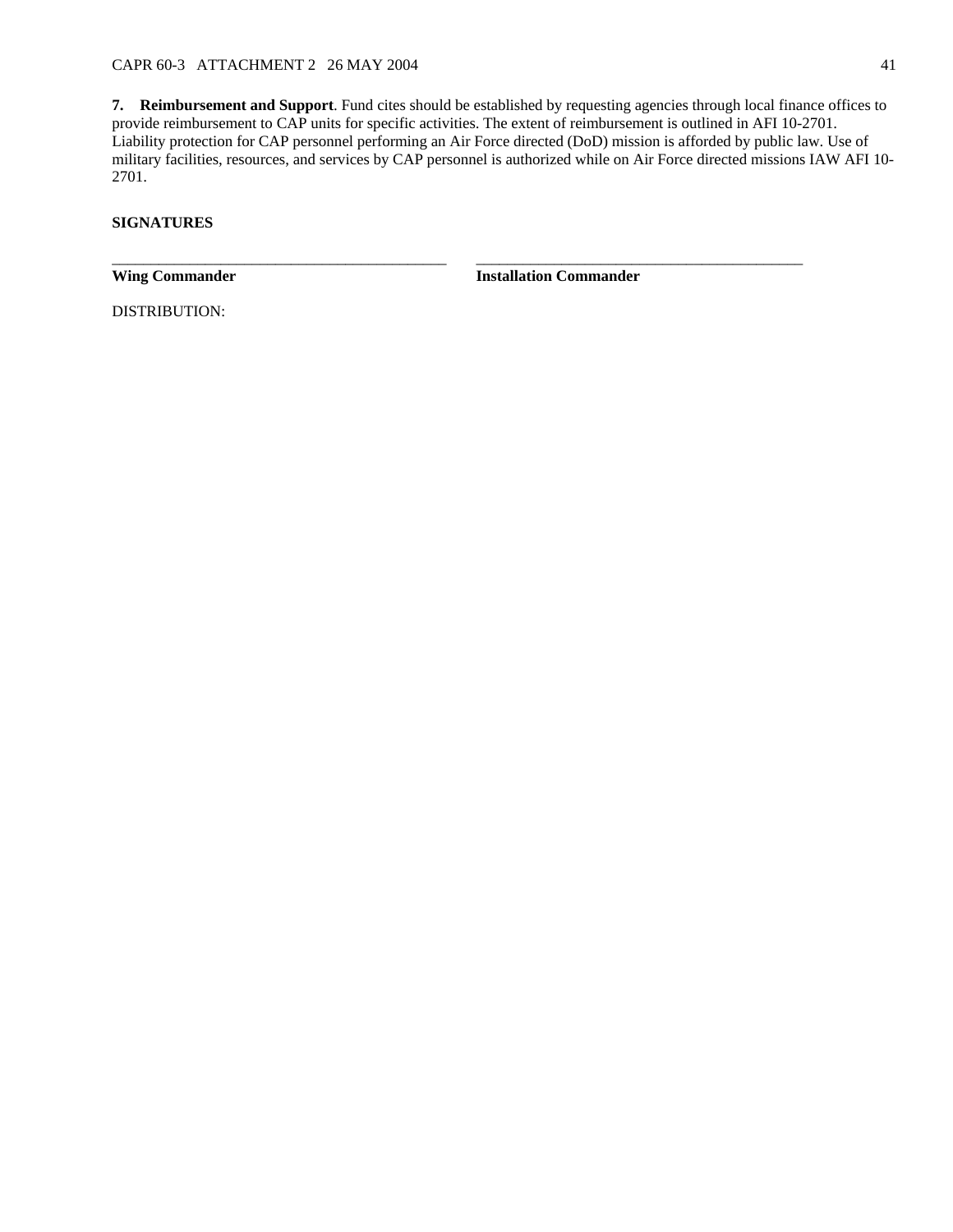**7. Reimbursement and Support**. Fund cites should be established by requesting agencies through local finance offices to provide reimbursement to CAP units for specific activities. The extent of reimbursement is outlined in AFI 10-2701. Liability protection for CAP personnel performing an Air Force directed (DoD) mission is afforded by public law. Use of military facilities, resources, and services by CAP personnel is authorized while on Air Force directed missions IAW AFI 10-2701.

**SIGNATURES**

| ____________________________________________ | ____________________________________________ |
|---|---|
| **Wing Commander** | **Installation Commander** |

DISTRIBUTION: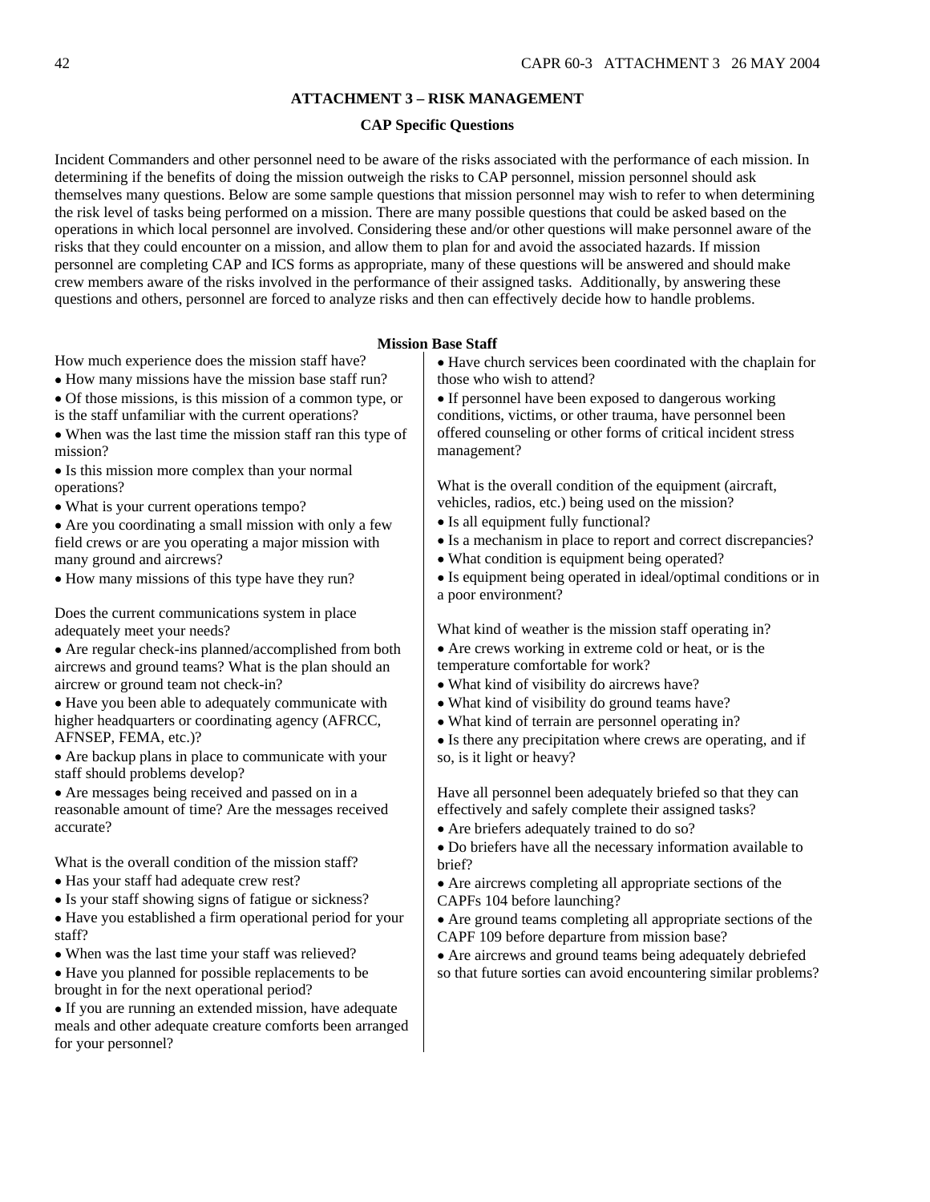## ATTACHMENT 3 – RISK MANAGEMENT

### CAP Specific Questions

Incident Commanders and other personnel need to be aware of the risks associated with the performance of each mission. In determining if the benefits of doing the mission outweigh the risks to CAP personnel, mission personnel should ask themselves many questions. Below are some sample questions that mission personnel may wish to refer to when determining the risk level of tasks being performed on a mission. There are many possible questions that could be asked based on the operations in which local personnel are involved. Considering these and/or other questions will make personnel aware of the risks that they could encounter on a mission, and allow them to plan for and avoid the associated hazards. If mission personnel are completing CAP and ICS forms as appropriate, many of these questions will be answered and should make crew members aware of the risks involved in the performance of their assigned tasks. Additionally, by answering these questions and others, personnel are forced to analyze risks and then can effectively decide how to handle problems.

**Mission Base Staff**

How much experience does the mission staff have?

- How many missions have the mission base staff run?
- Of those missions, is this mission of a common type, or is the staff unfamiliar with the current operations?
- When was the last time the mission staff ran this type of mission?
- Is this mission more complex than your normal operations?
- What is your current operations tempo?
- Are you coordinating a small mission with only a few field crews or are you operating a major mission with many ground and aircrews?
- How many missions of this type have they run?

Does the current communications system in place adequately meet your needs?

- Are regular check-ins planned/accomplished from both aircrews and ground teams? What is the plan should an aircrew or ground team not check-in?
- Have you been able to adequately communicate with higher headquarters or coordinating agency (AFRCC, AFNSEP, FEMA, etc.)?
- Are backup plans in place to communicate with your staff should problems develop?
- Are messages being received and passed on in a reasonable amount of time? Are the messages received accurate?

What is the overall condition of the mission staff?

- Has your staff had adequate crew rest?
- Is your staff showing signs of fatigue or sickness?
- Have you established a firm operational period for your staff?
- When was the last time your staff was relieved?
- Have you planned for possible replacements to be brought in for the next operational period?
- If you are running an extended mission, have adequate meals and other adequate creature comforts been arranged for your personnel?
- Have church services been coordinated with the chaplain for those who wish to attend?
- If personnel have been exposed to dangerous working conditions, victims, or other trauma, have personnel been offered counseling or other forms of critical incident stress management?

What is the overall condition of the equipment (aircraft, vehicles, radios, etc.) being used on the mission?

- Is all equipment fully functional?
- Is a mechanism in place to report and correct discrepancies?
- What condition is equipment being operated?
- Is equipment being operated in ideal/optimal conditions or in a poor environment?

What kind of weather is the mission staff operating in?

- Are crews working in extreme cold or heat, or is the temperature comfortable for work?
- What kind of visibility do aircrews have?
- What kind of visibility do ground teams have?
- What kind of terrain are personnel operating in?
- Is there any precipitation where crews are operating, and if so, is it light or heavy?

Have all personnel been adequately briefed so that they can effectively and safely complete their assigned tasks?

- Are briefers adequately trained to do so?
- Do briefers have all the necessary information available to brief?
- Are aircrews completing all appropriate sections of the CAPFs 104 before launching?
- Are ground teams completing all appropriate sections of the CAPF 109 before departure from mission base?
- Are aircrews and ground teams being adequately debriefed so that future sorties can avoid encountering similar problems?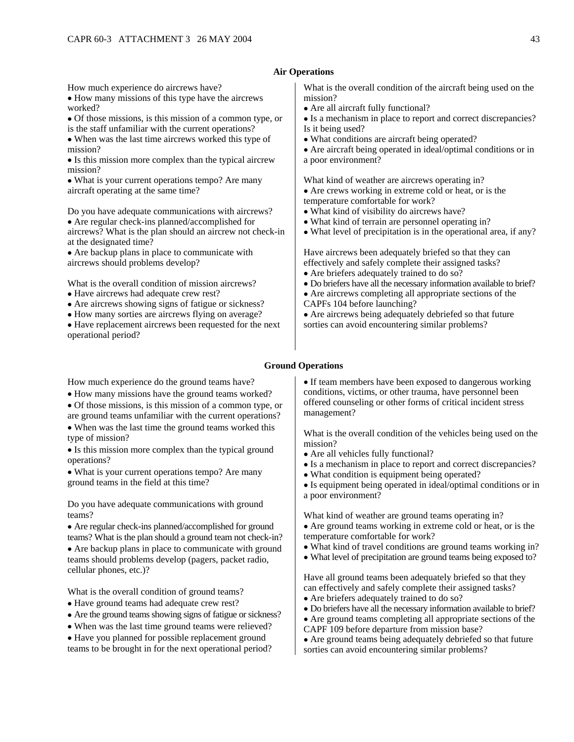## Air Operations

How much experience do aircrews have?

- How many missions of this type have the aircrews worked?
- Of those missions, is this mission of a common type, or is the staff unfamiliar with the current operations?
- When was the last time aircrews worked this type of mission?
- Is this mission more complex than the typical aircrew mission?
- What is your current operations tempo? Are many aircraft operating at the same time?

Do you have adequate communications with aircrews?

- Are regular check-ins planned/accomplished for aircrews? What is the plan should an aircrew not check-in at the designated time?
- Are backup plans in place to communicate with aircrews should problems develop?

What is the overall condition of mission aircrews?

- Have aircrews had adequate crew rest?
- Are aircrews showing signs of fatigue or sickness?
- How many sorties are aircrews flying on average?
- Have replacement aircrews been requested for the next operational period?

What is the overall condition of the aircraft being used on the mission?

- Are all aircraft fully functional?
- Is a mechanism in place to report and correct discrepancies? Is it being used?
- What conditions are aircraft being operated?
- Are aircraft being operated in ideal/optimal conditions or in a poor environment?

What kind of weather are aircrews operating in?

- Are crews working in extreme cold or heat, or is the temperature comfortable for work?
- What kind of visibility do aircrews have?
- What kind of terrain are personnel operating in?
- What level of precipitation is in the operational area, if any?

Have aircrews been adequately briefed so that they can effectively and safely complete their assigned tasks?

- Are briefers adequately trained to do so?
- Do briefers have all the necessary information available to brief?
- Are aircrews completing all appropriate sections of the CAPFs 104 before launching?
- Are aircrews being adequately debriefed so that future sorties can avoid encountering similar problems?

## Ground Operations

How much experience do the ground teams have?

- How many missions have the ground teams worked?
- Of those missions, is this mission of a common type, or are ground teams unfamiliar with the current operations?
- When was the last time the ground teams worked this type of mission?
- Is this mission more complex than the typical ground operations?
- What is your current operations tempo? Are many ground teams in the field at this time?

Do you have adequate communications with ground teams?

- Are regular check-ins planned/accomplished for ground teams? What is the plan should a ground team not check-in?
- Are backup plans in place to communicate with ground teams should problems develop (pagers, packet radio, cellular phones, etc.)?

What is the overall condition of ground teams?

- Have ground teams had adequate crew rest?
- Are the ground teams showing signs of fatigue or sickness?
- When was the last time ground teams were relieved?
- Have you planned for possible replacement ground teams to be brought in for the next operational period?
- If team members have been exposed to dangerous working conditions, victims, or other trauma, have personnel been offered counseling or other forms of critical incident stress management?

What is the overall condition of the vehicles being used on the mission?

- Are all vehicles fully functional?
- Is a mechanism in place to report and correct discrepancies?
- What condition is equipment being operated?
- Is equipment being operated in ideal/optimal conditions or in a poor environment?

What kind of weather are ground teams operating in?

- Are ground teams working in extreme cold or heat, or is the temperature comfortable for work?
- What kind of travel conditions are ground teams working in?
- What level of precipitation are ground teams being exposed to?

Have all ground teams been adequately briefed so that they can effectively and safely complete their assigned tasks?

- Are briefers adequately trained to do so?
- Do briefers have all the necessary information available to brief?
- Are ground teams completing all appropriate sections of the CAPF 109 before departure from mission base?
- Are ground teams being adequately debriefed so that future sorties can avoid encountering similar problems?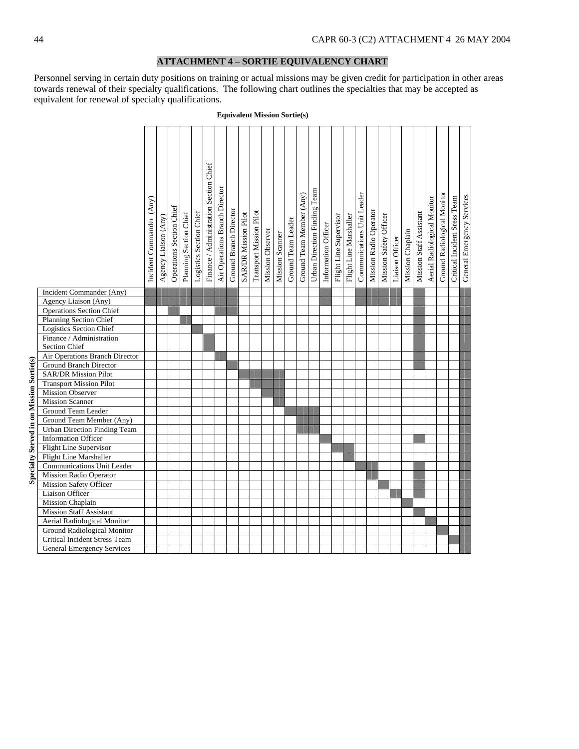## ATTACHMENT 4 – SORTIE EQUIVALENCY CHART

Personnel serving in certain duty positions on training or actual missions may be given credit for participation in other areas towards renewal of their specialty qualifications. The following chart outlines the specialties that may be accepted as equivalent for renewal of specialty qualifications.

**Equivalent Mission Sortie(s)**

| Specialty Served in on Mission Sortie(s) | Incident Commander (Any) | Agency Liaison (Any) | Operations Section Chief | Planning Section Chief | Logistics Section Chief | Finance / Administration Section Chief | Air Operations Branch Director | Ground Branch Director | SAR/DR Mission Pilot | Transport Mission Pilot | Mission Observer | Mission Scanner | Ground Team Leader | Ground Team Member (Any) | Urban Direction Finding Team | Information Officer | Flight Line Supervisor | Flight Line Marshaller | Communications Unit Leader | Mission Radio Operator | Mission Safety Officer | Liaison Officer | Mission Chaplain | Mission Staff Assistant | Aerial Radiological Monitor | Ground Radiological Monitor | Critical Incident Stress Team | General Emergency Services |
|---|---|---|---|---|---|---|---|---|---|---|---|---|---|---|---|---|---|---|---|---|---|---|---|---|---|---|---|---|
| Incident Commander (Any) | X | X | X | X | X | X | X | X | | | | | | | | X | | | X | X | X | X | | X | | | | X |
| Agency Liaison (Any) | X | X | X | X | X | X | X | X | | | | | | | | X | | | X | X | X | X | | X | | | | X |
| Operations Section Chief | | | X | | | | X | X | | | | | | | | | | | | | | | | X | | | | X |
| Planning Section Chief | | | | X | | | | | | | | | | | | | | | | | | | | X | | | | X |
| Logistics Section Chief | | | | | X | | | | | | | | | | | | | | | | | | | X | | | | X |
| Finance / Administration Section Chief | | | | | | X | | | | | | | | | | | | | | | | | | X | | | | X |
| Air Operations Branch Director | | | | | | | X | | | | | | | | | | | | | | | | | X | | | | X |
| Ground Branch Director | | | | | | | | X | | | | | | | | | | | | | | | | X | | | | X |
| SAR/DR Mission Pilot | | | | | | | | | X | X | X | X | | | | | | | | | | | | | | | | X |
| Transport Mission Pilot | | | | | | | | | | X | X | X | | | | | | | | | | | | | | | | X |
| Mission Observer | | | | | | | | | | | X | X | | | | | | | | | | | | | | | | X |
| Mission Scanner | | | | | | | | | | | | X | | | | | | | | | | | | | | | | X |
| Ground Team Leader | | | | | | | | | | | | | X | X | X | | | | | | | | | | | | | X |
| Ground Team Member (Any) | | | | | | | | | | | | | | X | X | | | | | | | | | | | | | X |
| Urban Direction Finding Team | | | | | | | | | | | | | | X | X | | | | | | | | | | | | | X |
| Information Officer | | | | | | | | | | | | | | | | X | | | | | | | | X | | | | X |
| Flight Line Supervisor | | | | | | | | | | | | | | | | | X | X | | | | | | | | | | X |
| Flight Line Marshaller | | | | | | | | | | | | | | | | | | X | | | | | | | | | | X |
| Communications Unit Leader | | | | | | | | | | | | | | | | | | | X | X | | | | X | | | | X |
| Mission Radio Operator | | | | | | | | | | | | | | | | | | | | X | | | | X | | | | X |
| Mission Safety Officer | | | | | | | | | | | | | | | | | | | | | X | | | X | | | | X |
| Liaison Officer | | | | | | | | | | | | | | | | | | | | | | X | | X | | | | X |
| Mission Chaplain | | | | | | | | | | | | | | | | | | | | | | | X | | | | | X |
| Mission Staff Assistant | | | | | | | | | | | | | | | | | | | | | | | | X | | | | X |
| Aerial Radiological Monitor | | | | | | | | | | | | | | | | | | | | | | | | | X | | | X |
| Ground Radiological Monitor | | | | | | | | | | | | | | | | | | | | | | | | | | X | | X |
| Critical Incident Stress Team | | | | | | | | | | | | | | | | | | | | | | | | | | | X | X |
| General Emergency Services | | | | | | | | | | | | | | | | | | | | | | | | | | | | X |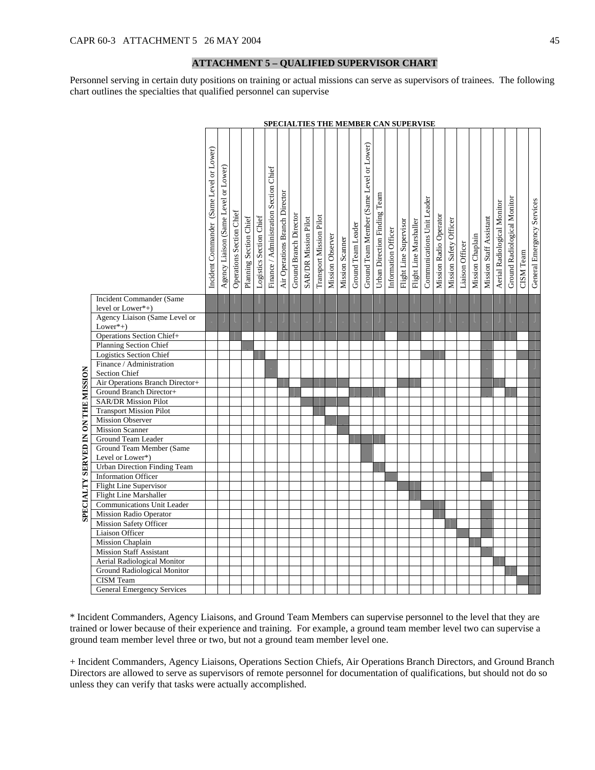## ATTACHMENT 5 – QUALIFIED SUPERVISOR CHART

Personnel serving in certain duty positions on training or actual missions can serve as supervisors of trainees. The following chart outlines the specialties that qualified personnel can supervise

Shaded cells in the original chart are shown as X. Rows show the specialty served in on the mission; columns show the specialties the member can supervise.

| SPECIALTY SERVED IN ON THE MISSION | Incident Commander (Same Level or Lower) | Agency Liaison (Same Level or Lower) | Operations Section Chief | Planning Section Chief | Logistics Section Chief | Finance / Administration Section Chief | Air Operations Branch Director | Ground Branch Director | SAR/DR Mission Pilot | Transport Mission Pilot | Mission Observer | Mission Scanner | Ground Team Leader | Ground Team Member (Same Level or Lower) | Urban Direction Finding Team | Information Officer | Flight Line Supervisor | Flight Line Marshaller | Communications Unit Leader | Mission Radio Operator | Mission Safety Officer | Liaison Officer | Mission Chaplain | Mission Staff Assistant | Aerial Radiological Monitor | Ground Radiological Monitor | CISM Team | General Emergency Services |
|---|---|---|---|---|---|---|---|---|---|---|---|---|---|---|---|---|---|---|---|---|---|---|---|---|---|---|---|---|
| Incident Commander (Same level or Lower*+) | X | X | X | X | X | X | X | X | X | X | X | X | X | X | X | X | X | X | X | X | X | X | X | X | X | X | X | X |
| Agency Liaison (Same Level or Lower*+) | X | X | X | X | X | X | X | X | X | X | X | X | X | X | X | X | X | X | X | X | X | X | X | X | X | X | X | X |
| Operations Section Chief+ | | | X | | | | X | X | X | X | X | X | X | X | X | | X | X | | | | | | X | X | X | | X |
| Planning Section Chief | | | | X | | | | | | | | | | | | | | | | | | | | X | | | | X |
| Logistics Section Chief | | | | | X | | | | | | | | | | | | | | X | X | | | | X | | | X | X |
| Finance / Administration Section Chief | | | | | | X | | | | | | | | | | | | | | | | | | X | | | | X |
| Air Operations Branch Director+ | | | | | | | X | | X | X | X | X | | | | | X | X | | | | | | X | X | | | X |
| Ground Branch Director+ | | | | | | | | X | | | | | X | X | X | | | | | | | | | X | | X | | X |
| SAR/DR Mission Pilot | | | | | | | | | X | X | X | X | | | | | | | | | | | | | | | | X |
| Transport Mission Pilot | | | | | | | | | | X | | | | | | | | | | | | | | | | | | X |
| Mission Observer | | | | | | | | | | | X | X | | | | | | | | | | | | | | | | X |
| Mission Scanner | | | | | | | | | | | | X | | | | | | | | | | | | | | | | X |
| Ground Team Leader | | | | | | | | | | | | | X | X | X | | | | | | | | | | | | | X |
| Ground Team Member (Same Level or Lower*) | | | | | | | | | | | | | | X | | | | | | | | | | | | | | X |
| Urban Direction Finding Team | | | | | | | | | | | | | | | X | | | | | | | | | | | | | X |
| Information Officer | | | | | | | | | | | | | | | | X | | | | | | | | X | | | | X |
| Flight Line Supervisor | | | | | | | | | | | | | | | | | X | X | | | | | | | | | | X |
| Flight Line Marshaller | | | | | | | | | | | | | | | | | | X | | | | | | | | | | X |
| Communications Unit Leader | | | | | | | | | | | | | | | | | | | X | X | | | | X | | | | X |
| Mission Radio Operator | | | | | | | | | | | | | | | | | | | | X | | | | X | | | | X |
| Mission Safety Officer | | | | | | | | | | | | | | | | | | | | | X | | | X | | | | X |
| Liaison Officer | | | | | | | | | | | | | | | | | | | | | | X | | X | | | | X |
| Mission Chaplain | | | | | | | | | | | | | | | | | | | | | | | X | | | | | X |
| Mission Staff Assistant | | | | | | | | | | | | | | | | | | | | | | | | X | | | | X |
| Aerial Radiological Monitor | | | | | | | | | | | | | | | | | | | | | | | | | X | | | X |
| Ground Radiological Monitor | | | | | | | | | | | | | | | | | | | | | | | | | | X | | X |
| CISM Team | | | | | | | | | | | | | | | | | | | | | | | | | | | X | X |
| General Emergency Services | | | | | | | | | | | | | | | | | | | | | | | | | | | | X |

* Incident Commanders, Agency Liaisons, and Ground Team Members can supervise personnel to the level that they are trained or lower because of their experience and training. For example, a ground team member level two can supervise a ground team member level three or two, but not a ground team member level one.

+ Incident Commanders, Agency Liaisons, Operations Section Chiefs, Air Operations Branch Directors, and Ground Branch Directors are allowed to serve as supervisors of remote personnel for documentation of qualifications, but should not do so unless they can verify that tasks were actually accomplished.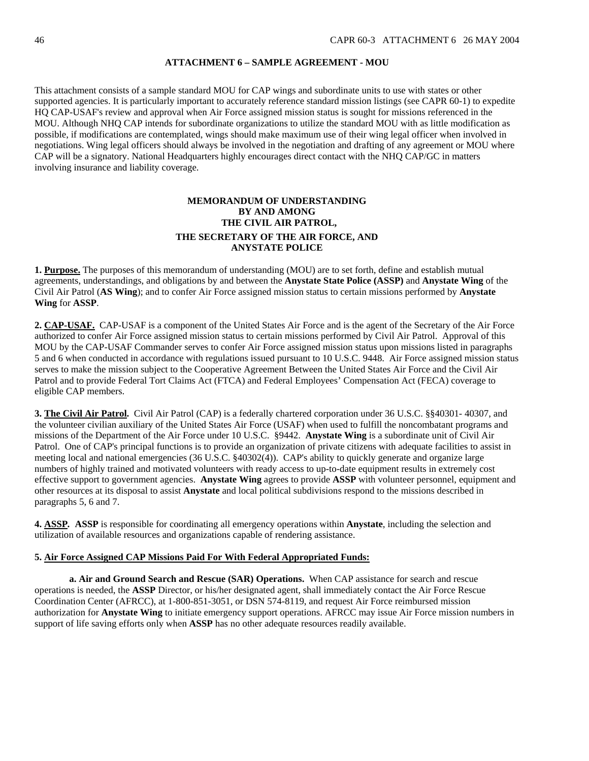## ATTACHMENT 6 – SAMPLE AGREEMENT - MOU

This attachment consists of a sample standard MOU for CAP wings and subordinate units to use with states or other supported agencies. It is particularly important to accurately reference standard mission listings (see CAPR 60-1) to expedite HQ CAP-USAF's review and approval when Air Force assigned mission status is sought for missions referenced in the MOU. Although NHQ CAP intends for subordinate organizations to utilize the standard MOU with as little modification as possible, if modifications are contemplated, wings should make maximum use of their wing legal officer when involved in negotiations. Wing legal officers should always be involved in the negotiation and drafting of any agreement or MOU where CAP will be a signatory. National Headquarters highly encourages direct contact with the NHQ CAP/GC in matters involving insurance and liability coverage.

### MEMORANDUM OF UNDERSTANDING
### BY AND AMONG
### THE CIVIL AIR PATROL,
### THE SECRETARY OF THE AIR FORCE, AND
### ANYSTATE POLICE

**1. Purpose.** The purposes of this memorandum of understanding (MOU) are to set forth, define and establish mutual agreements, understandings, and obligations by and between the **Anystate State Police (ASSP)** and **Anystate Wing** of the Civil Air Patrol (**AS Wing**); and to confer Air Force assigned mission status to certain missions performed by **Anystate Wing** for **ASSP**.

**2. CAP-USAF.** CAP-USAF is a component of the United States Air Force and is the agent of the Secretary of the Air Force authorized to confer Air Force assigned mission status to certain missions performed by Civil Air Patrol. Approval of this MOU by the CAP-USAF Commander serves to confer Air Force assigned mission status upon missions listed in paragraphs 5 and 6 when conducted in accordance with regulations issued pursuant to 10 U.S.C. 9448. Air Force assigned mission status serves to make the mission subject to the Cooperative Agreement Between the United States Air Force and the Civil Air Patrol and to provide Federal Tort Claims Act (FTCA) and Federal Employees' Compensation Act (FECA) coverage to eligible CAP members.

**3. The Civil Air Patrol.** Civil Air Patrol (CAP) is a federally chartered corporation under 36 U.S.C. §§40301- 40307, and the volunteer civilian auxiliary of the United States Air Force (USAF) when used to fulfill the noncombatant programs and missions of the Department of the Air Force under 10 U.S.C. §9442. **Anystate Wing** is a subordinate unit of Civil Air Patrol. One of CAP's principal functions is to provide an organization of private citizens with adequate facilities to assist in meeting local and national emergencies (36 U.S.C. §40302(4)). CAP's ability to quickly generate and organize large numbers of highly trained and motivated volunteers with ready access to up-to-date equipment results in extremely cost effective support to government agencies. **Anystate Wing** agrees to provide **ASSP** with volunteer personnel, equipment and other resources at its disposal to assist **Anystate** and local political subdivisions respond to the missions described in paragraphs 5, 6 and 7.

**4. ASSP. ASSP** is responsible for coordinating all emergency operations within **Anystate**, including the selection and utilization of available resources and organizations capable of rendering assistance.

**5. Air Force Assigned CAP Missions Paid For With Federal Appropriated Funds:**

**a. Air and Ground Search and Rescue (SAR) Operations.** When CAP assistance for search and rescue operations is needed, the **ASSP** Director, or his/her designated agent, shall immediately contact the Air Force Rescue Coordination Center (AFRCC), at 1-800-851-3051, or DSN 574-8119, and request Air Force reimbursed mission authorization for **Anystate Wing** to initiate emergency support operations. AFRCC may issue Air Force mission numbers in support of life saving efforts only when **ASSP** has no other adequate resources readily available.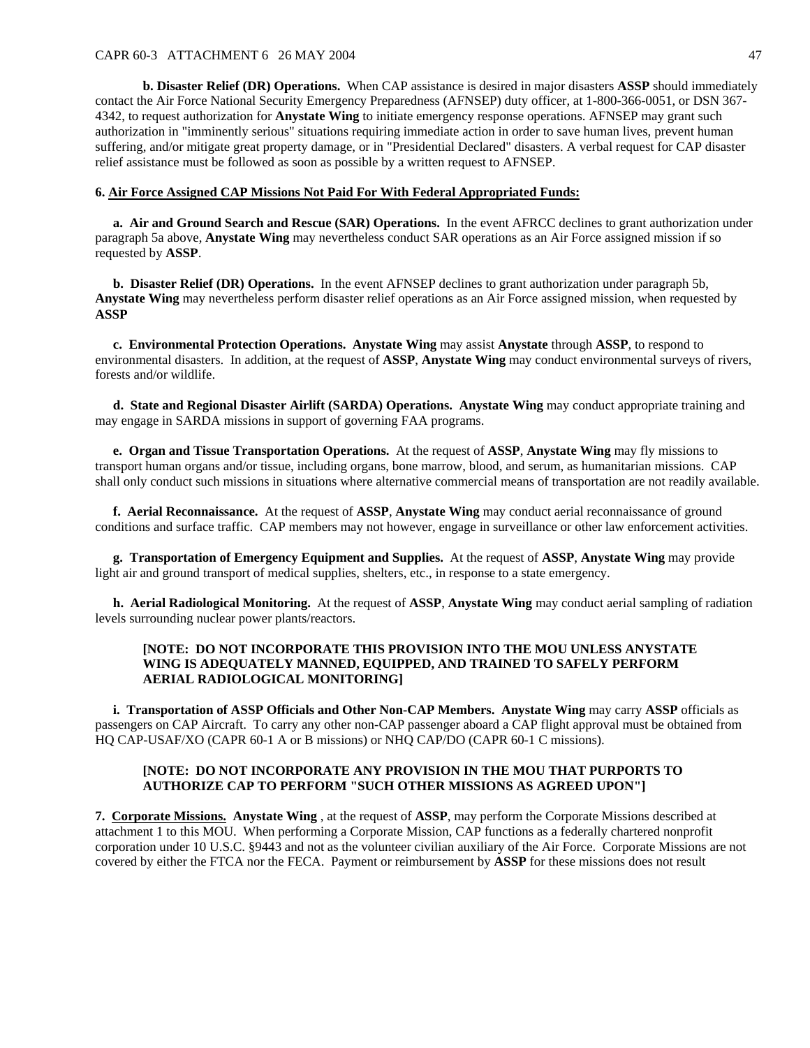**b. Disaster Relief (DR) Operations.** When CAP assistance is desired in major disasters **ASSP** should immediately contact the Air Force National Security Emergency Preparedness (AFNSEP) duty officer, at 1-800-366-0051, or DSN 367-4342, to request authorization for **Anystate Wing** to initiate emergency response operations. AFNSEP may grant such authorization in "imminently serious" situations requiring immediate action in order to save human lives, prevent human suffering, and/or mitigate great property damage, or in "Presidential Declared" disasters. A verbal request for CAP disaster relief assistance must be followed as soon as possible by a written request to AFNSEP.

**6. Air Force Assigned CAP Missions Not Paid For With Federal Appropriated Funds:**

**a. Air and Ground Search and Rescue (SAR) Operations.** In the event AFRCC declines to grant authorization under paragraph 5a above, **Anystate Wing** may nevertheless conduct SAR operations as an Air Force assigned mission if so requested by **ASSP**.

**b. Disaster Relief (DR) Operations.** In the event AFNSEP declines to grant authorization under paragraph 5b, **Anystate Wing** may nevertheless perform disaster relief operations as an Air Force assigned mission, when requested by **ASSP**

**c. Environmental Protection Operations. Anystate Wing** may assist **Anystate** through **ASSP**, to respond to environmental disasters. In addition, at the request of **ASSP**, **Anystate Wing** may conduct environmental surveys of rivers, forests and/or wildlife.

**d. State and Regional Disaster Airlift (SARDA) Operations. Anystate Wing** may conduct appropriate training and may engage in SARDA missions in support of governing FAA programs.

**e. Organ and Tissue Transportation Operations.** At the request of **ASSP**, **Anystate Wing** may fly missions to transport human organs and/or tissue, including organs, bone marrow, blood, and serum, as humanitarian missions. CAP shall only conduct such missions in situations where alternative commercial means of transportation are not readily available.

**f. Aerial Reconnaissance.** At the request of **ASSP**, **Anystate Wing** may conduct aerial reconnaissance of ground conditions and surface traffic. CAP members may not however, engage in surveillance or other law enforcement activities.

**g. Transportation of Emergency Equipment and Supplies.** At the request of **ASSP**, **Anystate Wing** may provide light air and ground transport of medical supplies, shelters, etc., in response to a state emergency.

**h. Aerial Radiological Monitoring.** At the request of **ASSP**, **Anystate Wing** may conduct aerial sampling of radiation levels surrounding nuclear power plants/reactors.

**[NOTE: DO NOT INCORPORATE THIS PROVISION INTO THE MOU UNLESS ANYSTATE WING IS ADEQUATELY MANNED, EQUIPPED, AND TRAINED TO SAFELY PERFORM AERIAL RADIOLOGICAL MONITORING]**

**i. Transportation of ASSP Officials and Other Non-CAP Members. Anystate Wing** may carry **ASSP** officials as passengers on CAP Aircraft. To carry any other non-CAP passenger aboard a CAP flight approval must be obtained from HQ CAP-USAF/XO (CAPR 60-1 A or B missions) or NHQ CAP/DO (CAPR 60-1 C missions).

**[NOTE: DO NOT INCORPORATE ANY PROVISION IN THE MOU THAT PURPORTS TO AUTHORIZE CAP TO PERFORM "SUCH OTHER MISSIONS AS AGREED UPON"]**

**7. Corporate Missions. Anystate Wing** , at the request of **ASSP**, may perform the Corporate Missions described at attachment 1 to this MOU. When performing a Corporate Mission, CAP functions as a federally chartered nonprofit corporation under 10 U.S.C. §9443 and not as the volunteer civilian auxiliary of the Air Force. Corporate Missions are not covered by either the FTCA nor the FECA. Payment or reimbursement by **ASSP** for these missions does not result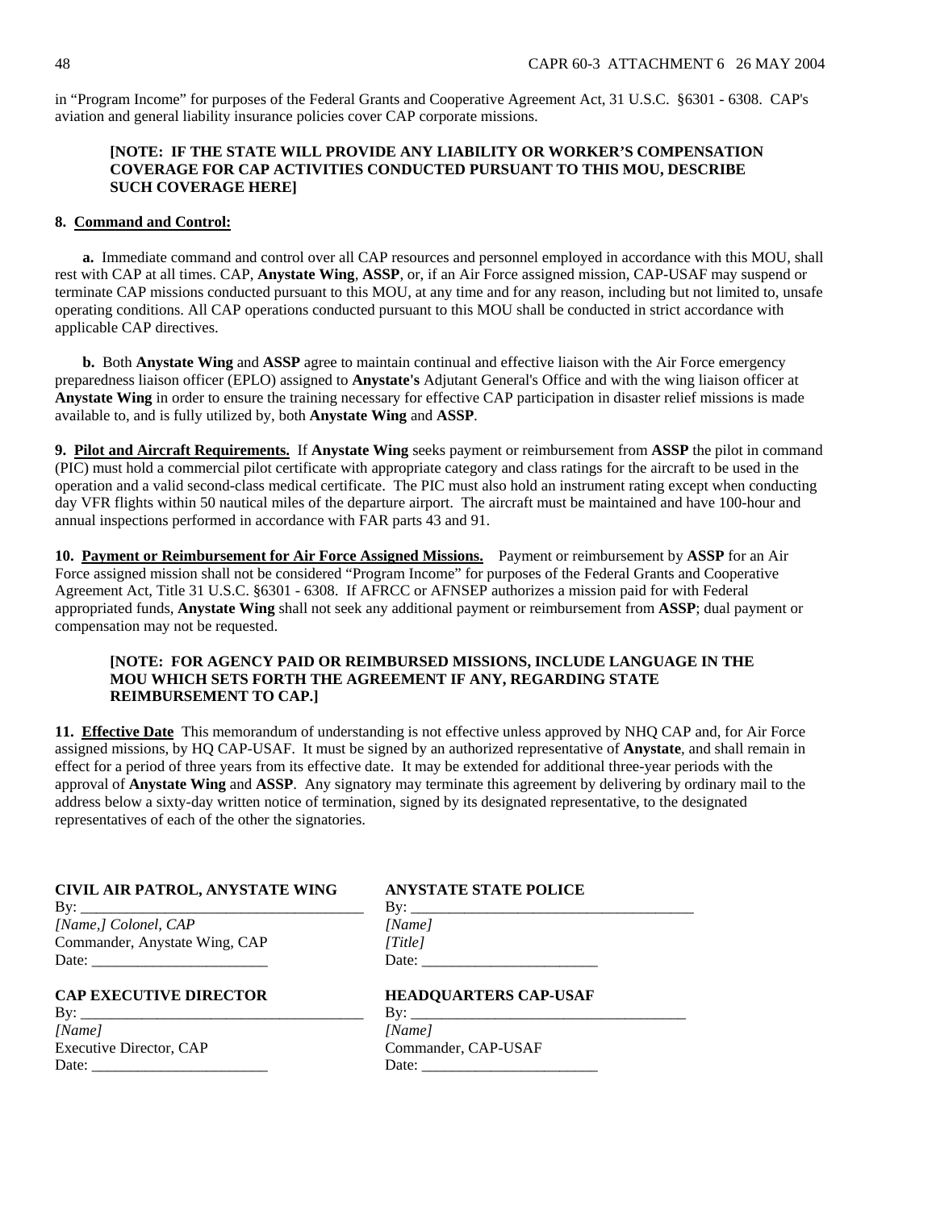in "Program Income" for purposes of the Federal Grants and Cooperative Agreement Act, 31 U.S.C. §6301 - 6308. CAP's aviation and general liability insurance policies cover CAP corporate missions.

**[NOTE: IF THE STATE WILL PROVIDE ANY LIABILITY OR WORKER'S COMPENSATION COVERAGE FOR CAP ACTIVITIES CONDUCTED PURSUANT TO THIS MOU, DESCRIBE SUCH COVERAGE HERE]**

**8. Command and Control:**

**a.** Immediate command and control over all CAP resources and personnel employed in accordance with this MOU, shall rest with CAP at all times. CAP, **Anystate Wing**, **ASSP**, or, if an Air Force assigned mission, CAP-USAF may suspend or terminate CAP missions conducted pursuant to this MOU, at any time and for any reason, including but not limited to, unsafe operating conditions. All CAP operations conducted pursuant to this MOU shall be conducted in strict accordance with applicable CAP directives.

**b.** Both **Anystate Wing** and **ASSP** agree to maintain continual and effective liaison with the Air Force emergency preparedness liaison officer (EPLO) assigned to **Anystate's** Adjutant General's Office and with the wing liaison officer at **Anystate Wing** in order to ensure the training necessary for effective CAP participation in disaster relief missions is made available to, and is fully utilized by, both **Anystate Wing** and **ASSP**.

**9. Pilot and Aircraft Requirements.** If **Anystate Wing** seeks payment or reimbursement from **ASSP** the pilot in command (PIC) must hold a commercial pilot certificate with appropriate category and class ratings for the aircraft to be used in the operation and a valid second-class medical certificate. The PIC must also hold an instrument rating except when conducting day VFR flights within 50 nautical miles of the departure airport. The aircraft must be maintained and have 100-hour and annual inspections performed in accordance with FAR parts 43 and 91.

**10. Payment or Reimbursement for Air Force Assigned Missions.** Payment or reimbursement by **ASSP** for an Air Force assigned mission shall not be considered "Program Income" for purposes of the Federal Grants and Cooperative Agreement Act, Title 31 U.S.C. §6301 - 6308. If AFRCC or AFNSEP authorizes a mission paid for with Federal appropriated funds, **Anystate Wing** shall not seek any additional payment or reimbursement from **ASSP**; dual payment or compensation may not be requested.

**[NOTE: FOR AGENCY PAID OR REIMBURSED MISSIONS, INCLUDE LANGUAGE IN THE MOU WHICH SETS FORTH THE AGREEMENT IF ANY, REGARDING STATE REIMBURSEMENT TO CAP.]**

**11. Effective Date** This memorandum of understanding is not effective unless approved by NHQ CAP and, for Air Force assigned missions, by HQ CAP-USAF. It must be signed by an authorized representative of **Anystate**, and shall remain in effect for a period of three years from its effective date. It may be extended for additional three-year periods with the approval of **Anystate Wing** and **ASSP**. Any signatory may terminate this agreement by delivering by ordinary mail to the address below a sixty-day written notice of termination, signed by its designated representative, to the designated representatives of each of the other the signatories.

**CIVIL AIR PATROL, ANYSTATE WING**
By: ____________________________________
*[Name,] Colonel, CAP*
Commander, Anystate Wing, CAP
Date: ______________________

**ANYSTATE STATE POLICE**
By: ____________________________________
*[Name]*
*[Title]*
Date: ______________________

**CAP EXECUTIVE DIRECTOR**
By: ____________________________________
*[Name]*
Executive Director, CAP
Date: ______________________

**HEADQUARTERS CAP-USAF**
By: ____________________________________
*[Name]*
Commander, CAP-USAF
Date: ______________________